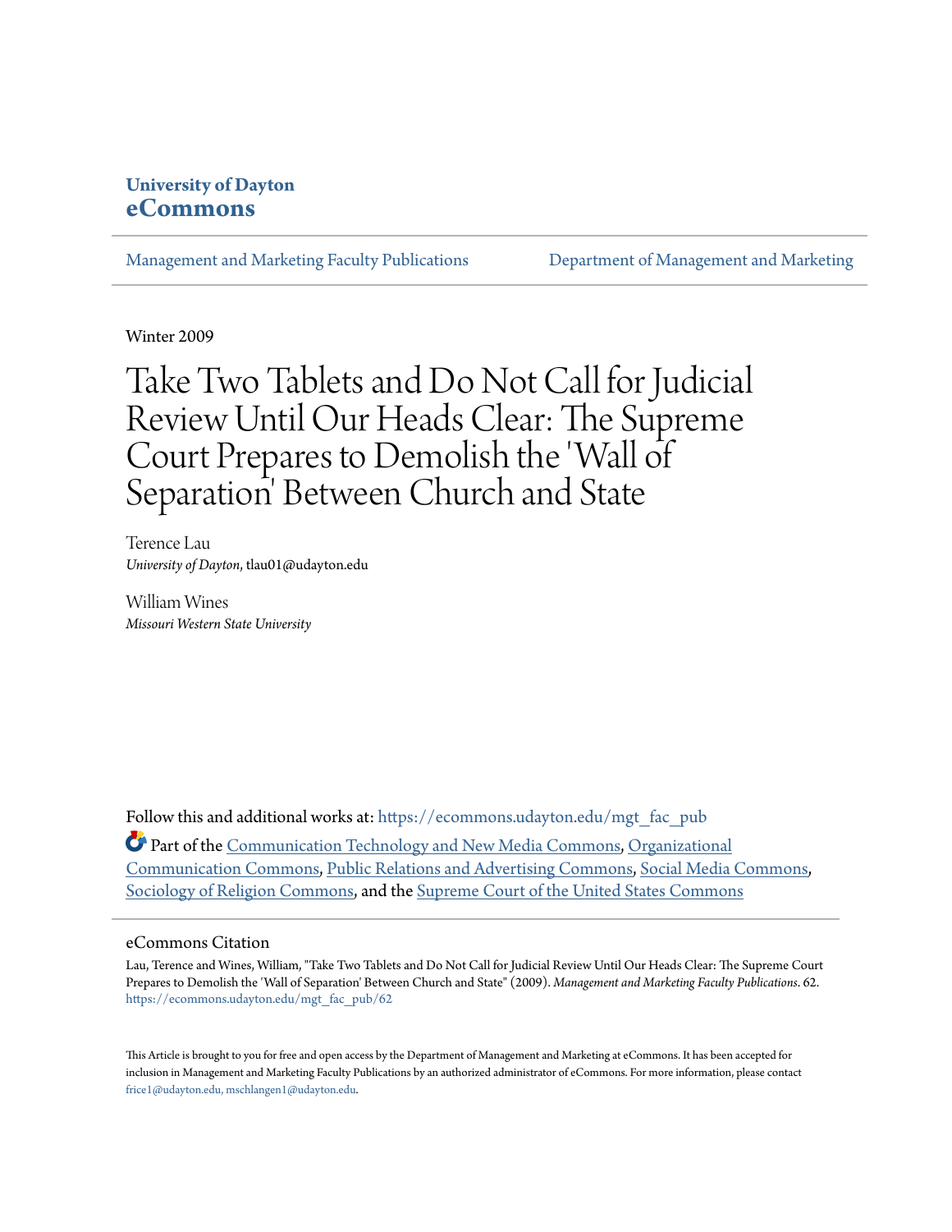University of Dayton
**eCommons**

Management and Marketing Faculty Publications | Department of Management and Marketing

Winter 2009

# Take Two Tablets and Do Not Call for Judicial Review Until Our Heads Clear: The Supreme Court Prepares to Demolish the 'Wall of Separation' Between Church and State

Terence Lau
*University of Dayton*, tlau01@udayton.edu

William Wines
*Missouri Western State University*

Follow this and additional works at: https://ecommons.udayton.edu/mgt_fac_pub

Part of the Communication Technology and New Media Commons, Organizational Communication Commons, Public Relations and Advertising Commons, Social Media Commons, Sociology of Religion Commons, and the Supreme Court of the United States Commons

## eCommons Citation

Lau, Terence and Wines, William, "Take Two Tablets and Do Not Call for Judicial Review Until Our Heads Clear: The Supreme Court Prepares to Demolish the 'Wall of Separation' Between Church and State" (2009). *Management and Marketing Faculty Publications*. 62.
https://ecommons.udayton.edu/mgt_fac_pub/62

This Article is brought to you for free and open access by the Department of Management and Marketing at eCommons. It has been accepted for inclusion in Management and Marketing Faculty Publications by an authorized administrator of eCommons. For more information, please contact frice1@udayton.edu, mschlangen1@udayton.edu.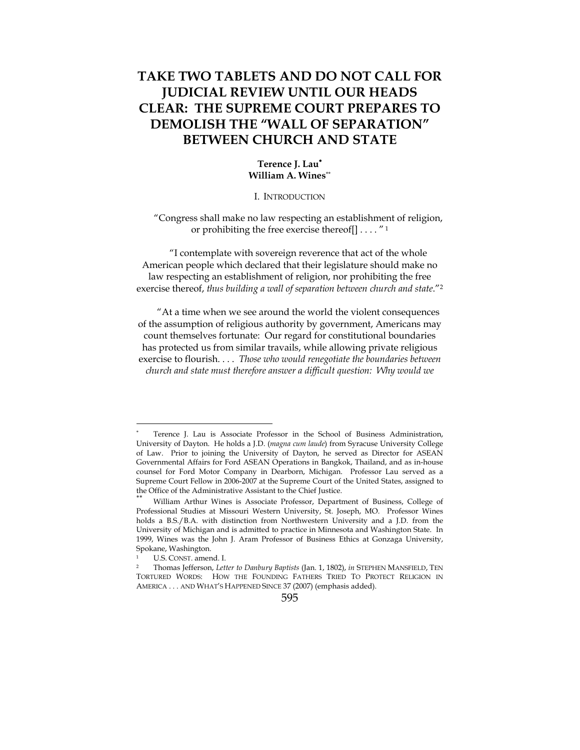# TAKE TWO TABLETS AND DO NOT CALL FOR JUDICIAL REVIEW UNTIL OUR HEADS CLEAR: THE SUPREME COURT PREPARES TO DEMOLISH THE "WALL OF SEPARATION" BETWEEN CHURCH AND STATE

**Terence J. Lau**[*]
**William A. Wines**[**]

## I. INTRODUCTION

"Congress shall make no law respecting an establishment of religion, or prohibiting the free exercise thereof[] . . . . "[1]

"I contemplate with sovereign reverence that act of the whole American people which declared that their legislature should make no law respecting an establishment of religion, nor prohibiting the free exercise thereof, *thus building a wall of separation between church and state*."[2]

"At a time when we see around the world the violent consequences of the assumption of religious authority by government, Americans may count themselves fortunate: Our regard for constitutional boundaries has protected us from similar travails, while allowing private religious exercise to flourish. . . . *Those who would renegotiate the boundaries between church and state must therefore answer a difficult question: Why would we*

---

[*] Terence J. Lau is Associate Professor in the School of Business Administration, University of Dayton. He holds a J.D. (*magna cum laude*) from Syracuse University College of Law. Prior to joining the University of Dayton, he served as Director for ASEAN Governmental Affairs for Ford ASEAN Operations in Bangkok, Thailand, and as in-house counsel for Ford Motor Company in Dearborn, Michigan. Professor Lau served as a Supreme Court Fellow in 2006-2007 at the Supreme Court of the United States, assigned to the Office of the Administrative Assistant to the Chief Justice.

[**] William Arthur Wines is Associate Professor, Department of Business, College of Professional Studies at Missouri Western University, St. Joseph, MO. Professor Wines holds a B.S./B.A. with distinction from Northwestern University and a J.D. from the University of Michigan and is admitted to practice in Minnesota and Washington State. In 1999, Wines was the John J. Aram Professor of Business Ethics at Gonzaga University, Spokane, Washington.

[1] U.S. CONST. amend. I.

[2] Thomas Jefferson, *Letter to Danbury Baptists* (Jan. 1, 1802), *in* STEPHEN MANSFIELD, TEN TORTURED WORDS: HOW THE FOUNDING FATHERS TRIED TO PROTECT RELIGION IN AMERICA . . . AND WHAT'S HAPPENED SINCE 37 (2007) (emphasis added).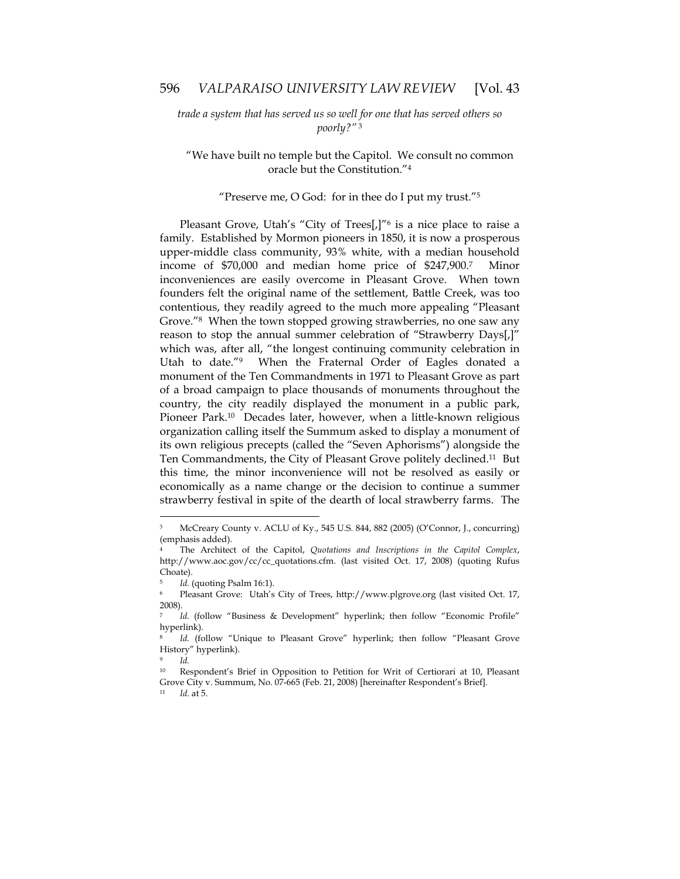*trade a system that has served us so well for one that has served others so poorly?"* [3]

"We have built no temple but the Capitol. We consult no common oracle but the Constitution."[4]

"Preserve me, O God: for in thee do I put my trust."[5]

Pleasant Grove, Utah's "City of Trees[,]"[6] is a nice place to raise a family. Established by Mormon pioneers in 1850, it is now a prosperous upper-middle class community, 93% white, with a median household income of $70,000 and median home price of $247,900.[7] Minor inconveniences are easily overcome in Pleasant Grove. When town founders felt the original name of the settlement, Battle Creek, was too contentious, they readily agreed to the much more appealing "Pleasant Grove."[8] When the town stopped growing strawberries, no one saw any reason to stop the annual summer celebration of "Strawberry Days[,]" which was, after all, "the longest continuing community celebration in Utah to date."[9] When the Fraternal Order of Eagles donated a monument of the Ten Commandments in 1971 to Pleasant Grove as part of a broad campaign to place thousands of monuments throughout the country, the city readily displayed the monument in a public park, Pioneer Park.[10] Decades later, however, when a little-known religious organization calling itself the Summum asked to display a monument of its own religious precepts (called the "Seven Aphorisms") alongside the Ten Commandments, the City of Pleasant Grove politely declined.[11] But this time, the minor inconvenience will not be resolved as easily or economically as a name change or the decision to continue a summer strawberry festival in spite of the dearth of local strawberry farms. The

---

[3] McCreary County v. ACLU of Ky., 545 U.S. 844, 882 (2005) (O'Connor, J., concurring) (emphasis added).

[4] The Architect of the Capitol, *Quotations and Inscriptions in the Capitol Complex*, http://www.aoc.gov/cc/cc_quotations.cfm. (last visited Oct. 17, 2008) (quoting Rufus Choate).

[5] *Id.* (quoting Psalm 16:1).

[6] Pleasant Grove: Utah's City of Trees, http://www.plgrove.org (last visited Oct. 17, 2008).

[7] *Id.* (follow "Business & Development" hyperlink; then follow "Economic Profile" hyperlink).

[8] *Id.* (follow "Unique to Pleasant Grove" hyperlink; then follow "Pleasant Grove History" hyperlink).

[9] *Id.*

[10] Respondent's Brief in Opposition to Petition for Writ of Certiorari at 10, Pleasant Grove City v. Summum, No. 07-665 (Feb. 21, 2008) [hereinafter Respondent's Brief].

[11] *Id.* at 5.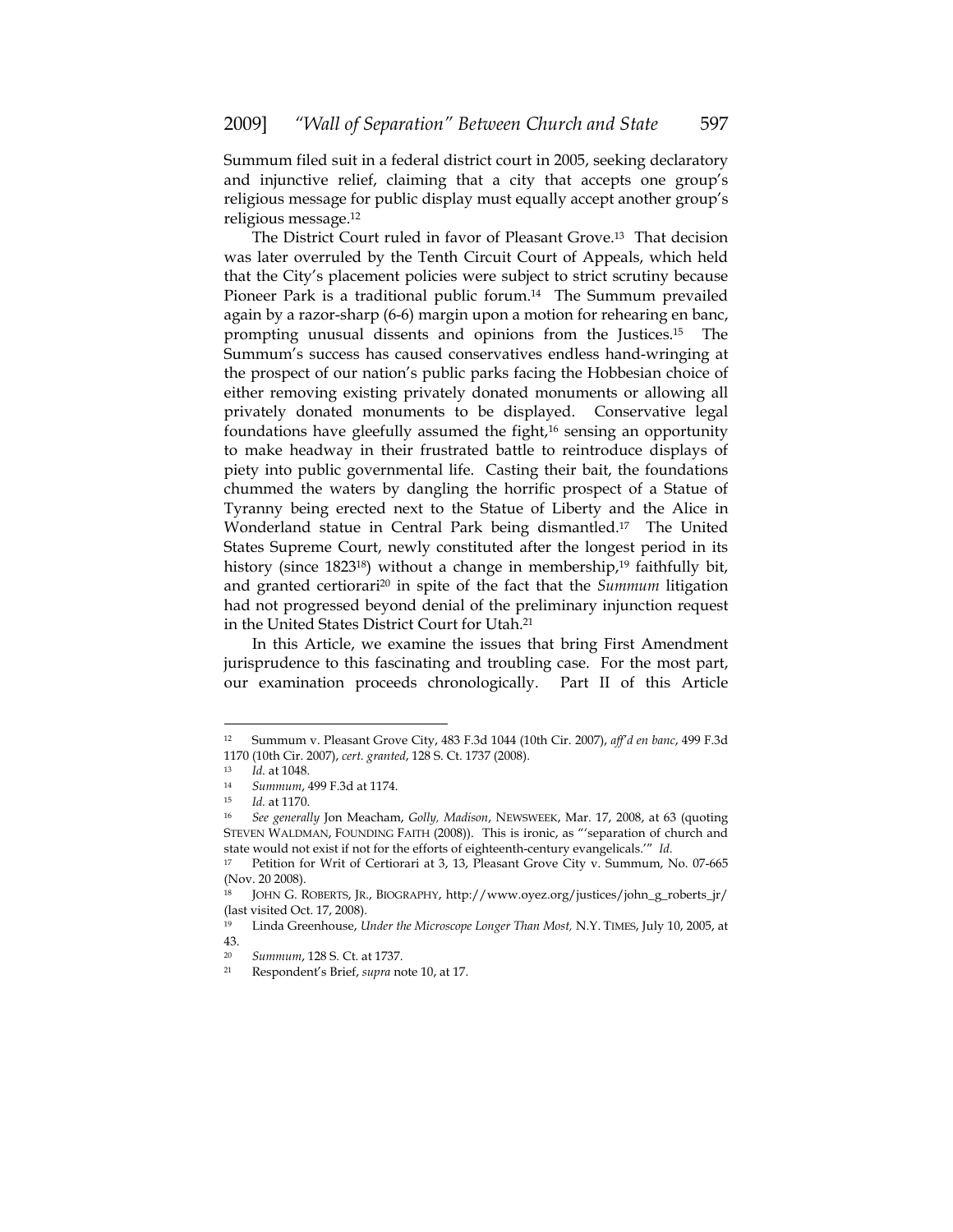Summum filed suit in a federal district court in 2005, seeking declaratory and injunctive relief, claiming that a city that accepts one group's religious message for public display must equally accept another group's religious message.[12]

The District Court ruled in favor of Pleasant Grove.[13] That decision was later overruled by the Tenth Circuit Court of Appeals, which held that the City's placement policies were subject to strict scrutiny because Pioneer Park is a traditional public forum.[14] The Summum prevailed again by a razor-sharp (6-6) margin upon a motion for rehearing en banc, prompting unusual dissents and opinions from the Justices.[15] The Summum's success has caused conservatives endless hand-wringing at the prospect of our nation's public parks facing the Hobbesian choice of either removing existing privately donated monuments or allowing all privately donated monuments to be displayed. Conservative legal foundations have gleefully assumed the fight,[16] sensing an opportunity to make headway in their frustrated battle to reintroduce displays of piety into public governmental life. Casting their bait, the foundations chummed the waters by dangling the horrific prospect of a Statue of Tyranny being erected next to the Statue of Liberty and the Alice in Wonderland statue in Central Park being dismantled.[17] The United States Supreme Court, newly constituted after the longest period in its history (since 1823[18]) without a change in membership,[19] faithfully bit, and granted certiorari[20] in spite of the fact that the *Summum* litigation had not progressed beyond denial of the preliminary injunction request in the United States District Court for Utah.[21]

In this Article, we examine the issues that bring First Amendment jurisprudence to this fascinating and troubling case. For the most part, our examination proceeds chronologically. Part II of this Article

---

[12] Summum v. Pleasant Grove City, 483 F.3d 1044 (10th Cir. 2007), *aff'd en banc*, 499 F.3d 1170 (10th Cir. 2007), *cert. granted*, 128 S. Ct. 1737 (2008).

[13] *Id.* at 1048.

[14] *Summum*, 499 F.3d at 1174.

[15] *Id.* at 1170.

[16] *See generally* Jon Meacham, *Golly, Madison*, NEWSWEEK, Mar. 17, 2008, at 63 (quoting STEVEN WALDMAN, FOUNDING FAITH (2008)). This is ironic, as "'separation of church and state would not exist if not for the efforts of eighteenth-century evangelicals.'" *Id.*

[17] Petition for Writ of Certiorari at 3, 13, Pleasant Grove City v. Summum, No. 07-665 (Nov. 20 2008).

[18] JOHN G. ROBERTS, JR., BIOGRAPHY, http://www.oyez.org/justices/john_g_roberts_jr/ (last visited Oct. 17, 2008).

[19] Linda Greenhouse, *Under the Microscope Longer Than Most,* N.Y. TIMES, July 10, 2005, at 43.

[20] *Summum*, 128 S. Ct. at 1737.

[21] Respondent's Brief, *supra* note 10, at 17.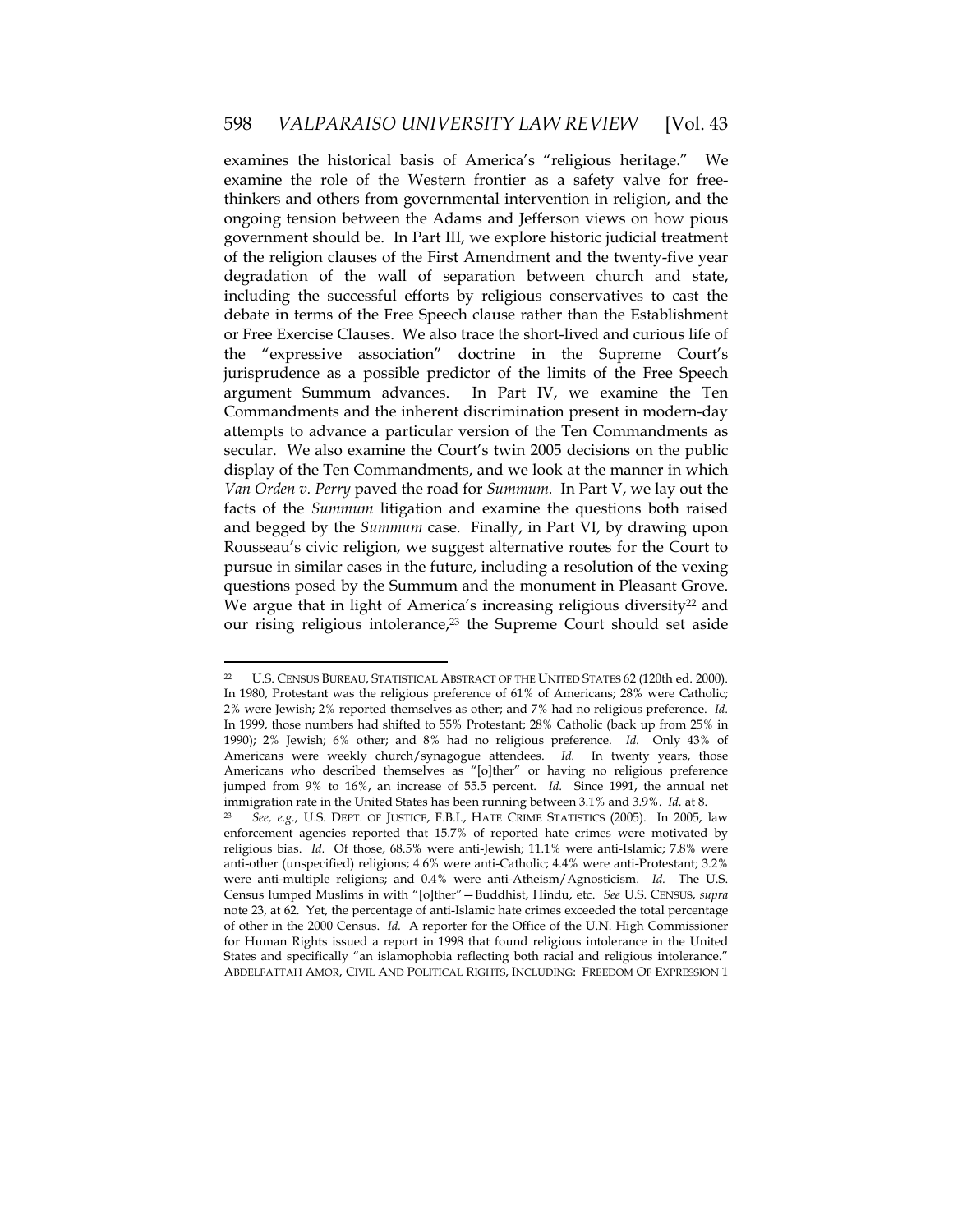examines the historical basis of America's "religious heritage." We examine the role of the Western frontier as a safety valve for free-thinkers and others from governmental intervention in religion, and the ongoing tension between the Adams and Jefferson views on how pious government should be. In Part III, we explore historic judicial treatment of the religion clauses of the First Amendment and the twenty-five year degradation of the wall of separation between church and state, including the successful efforts by religious conservatives to cast the debate in terms of the Free Speech clause rather than the Establishment or Free Exercise Clauses. We also trace the short-lived and curious life of the "expressive association" doctrine in the Supreme Court's jurisprudence as a possible predictor of the limits of the Free Speech argument Summum advances. In Part IV, we examine the Ten Commandments and the inherent discrimination present in modern-day attempts to advance a particular version of the Ten Commandments as secular. We also examine the Court's twin 2005 decisions on the public display of the Ten Commandments, and we look at the manner in which *Van Orden v. Perry* paved the road for *Summum.* In Part V, we lay out the facts of the *Summum* litigation and examine the questions both raised and begged by the *Summum* case. Finally, in Part VI, by drawing upon Rousseau's civic religion, we suggest alternative routes for the Court to pursue in similar cases in the future, including a resolution of the vexing questions posed by the Summum and the monument in Pleasant Grove. We argue that in light of America's increasing religious diversity[22] and our rising religious intolerance,[23] the Supreme Court should set aside

---

[22] U.S. CENSUS BUREAU, STATISTICAL ABSTRACT OF THE UNITED STATES 62 (120th ed. 2000). In 1980, Protestant was the religious preference of 61% of Americans; 28% were Catholic; 2% were Jewish; 2% reported themselves as other; and 7% had no religious preference. *Id.* In 1999, those numbers had shifted to 55% Protestant; 28% Catholic (back up from 25% in 1990); 2% Jewish; 6% other; and 8% had no religious preference. *Id.* Only 43% of Americans were weekly church/synagogue attendees. *Id.* In twenty years, those Americans who described themselves as "[o]ther" or having no religious preference jumped from 9% to 16%, an increase of 55.5 percent. *Id.* Since 1991, the annual net immigration rate in the United States has been running between 3.1% and 3.9%. *Id.* at 8.

[23] *See, e.g.*, U.S. DEPT. OF JUSTICE, F.B.I., HATE CRIME STATISTICS (2005). In 2005, law enforcement agencies reported that 15.7% of reported hate crimes were motivated by religious bias. *Id.* Of those, 68.5% were anti-Jewish; 11.1% were anti-Islamic; 7.8% were anti-other (unspecified) religions; 4.6% were anti-Catholic; 4.4% were anti-Protestant; 3.2% were anti-multiple religions; and 0.4% were anti-Atheism/Agnosticism. *Id.* The U.S. Census lumped Muslims in with "[o]ther"—Buddhist, Hindu, etc. *See* U.S. CENSUS, *supra* note 23, at 62. Yet, the percentage of anti-Islamic hate crimes exceeded the total percentage of other in the 2000 Census. *Id.* A reporter for the Office of the U.N. High Commissioner for Human Rights issued a report in 1998 that found religious intolerance in the United States and specifically "an islamophobia reflecting both racial and religious intolerance." ABDELFATTAH AMOR, CIVIL AND POLITICAL RIGHTS, INCLUDING: FREEDOM OF EXPRESSION 1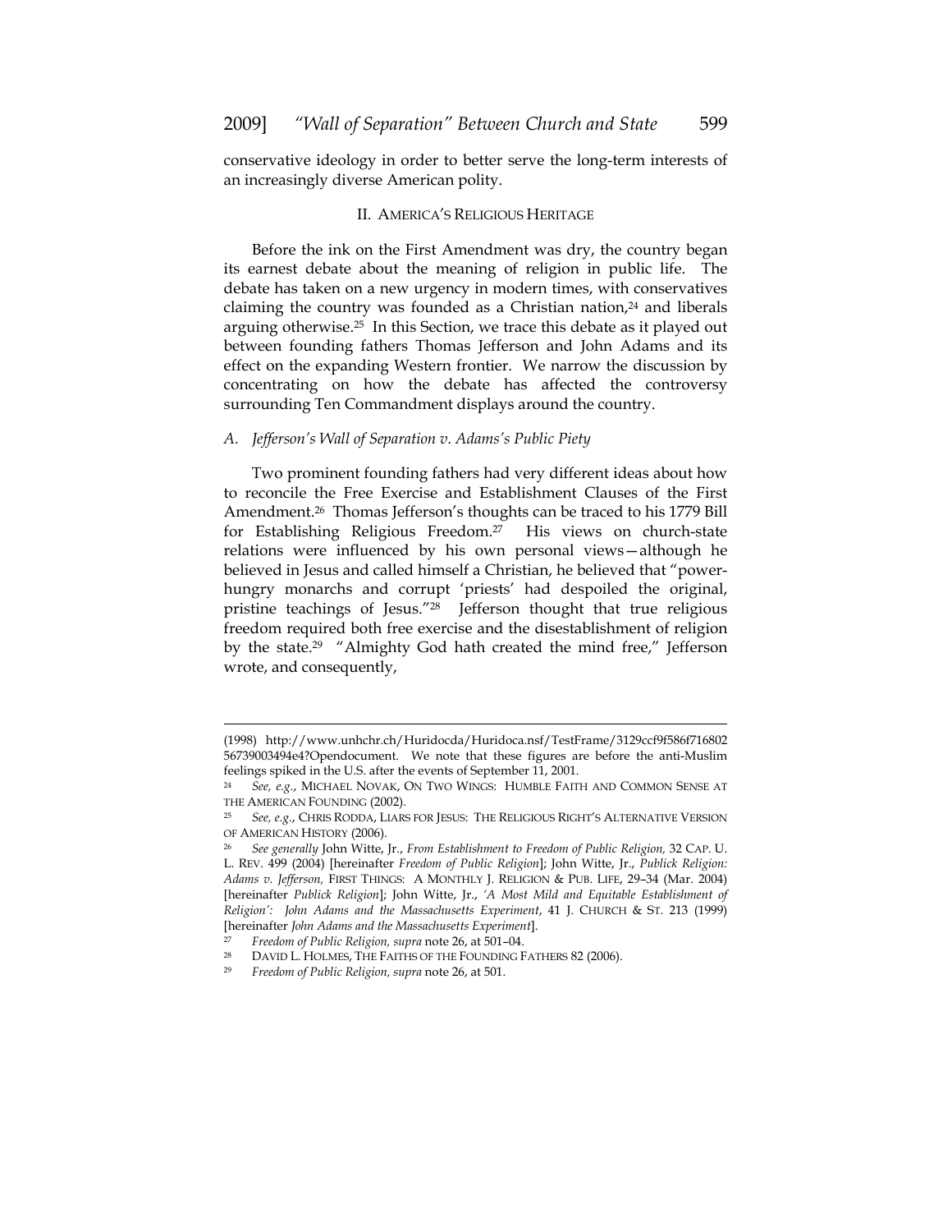conservative ideology in order to better serve the long-term interests of an increasingly diverse American polity.

## II. AMERICA'S RELIGIOUS HERITAGE

Before the ink on the First Amendment was dry, the country began its earnest debate about the meaning of religion in public life. The debate has taken on a new urgency in modern times, with conservatives claiming the country was founded as a Christian nation,[24] and liberals arguing otherwise.[25] In this Section, we trace this debate as it played out between founding fathers Thomas Jefferson and John Adams and its effect on the expanding Western frontier. We narrow the discussion by concentrating on how the debate has affected the controversy surrounding Ten Commandment displays around the country.

### *A. Jefferson's Wall of Separation v. Adams's Public Piety*

Two prominent founding fathers had very different ideas about how to reconcile the Free Exercise and Establishment Clauses of the First Amendment.[26] Thomas Jefferson's thoughts can be traced to his 1779 Bill for Establishing Religious Freedom.[27] His views on church-state relations were influenced by his own personal views—although he believed in Jesus and called himself a Christian, he believed that "power-hungry monarchs and corrupt 'priests' had despoiled the original, pristine teachings of Jesus."[28] Jefferson thought that true religious freedom required both free exercise and the disestablishment of religion by the state.[29] "Almighty God hath created the mind free," Jefferson wrote, and consequently,

---

(1998) http://www.unhchr.ch/Huridocda/Huridoca.nsf/TestFrame/3129ccf9f586f716802 56739003494e4?Opendocument. We note that these figures are before the anti-Muslim feelings spiked in the U.S. after the events of September 11, 2001.

[24] *See, e.g.*, MICHAEL NOVAK, ON TWO WINGS: HUMBLE FAITH AND COMMON SENSE AT THE AMERICAN FOUNDING (2002).

[25] *See, e.g.*, CHRIS RODDA, LIARS FOR JESUS: THE RELIGIOUS RIGHT'S ALTERNATIVE VERSION OF AMERICAN HISTORY (2006).

[26] *See generally* John Witte, Jr., *From Establishment to Freedom of Public Religion,* 32 CAP. U. L. REV. 499 (2004) [hereinafter *Freedom of Public Religion*]; John Witte, Jr., *Publick Religion: Adams v. Jefferson,* FIRST THINGS: A MONTHLY J. RELIGION & PUB. LIFE, 29–34 (Mar. 2004) [hereinafter *Publick Religion*]; John Witte, Jr., *'A Most Mild and Equitable Establishment of Religion': John Adams and the Massachusetts Experiment*, 41 J. CHURCH & ST. 213 (1999) [hereinafter *John Adams and the Massachusetts Experiment*].

[27] *Freedom of Public Religion, supra* note 26, at 501–04.

[28] DAVID L. HOLMES, THE FAITHS OF THE FOUNDING FATHERS 82 (2006).

[29] *Freedom of Public Religion, supra* note 26, at 501.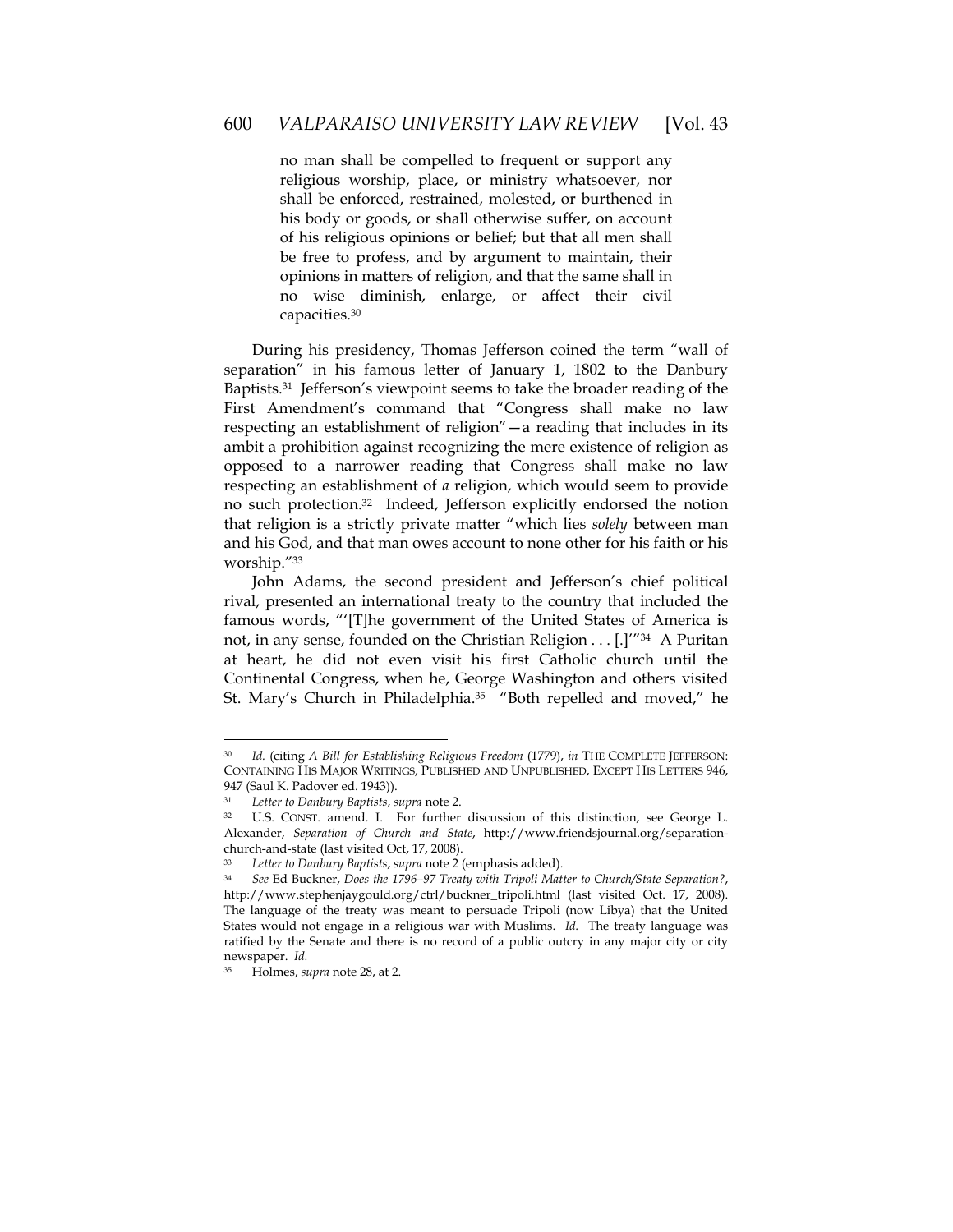> no man shall be compelled to frequent or support any religious worship, place, or ministry whatsoever, nor shall be enforced, restrained, molested, or burthened in his body or goods, or shall otherwise suffer, on account of his religious opinions or belief; but that all men shall be free to profess, and by argument to maintain, their opinions in matters of religion, and that the same shall in no wise diminish, enlarge, or affect their civil capacities.[30]

During his presidency, Thomas Jefferson coined the term "wall of separation" in his famous letter of January 1, 1802 to the Danbury Baptists.[31] Jefferson's viewpoint seems to take the broader reading of the First Amendment's command that "Congress shall make no law respecting an establishment of religion"—a reading that includes in its ambit a prohibition against recognizing the mere existence of religion as opposed to a narrower reading that Congress shall make no law respecting an establishment of *a* religion, which would seem to provide no such protection.[32] Indeed, Jefferson explicitly endorsed the notion that religion is a strictly private matter "which lies *solely* between man and his God, and that man owes account to none other for his faith or his worship."[33]

John Adams, the second president and Jefferson's chief political rival, presented an international treaty to the country that included the famous words, "'[T]he government of the United States of America is not, in any sense, founded on the Christian Religion . . . [.]'"[34] A Puritan at heart, he did not even visit his first Catholic church until the Continental Congress, when he, George Washington and others visited St. Mary's Church in Philadelphia.[35] "Both repelled and moved," he

---

[30] *Id.* (citing *A Bill for Establishing Religious Freedom* (1779), *in* THE COMPLETE JEFFERSON: CONTAINING HIS MAJOR WRITINGS, PUBLISHED AND UNPUBLISHED, EXCEPT HIS LETTERS 946, 947 (Saul K. Padover ed. 1943)).

[31] *Letter to Danbury Baptists*, *supra* note 2.

[32] U.S. CONST. amend. I. For further discussion of this distinction, see George L. Alexander, *Separation of Church and State*, http://www.friendsjournal.org/separation-church-and-state (last visited Oct, 17, 2008).

[33] *Letter to Danbury Baptists*, *supra* note 2 (emphasis added).

[34] *See* Ed Buckner, *Does the 1796–97 Treaty with Tripoli Matter to Church/State Separation?*, http://www.stephenjaygould.org/ctrl/buckner_tripoli.html (last visited Oct. 17, 2008). The language of the treaty was meant to persuade Tripoli (now Libya) that the United States would not engage in a religious war with Muslims. *Id.* The treaty language was ratified by the Senate and there is no record of a public outcry in any major city or city newspaper. *Id.*

[35] Holmes, *supra* note 28, at 2.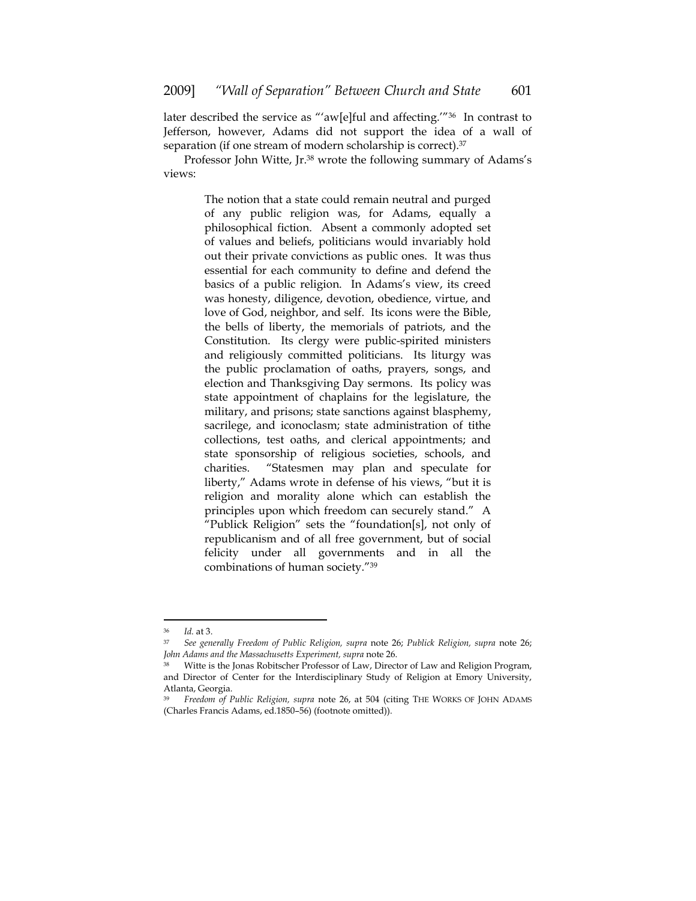later described the service as "'aw[e]ful and affecting.'"[36] In contrast to Jefferson, however, Adams did not support the idea of a wall of separation (if one stream of modern scholarship is correct).[37]

Professor John Witte, Jr.[38] wrote the following summary of Adams's views:

> The notion that a state could remain neutral and purged of any public religion was, for Adams, equally a philosophical fiction. Absent a commonly adopted set of values and beliefs, politicians would invariably hold out their private convictions as public ones. It was thus essential for each community to define and defend the basics of a public religion. In Adams's view, its creed was honesty, diligence, devotion, obedience, virtue, and love of God, neighbor, and self. Its icons were the Bible, the bells of liberty, the memorials of patriots, and the Constitution. Its clergy were public-spirited ministers and religiously committed politicians. Its liturgy was the public proclamation of oaths, prayers, songs, and election and Thanksgiving Day sermons. Its policy was state appointment of chaplains for the legislature, the military, and prisons; state sanctions against blasphemy, sacrilege, and iconoclasm; state administration of tithe collections, test oaths, and clerical appointments; and state sponsorship of religious societies, schools, and charities. "Statesmen may plan and speculate for liberty," Adams wrote in defense of his views, "but it is religion and morality alone which can establish the principles upon which freedom can securely stand." A "Publick Religion" sets the "foundation[s], not only of republicanism and of all free government, but of social felicity under all governments and in all the combinations of human society."[39]

---

[36] *Id.* at 3.

[37] *See generally Freedom of Public Religion, supra* note 26; *Publick Religion, supra* note 26; *John Adams and the Massachusetts Experiment, supra* note 26.

[38] Witte is the Jonas Robitscher Professor of Law, Director of Law and Religion Program, and Director of Center for the Interdisciplinary Study of Religion at Emory University, Atlanta, Georgia.

[39] *Freedom of Public Religion, supra* note 26, at 504 (citing THE WORKS OF JOHN ADAMS (Charles Francis Adams, ed.1850–56) (footnote omitted)).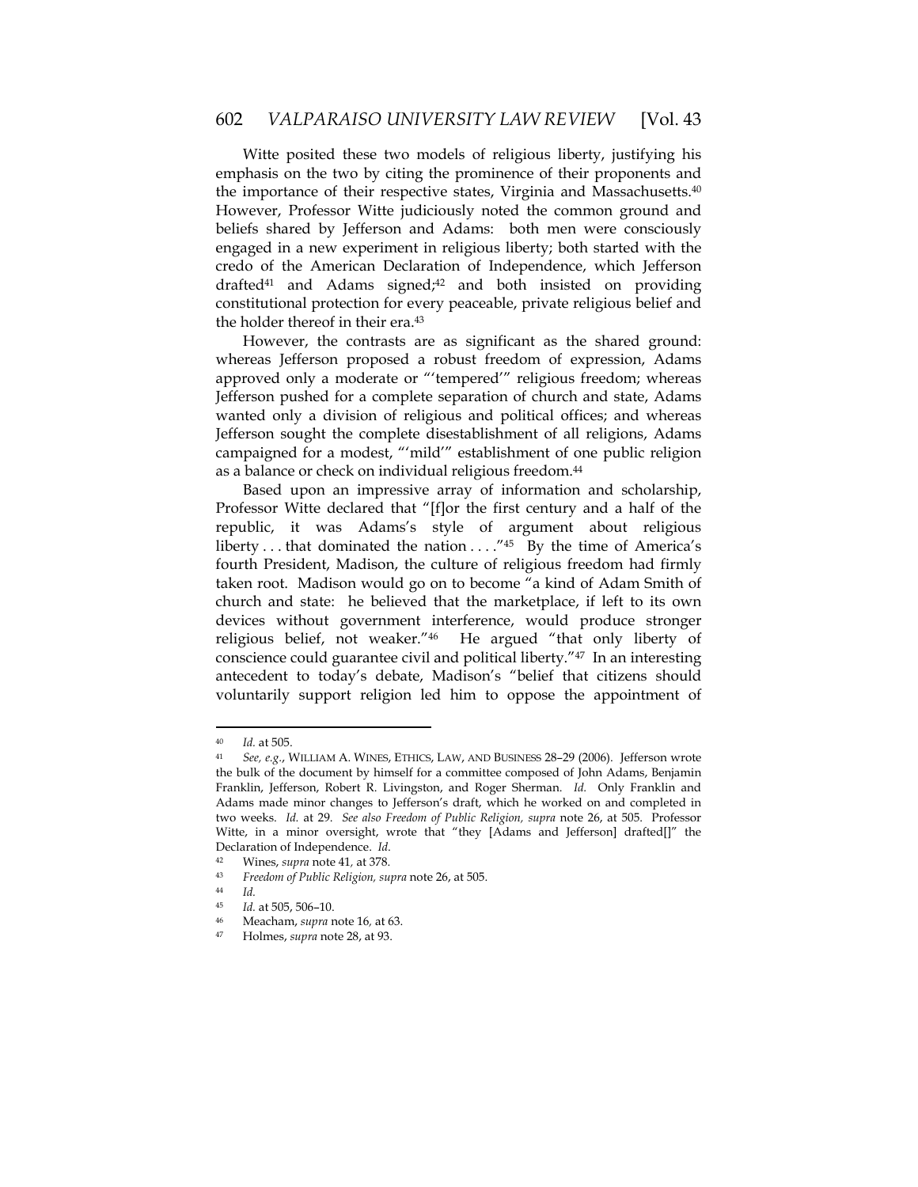Witte posited these two models of religious liberty, justifying his emphasis on the two by citing the prominence of their proponents and the importance of their respective states, Virginia and Massachusetts.[40] However, Professor Witte judiciously noted the common ground and beliefs shared by Jefferson and Adams: both men were consciously engaged in a new experiment in religious liberty; both started with the credo of the American Declaration of Independence, which Jefferson drafted[41] and Adams signed;[42] and both insisted on providing constitutional protection for every peaceable, private religious belief and the holder thereof in their era.[43]

However, the contrasts are as significant as the shared ground: whereas Jefferson proposed a robust freedom of expression, Adams approved only a moderate or "'tempered'" religious freedom; whereas Jefferson pushed for a complete separation of church and state, Adams wanted only a division of religious and political offices; and whereas Jefferson sought the complete disestablishment of all religions, Adams campaigned for a modest, "'mild'" establishment of one public religion as a balance or check on individual religious freedom.[44]

Based upon an impressive array of information and scholarship, Professor Witte declared that "[f]or the first century and a half of the republic, it was Adams's style of argument about religious liberty . . . that dominated the nation . . . ."[45] By the time of America's fourth President, Madison, the culture of religious freedom had firmly taken root. Madison would go on to become "a kind of Adam Smith of church and state: he believed that the marketplace, if left to its own devices without government interference, would produce stronger religious belief, not weaker."[46] He argued "that only liberty of conscience could guarantee civil and political liberty."[47] In an interesting antecedent to today's debate, Madison's "belief that citizens should voluntarily support religion led him to oppose the appointment of

---

[40] *Id.* at 505.

[41] *See, e.g.*, WILLIAM A. WINES, ETHICS, LAW, AND BUSINESS 28–29 (2006). Jefferson wrote the bulk of the document by himself for a committee composed of John Adams, Benjamin Franklin, Jefferson, Robert R. Livingston, and Roger Sherman. *Id.* Only Franklin and Adams made minor changes to Jefferson's draft, which he worked on and completed in two weeks. *Id.* at 29. *See also Freedom of Public Religion, supra* note 26, at 505. Professor Witte, in a minor oversight, wrote that "they [Adams and Jefferson] drafted[]" the Declaration of Independence. *Id.*

[42] Wines, *supra* note 41, at 378.

[43] *Freedom of Public Religion, supra* note 26, at 505.

[44] *Id.*

[45] *Id.* at 505, 506–10.

[46] Meacham, *supra* note 16, at 63.

[47] Holmes, *supra* note 28, at 93.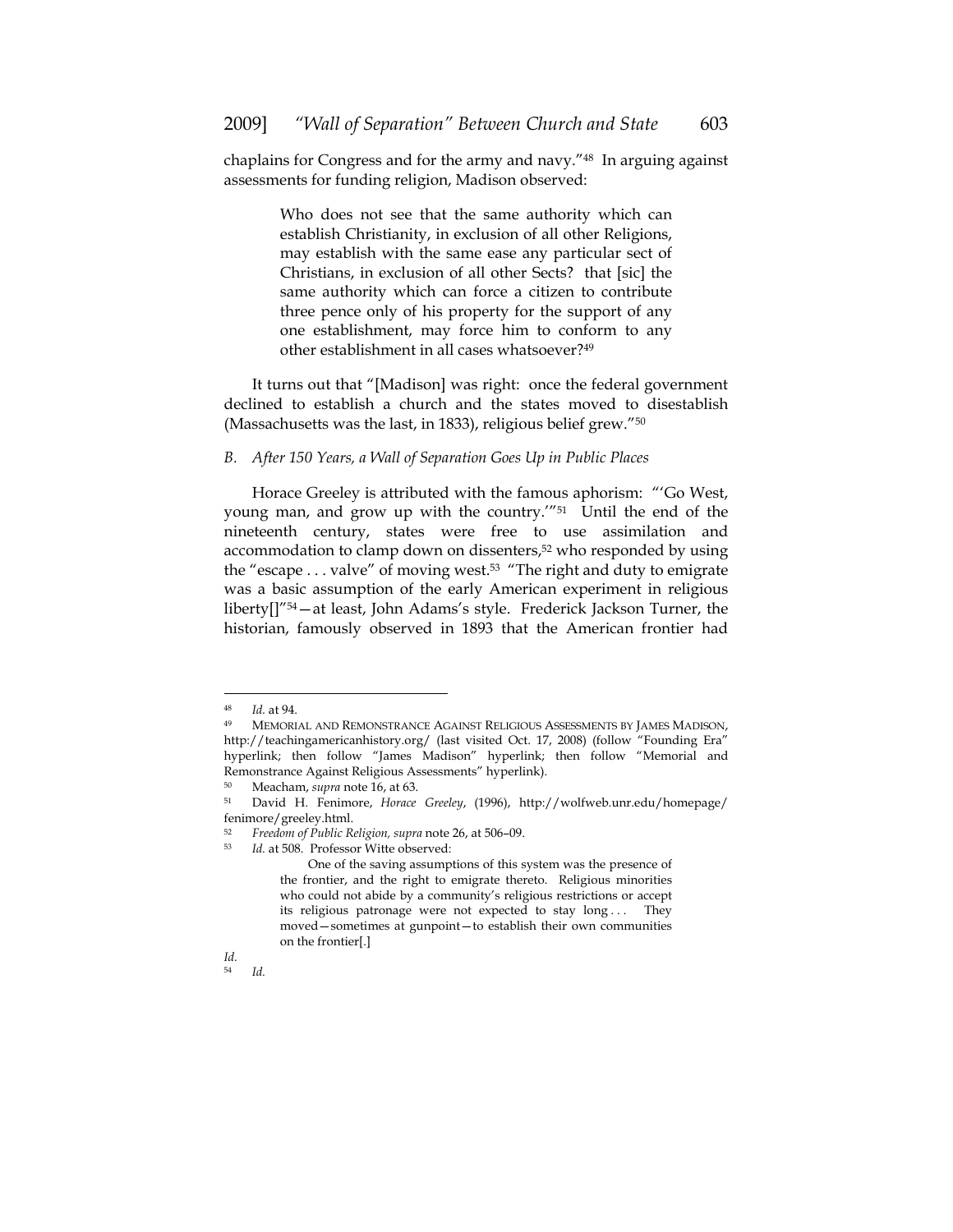chaplains for Congress and for the army and navy."[48] In arguing against assessments for funding religion, Madison observed:

> Who does not see that the same authority which can establish Christianity, in exclusion of all other Religions, may establish with the same ease any particular sect of Christians, in exclusion of all other Sects? that [sic] the same authority which can force a citizen to contribute three pence only of his property for the support of any one establishment, may force him to conform to any other establishment in all cases whatsoever?[49]

It turns out that "[Madison] was right: once the federal government declined to establish a church and the states moved to disestablish (Massachusetts was the last, in 1833), religious belief grew."[50]

### *B. After 150 Years, a Wall of Separation Goes Up in Public Places*

Horace Greeley is attributed with the famous aphorism: "'Go West, young man, and grow up with the country.'"[51] Until the end of the nineteenth century, states were free to use assimilation and accommodation to clamp down on dissenters,[52] who responded by using the "escape . . . valve" of moving west.[53] "The right and duty to emigrate was a basic assumption of the early American experiment in religious liberty[]"[54]—at least, John Adams's style. Frederick Jackson Turner, the historian, famously observed in 1893 that the American frontier had

---

[48] *Id.* at 94.

[49] MEMORIAL AND REMONSTRANCE AGAINST RELIGIOUS ASSESSMENTS BY JAMES MADISON, http://teachingamericanhistory.org/ (last visited Oct. 17, 2008) (follow "Founding Era" hyperlink; then follow "James Madison" hyperlink; then follow "Memorial and Remonstrance Against Religious Assessments" hyperlink).

[50] Meacham, *supra* note 16, at 63.

[51] David H. Fenimore, *Horace Greeley*, (1996), http://wolfweb.unr.edu/homepage/fenimore/greeley.html.

[52] *Freedom of Public Religion, supra* note 26, at 506–09.

[53] *Id.* at 508. Professor Witte observed:

> One of the saving assumptions of this system was the presence of the frontier, and the right to emigrate thereto. Religious minorities who could not abide by a community's religious restrictions or accept its religious patronage were not expected to stay long . . . They moved—sometimes at gunpoint—to establish their own communities on the frontier[.]

*Id.*

[54] *Id.*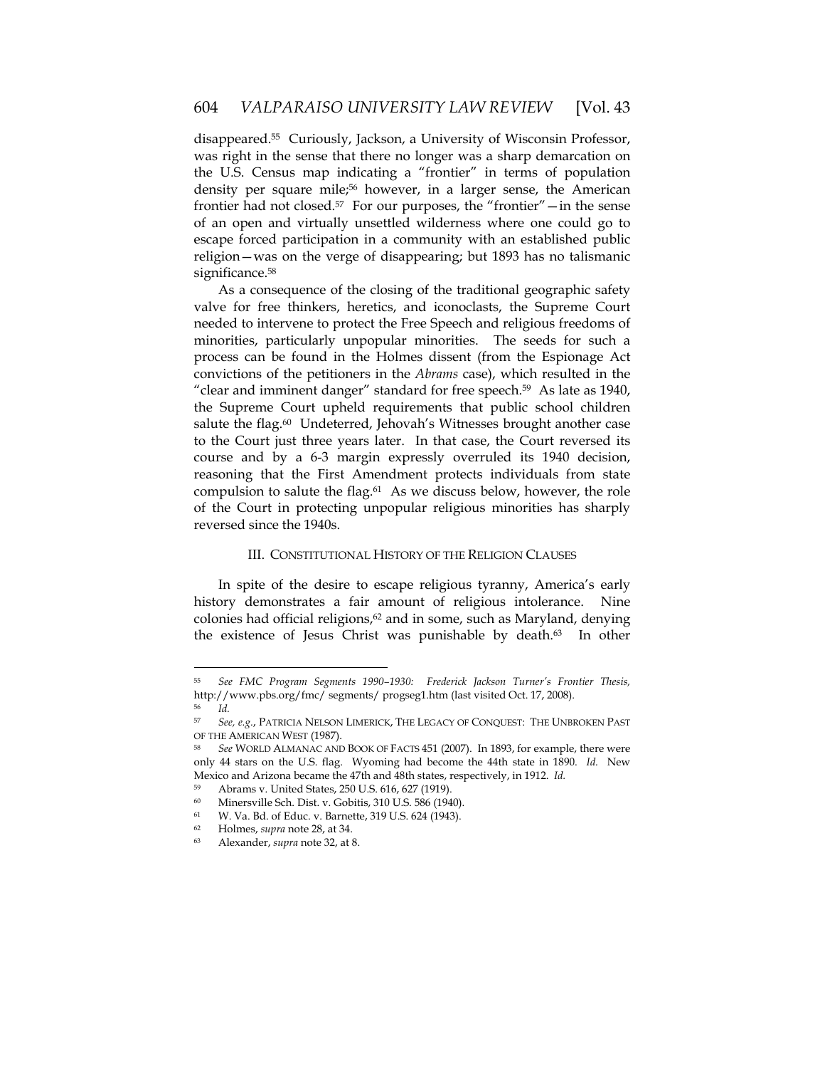disappeared.[55] Curiously, Jackson, a University of Wisconsin Professor, was right in the sense that there no longer was a sharp demarcation on the U.S. Census map indicating a "frontier" in terms of population density per square mile;[56] however, in a larger sense, the American frontier had not closed.[57] For our purposes, the "frontier"—in the sense of an open and virtually unsettled wilderness where one could go to escape forced participation in a community with an established public religion—was on the verge of disappearing; but 1893 has no talismanic significance.[58]

As a consequence of the closing of the traditional geographic safety valve for free thinkers, heretics, and iconoclasts, the Supreme Court needed to intervene to protect the Free Speech and religious freedoms of minorities, particularly unpopular minorities. The seeds for such a process can be found in the Holmes dissent (from the Espionage Act convictions of the petitioners in the *Abrams* case), which resulted in the "clear and imminent danger" standard for free speech.[59] As late as 1940, the Supreme Court upheld requirements that public school children salute the flag.[60] Undeterred, Jehovah's Witnesses brought another case to the Court just three years later. In that case, the Court reversed its course and by a 6-3 margin expressly overruled its 1940 decision, reasoning that the First Amendment protects individuals from state compulsion to salute the flag.[61] As we discuss below, however, the role of the Court in protecting unpopular religious minorities has sharply reversed since the 1940s.

## III. CONSTITUTIONAL HISTORY OF THE RELIGION CLAUSES

In spite of the desire to escape religious tyranny, America's early history demonstrates a fair amount of religious intolerance. Nine colonies had official religions,[62] and in some, such as Maryland, denying the existence of Jesus Christ was punishable by death.[63] In other

---

[55] *See FMC Program Segments 1990–1930: Frederick Jackson Turner's Frontier Thesis,* http://www.pbs.org/fmc/ segments/ progseg1.htm (last visited Oct. 17, 2008).

[56] *Id.*

[57] *See, e.g.*, PATRICIA NELSON LIMERICK, THE LEGACY OF CONQUEST: THE UNBROKEN PAST OF THE AMERICAN WEST (1987).

[58] *See* WORLD ALMANAC AND BOOK OF FACTS 451 (2007). In 1893, for example, there were only 44 stars on the U.S. flag. Wyoming had become the 44th state in 1890. *Id.* New Mexico and Arizona became the 47th and 48th states, respectively, in 1912. *Id.*

[59] Abrams v. United States, 250 U.S. 616, 627 (1919).

[60] Minersville Sch. Dist. v. Gobitis, 310 U.S. 586 (1940).

[61] W. Va. Bd. of Educ. v. Barnette, 319 U.S. 624 (1943).

[62] Holmes, *supra* note 28, at 34.

[63] Alexander, *supra* note 32, at 8.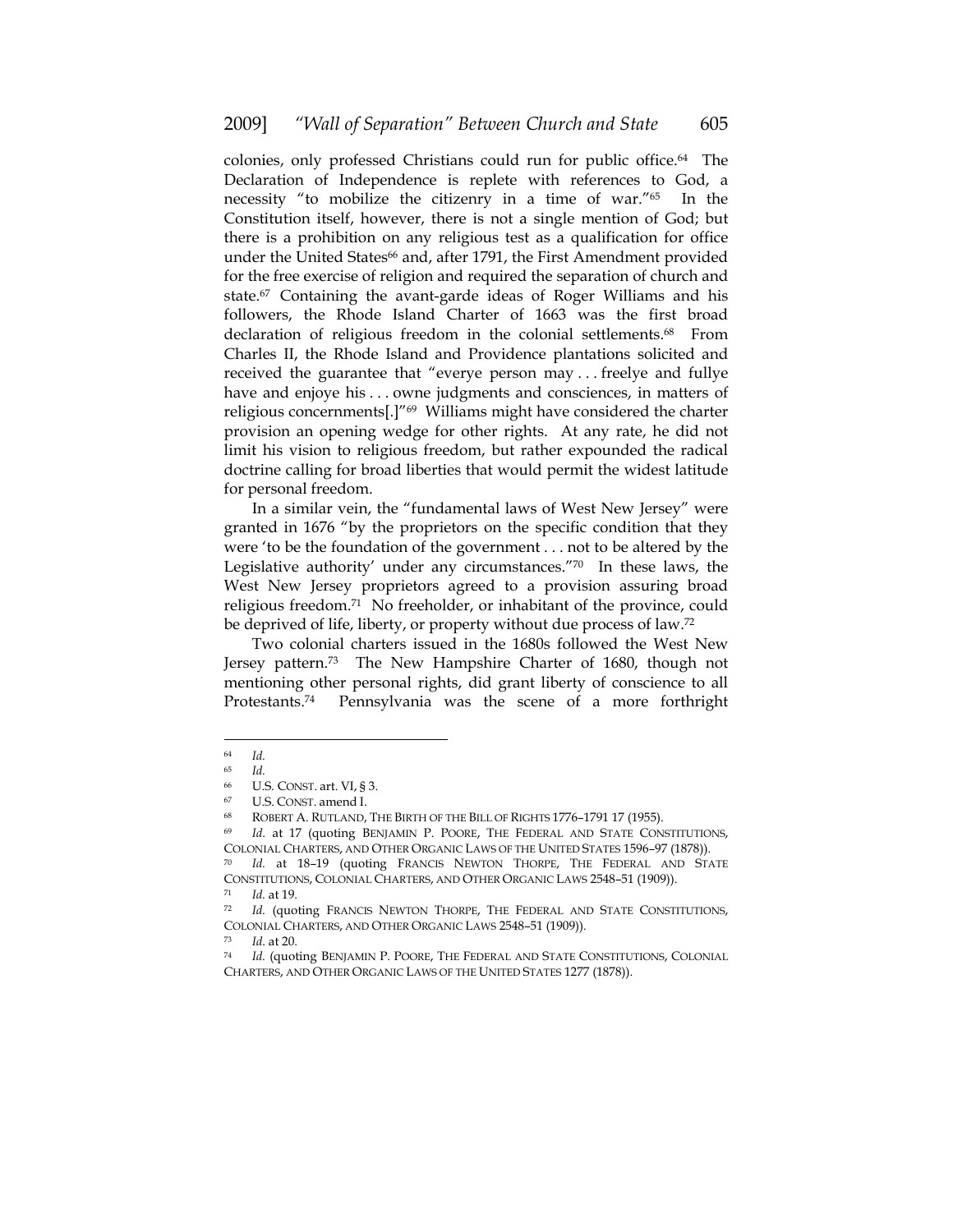colonies, only professed Christians could run for public office.[64] The Declaration of Independence is replete with references to God, a necessity "to mobilize the citizenry in a time of war."[65] In the Constitution itself, however, there is not a single mention of God; but there is a prohibition on any religious test as a qualification for office under the United States[66] and, after 1791, the First Amendment provided for the free exercise of religion and required the separation of church and state.[67] Containing the avant-garde ideas of Roger Williams and his followers, the Rhode Island Charter of 1663 was the first broad declaration of religious freedom in the colonial settlements.[68] From Charles II, the Rhode Island and Providence plantations solicited and received the guarantee that "everye person may . . . freelye and fullye have and enjoye his . . . owne judgments and consciences, in matters of religious concernments[.]"[69] Williams might have considered the charter provision an opening wedge for other rights. At any rate, he did not limit his vision to religious freedom, but rather expounded the radical doctrine calling for broad liberties that would permit the widest latitude for personal freedom.

In a similar vein, the "fundamental laws of West New Jersey" were granted in 1676 "by the proprietors on the specific condition that they were 'to be the foundation of the government . . . not to be altered by the Legislative authority' under any circumstances."[70] In these laws, the West New Jersey proprietors agreed to a provision assuring broad religious freedom.[71] No freeholder, or inhabitant of the province, could be deprived of life, liberty, or property without due process of law.[72]

Two colonial charters issued in the 1680s followed the West New Jersey pattern.[73] The New Hampshire Charter of 1680, though not mentioning other personal rights, did grant liberty of conscience to all Protestants.[74] Pennsylvania was the scene of a more forthright

---

[64] *Id.*

[65] *Id.*

[66] U.S. CONST. art. VI, § 3.

[67] U.S. CONST. amend I.

[68] ROBERT A. RUTLAND, THE BIRTH OF THE BILL OF RIGHTS 1776–1791 17 (1955).

[69] *Id.* at 17 (quoting BENJAMIN P. POORE, THE FEDERAL AND STATE CONSTITUTIONS, COLONIAL CHARTERS, AND OTHER ORGANIC LAWS OF THE UNITED STATES 1596–97 (1878)).

[70] *Id.* at 18–19 (quoting FRANCIS NEWTON THORPE, THE FEDERAL AND STATE CONSTITUTIONS, COLONIAL CHARTERS, AND OTHER ORGANIC LAWS 2548–51 (1909)).

[71] *Id.* at 19.

[72] *Id.* (quoting FRANCIS NEWTON THORPE, THE FEDERAL AND STATE CONSTITUTIONS, COLONIAL CHARTERS, AND OTHER ORGANIC LAWS 2548–51 (1909)).

[73] *Id.* at 20.

[74] *Id.* (quoting BENJAMIN P. POORE, THE FEDERAL AND STATE CONSTITUTIONS, COLONIAL CHARTERS, AND OTHER ORGANIC LAWS OF THE UNITED STATES 1277 (1878)).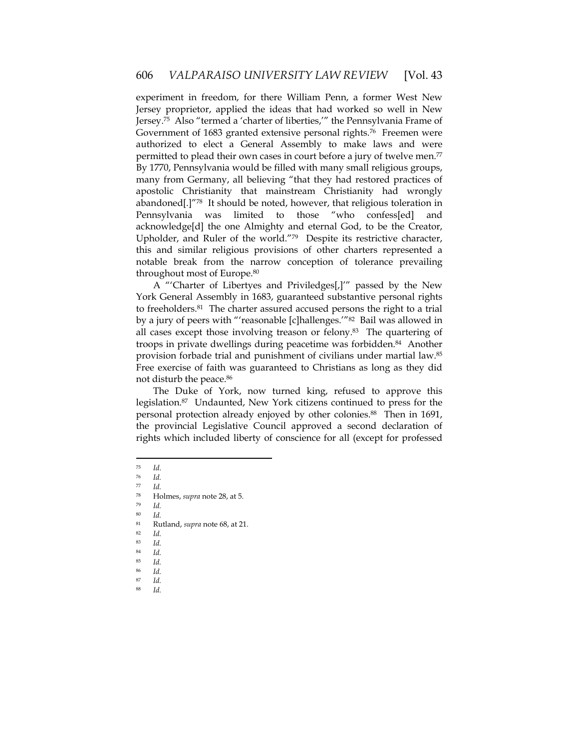experiment in freedom, for there William Penn, a former West New Jersey proprietor, applied the ideas that had worked so well in New Jersey.[75] Also "termed a 'charter of liberties,'" the Pennsylvania Frame of Government of 1683 granted extensive personal rights.[76] Freemen were authorized to elect a General Assembly to make laws and were permitted to plead their own cases in court before a jury of twelve men.[77] By 1770, Pennsylvania would be filled with many small religious groups, many from Germany, all believing "that they had restored practices of apostolic Christianity that mainstream Christianity had wrongly abandoned[.]"[78] It should be noted, however, that religious toleration in Pennsylvania was limited to those "who confess[ed] and acknowledge[d] the one Almighty and eternal God, to be the Creator, Upholder, and Ruler of the world."[79] Despite its restrictive character, this and similar religious provisions of other charters represented a notable break from the narrow conception of tolerance prevailing throughout most of Europe.[80]

A "'Charter of Libertyes and Priviledges[,]'" passed by the New York General Assembly in 1683, guaranteed substantive personal rights to freeholders.[81] The charter assured accused persons the right to a trial by a jury of peers with "'reasonable [c]hallenges.'"[82] Bail was allowed in all cases except those involving treason or felony.[83] The quartering of troops in private dwellings during peacetime was forbidden.[84] Another provision forbade trial and punishment of civilians under martial law.[85] Free exercise of faith was guaranteed to Christians as long as they did not disturb the peace.[86]

The Duke of York, now turned king, refused to approve this legislation.[87] Undaunted, New York citizens continued to press for the personal protection already enjoyed by other colonies.[88] Then in 1691, the provincial Legislative Council approved a second declaration of rights which included liberty of conscience for all (except for professed

---

[75] *Id.*
[76] *Id.*
[77] *Id.*
[78] Holmes, *supra* note 28, at 5.
[79] *Id.*
[80] *Id.*
[81] Rutland, *supra* note 68, at 21.
[82] *Id.*
[83] *Id.*
[84] *Id.*
[85] *Id.*
[86] *Id.*
[87] *Id.*
[88] *Id.*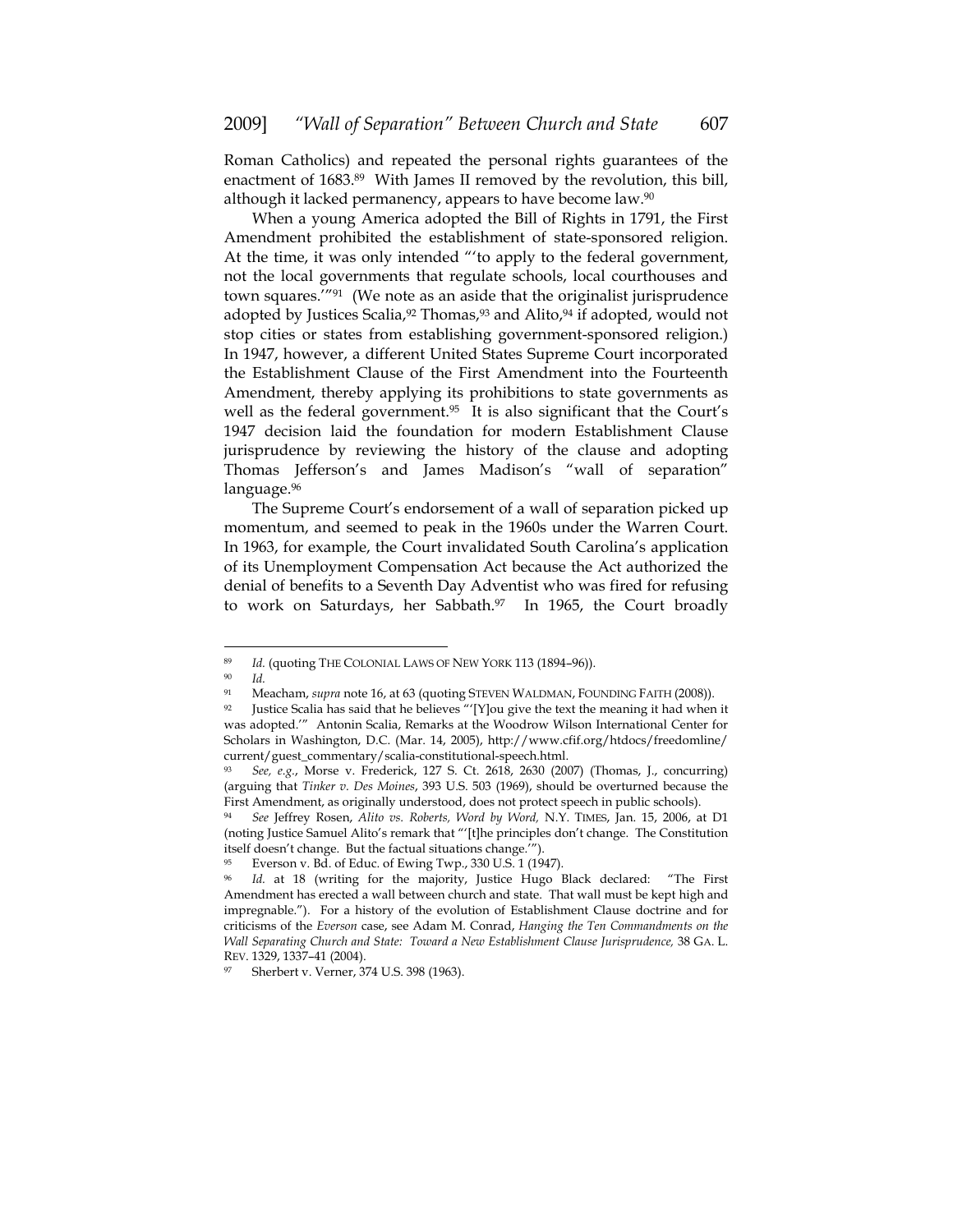Roman Catholics) and repeated the personal rights guarantees of the enactment of 1683.[89] With James II removed by the revolution, this bill, although it lacked permanency, appears to have become law.[90]

When a young America adopted the Bill of Rights in 1791, the First Amendment prohibited the establishment of state-sponsored religion. At the time, it was only intended "'to apply to the federal government, not the local governments that regulate schools, local courthouses and town squares.'"[91] (We note as an aside that the originalist jurisprudence adopted by Justices Scalia,[92] Thomas,[93] and Alito,[94] if adopted, would not stop cities or states from establishing government-sponsored religion.) In 1947, however, a different United States Supreme Court incorporated the Establishment Clause of the First Amendment into the Fourteenth Amendment, thereby applying its prohibitions to state governments as well as the federal government.[95] It is also significant that the Court's 1947 decision laid the foundation for modern Establishment Clause jurisprudence by reviewing the history of the clause and adopting Thomas Jefferson's and James Madison's "wall of separation" language.[96]

The Supreme Court's endorsement of a wall of separation picked up momentum, and seemed to peak in the 1960s under the Warren Court. In 1963, for example, the Court invalidated South Carolina's application of its Unemployment Compensation Act because the Act authorized the denial of benefits to a Seventh Day Adventist who was fired for refusing to work on Saturdays, her Sabbath.[97] In 1965, the Court broadly

---

[89] *Id.* (quoting THE COLONIAL LAWS OF NEW YORK 113 (1894–96)).

[90] *Id.*

[91] Meacham, *supra* note 16, at 63 (quoting STEVEN WALDMAN, FOUNDING FAITH (2008)).

[92] Justice Scalia has said that he believes "'[Y]ou give the text the meaning it had when it was adopted.'" Antonin Scalia, Remarks at the Woodrow Wilson International Center for Scholars in Washington, D.C. (Mar. 14, 2005), http://www.cfif.org/htdocs/freedomline/current/guest_commentary/scalia-constitutional-speech.html.

[93] *See, e.g.*, Morse v. Frederick, 127 S. Ct. 2618, 2630 (2007) (Thomas, J., concurring) (arguing that *Tinker v. Des Moines*, 393 U.S. 503 (1969), should be overturned because the First Amendment, as originally understood, does not protect speech in public schools).

[94] *See* Jeffrey Rosen, *Alito vs. Roberts, Word by Word,* N.Y. TIMES, Jan. 15, 2006, at D1 (noting Justice Samuel Alito's remark that "'[t]he principles don't change. The Constitution itself doesn't change. But the factual situations change.'").

[95] Everson v. Bd. of Educ. of Ewing Twp., 330 U.S. 1 (1947).

[96] *Id.* at 18 (writing for the majority, Justice Hugo Black declared: "The First Amendment has erected a wall between church and state. That wall must be kept high and impregnable."). For a history of the evolution of Establishment Clause doctrine and for criticisms of the *Everson* case, see Adam M. Conrad, *Hanging the Ten Commandments on the Wall Separating Church and State: Toward a New Establishment Clause Jurisprudence,* 38 GA. L. REV. 1329, 1337–41 (2004).

[97] Sherbert v. Verner, 374 U.S. 398 (1963).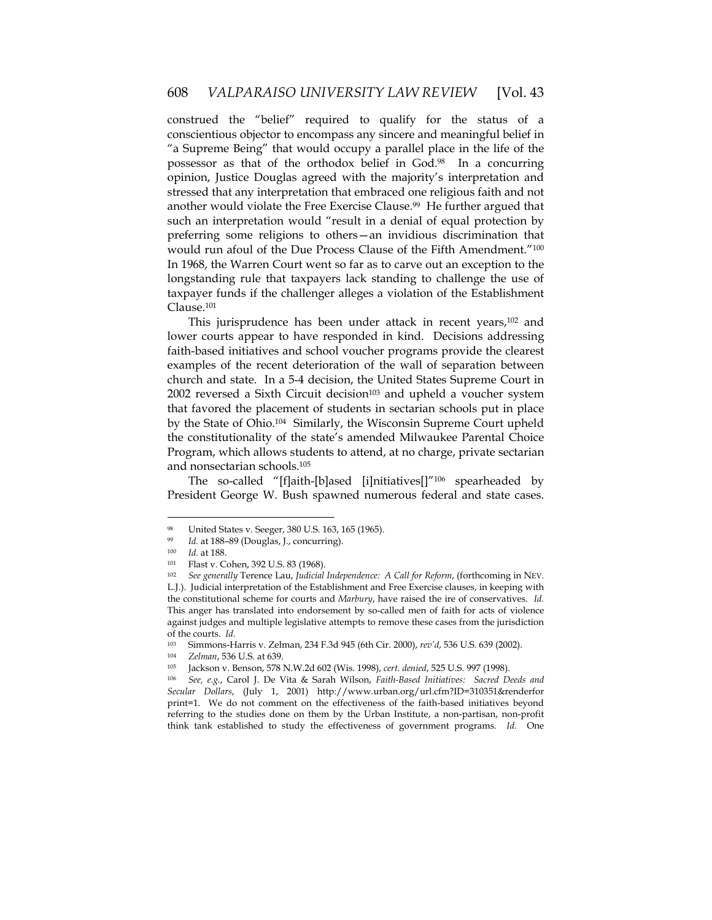construed the "belief" required to qualify for the status of a conscientious objector to encompass any sincere and meaningful belief in "a Supreme Being" that would occupy a parallel place in the life of the possessor as that of the orthodox belief in God.[98] In a concurring opinion, Justice Douglas agreed with the majority's interpretation and stressed that any interpretation that embraced one religious faith and not another would violate the Free Exercise Clause.[99] He further argued that such an interpretation would "result in a denial of equal protection by preferring some religions to others—an invidious discrimination that would run afoul of the Due Process Clause of the Fifth Amendment."[100] In 1968, the Warren Court went so far as to carve out an exception to the longstanding rule that taxpayers lack standing to challenge the use of taxpayer funds if the challenger alleges a violation of the Establishment Clause.[101]

This jurisprudence has been under attack in recent years,[102] and lower courts appear to have responded in kind. Decisions addressing faith-based initiatives and school voucher programs provide the clearest examples of the recent deterioration of the wall of separation between church and state. In a 5-4 decision, the United States Supreme Court in 2002 reversed a Sixth Circuit decision[103] and upheld a voucher system that favored the placement of students in sectarian schools put in place by the State of Ohio.[104] Similarly, the Wisconsin Supreme Court upheld the constitutionality of the state's amended Milwaukee Parental Choice Program, which allows students to attend, at no charge, private sectarian and nonsectarian schools.[105]

The so-called "[f]aith-[b]ased [i]nitiatives[]"[106] spearheaded by President George W. Bush spawned numerous federal and state cases.

---

[98] United States v. Seeger, 380 U.S. 163, 165 (1965).

[99] *Id.* at 188–89 (Douglas, J., concurring).

[100] *Id.* at 188.

[101] Flast v. Cohen, 392 U.S. 83 (1968).

[102] *See generally* Terence Lau, *Judicial Independence: A Call for Reform*, (forthcoming in NEV. L.J.). Judicial interpretation of the Establishment and Free Exercise clauses, in keeping with the constitutional scheme for courts and *Marbury*, have raised the ire of conservatives. *Id.* This anger has translated into endorsement by so-called men of faith for acts of violence against judges and multiple legislative attempts to remove these cases from the jurisdiction of the courts. *Id.*

[103] Simmons-Harris v. Zelman, 234 F.3d 945 (6th Cir. 2000), *rev'd*, 536 U.S. 639 (2002).

[104] *Zelman*, 536 U.S. at 639.

[105] Jackson v. Benson, 578 N.W.2d 602 (Wis. 1998), *cert. denied*, 525 U.S. 997 (1998).

[106] *See, e.g.*, Carol J. De Vita & Sarah Wilson, *Faith-Based Initiatives: Sacred Deeds and Secular Dollars*, (July 1, 2001) http://www.urban.org/url.cfm?ID=310351&renderforprint=1. We do not comment on the effectiveness of the faith-based initiatives beyond referring to the studies done on them by the Urban Institute, a non-partisan, non-profit think tank established to study the effectiveness of government programs. *Id.* One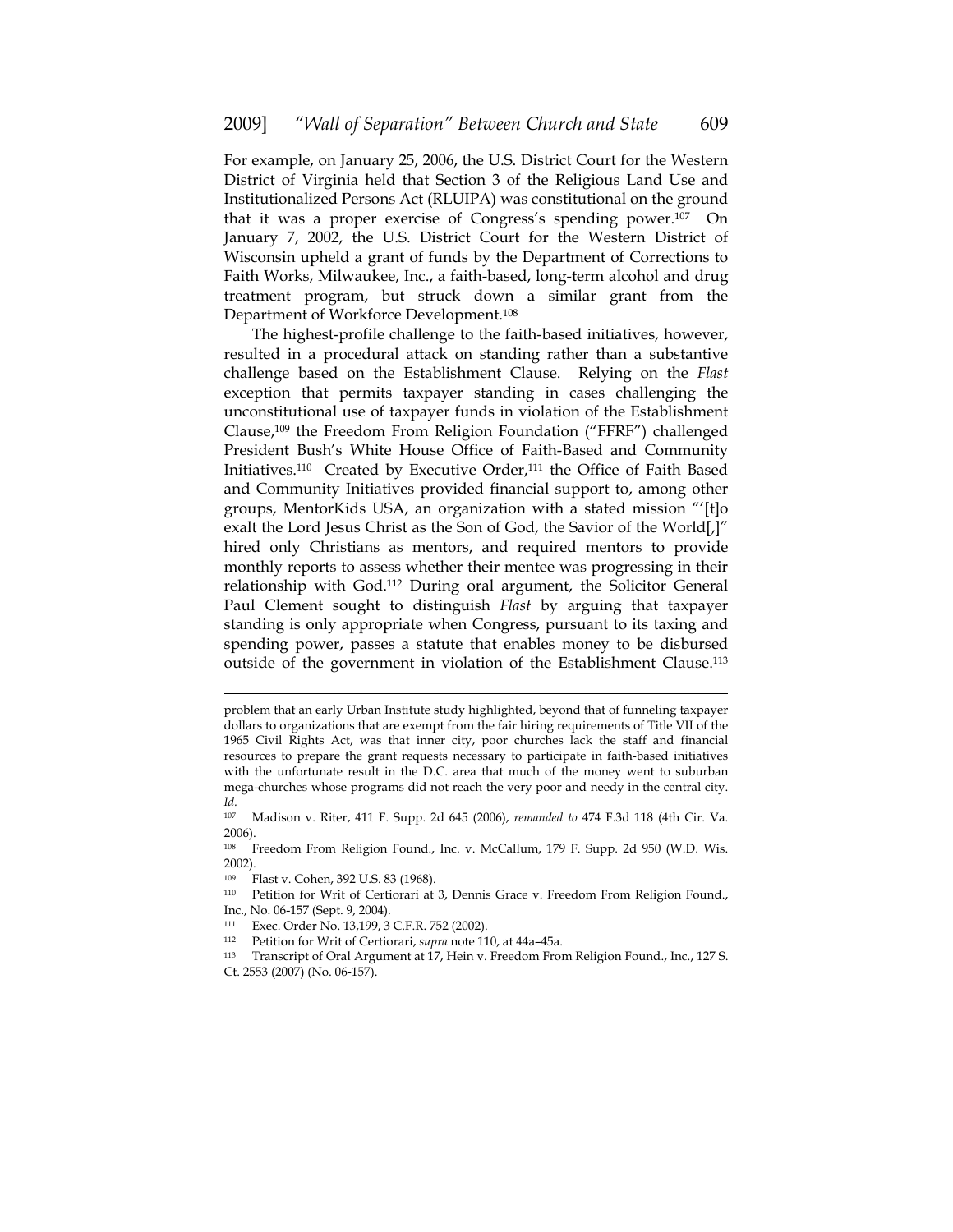For example, on January 25, 2006, the U.S. District Court for the Western District of Virginia held that Section 3 of the Religious Land Use and Institutionalized Persons Act (RLUIPA) was constitutional on the ground that it was a proper exercise of Congress's spending power.[107] On January 7, 2002, the U.S. District Court for the Western District of Wisconsin upheld a grant of funds by the Department of Corrections to Faith Works, Milwaukee, Inc., a faith-based, long-term alcohol and drug treatment program, but struck down a similar grant from the Department of Workforce Development.[108]

The highest-profile challenge to the faith-based initiatives, however, resulted in a procedural attack on standing rather than a substantive challenge based on the Establishment Clause. Relying on the *Flast* exception that permits taxpayer standing in cases challenging the unconstitutional use of taxpayer funds in violation of the Establishment Clause,[109] the Freedom From Religion Foundation ("FFRF") challenged President Bush's White House Office of Faith-Based and Community Initiatives.[110] Created by Executive Order,[111] the Office of Faith Based and Community Initiatives provided financial support to, among other groups, MentorKids USA, an organization with a stated mission "'[t]o exalt the Lord Jesus Christ as the Son of God, the Savior of the World[,]" hired only Christians as mentors, and required mentors to provide monthly reports to assess whether their mentee was progressing in their relationship with God.[112] During oral argument, the Solicitor General Paul Clement sought to distinguish *Flast* by arguing that taxpayer standing is only appropriate when Congress, pursuant to its taxing and spending power, passes a statute that enables money to be disbursed outside of the government in violation of the Establishment Clause.[113]

---

problem that an early Urban Institute study highlighted, beyond that of funneling taxpayer dollars to organizations that are exempt from the fair hiring requirements of Title VII of the 1965 Civil Rights Act, was that inner city, poor churches lack the staff and financial resources to prepare the grant requests necessary to participate in faith-based initiatives with the unfortunate result in the D.C. area that much of the money went to suburban mega-churches whose programs did not reach the very poor and needy in the central city. *Id.*

[107] Madison v. Riter, 411 F. Supp. 2d 645 (2006), *remanded to* 474 F.3d 118 (4th Cir. Va. 2006).

[108] Freedom From Religion Found., Inc. v. McCallum, 179 F. Supp. 2d 950 (W.D. Wis. 2002).

[109] Flast v. Cohen, 392 U.S. 83 (1968).

[110] Petition for Writ of Certiorari at 3, Dennis Grace v. Freedom From Religion Found., Inc., No. 06-157 (Sept. 9, 2004).

[111] Exec. Order No. 13,199, 3 C.F.R. 752 (2002).

[112] Petition for Writ of Certiorari, *supra* note 110, at 44a–45a.

[113] Transcript of Oral Argument at 17, Hein v. Freedom From Religion Found., Inc., 127 S. Ct. 2553 (2007) (No. 06-157).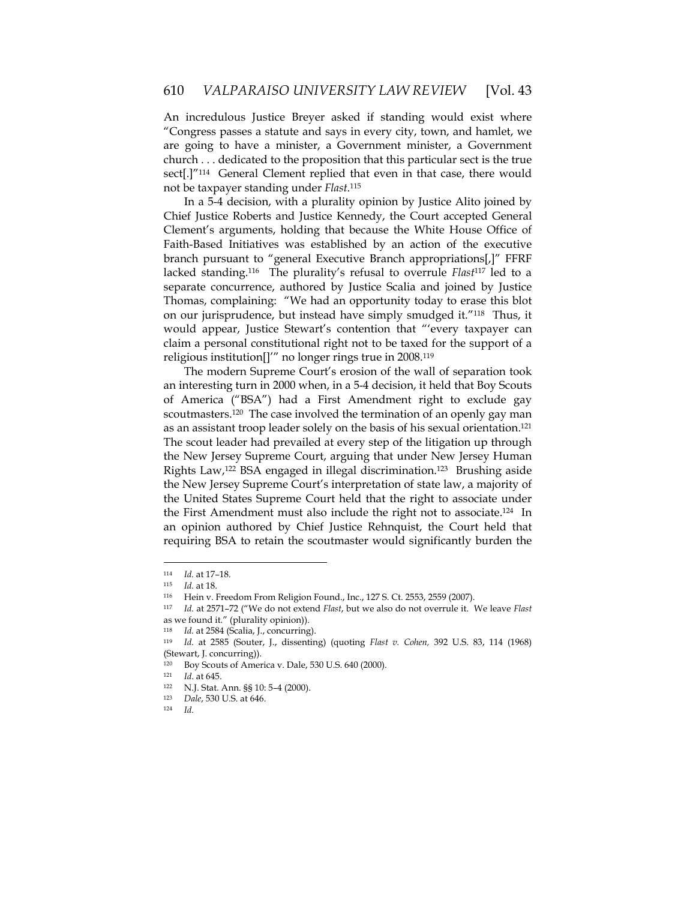An incredulous Justice Breyer asked if standing would exist where "Congress passes a statute and says in every city, town, and hamlet, we are going to have a minister, a Government minister, a Government church . . . dedicated to the proposition that this particular sect is the true sect[.]"[114] General Clement replied that even in that case, there would not be taxpayer standing under *Flast*.[115]

In a 5-4 decision, with a plurality opinion by Justice Alito joined by Chief Justice Roberts and Justice Kennedy, the Court accepted General Clement's arguments, holding that because the White House Office of Faith-Based Initiatives was established by an action of the executive branch pursuant to "general Executive Branch appropriations[,]" FFRF lacked standing.[116] The plurality's refusal to overrule *Flast*[117] led to a separate concurrence, authored by Justice Scalia and joined by Justice Thomas, complaining: "We had an opportunity today to erase this blot on our jurisprudence, but instead have simply smudged it."[118] Thus, it would appear, Justice Stewart's contention that "'every taxpayer can claim a personal constitutional right not to be taxed for the support of a religious institution[]'" no longer rings true in 2008.[119]

The modern Supreme Court's erosion of the wall of separation took an interesting turn in 2000 when, in a 5-4 decision, it held that Boy Scouts of America ("BSA") had a First Amendment right to exclude gay scoutmasters.[120] The case involved the termination of an openly gay man as an assistant troop leader solely on the basis of his sexual orientation.[121] The scout leader had prevailed at every step of the litigation up through the New Jersey Supreme Court, arguing that under New Jersey Human Rights Law,[122] BSA engaged in illegal discrimination.[123] Brushing aside the New Jersey Supreme Court's interpretation of state law, a majority of the United States Supreme Court held that the right to associate under the First Amendment must also include the right not to associate.[124] In an opinion authored by Chief Justice Rehnquist, the Court held that requiring BSA to retain the scoutmaster would significantly burden the

---

[114] *Id.* at 17–18.

[115] *Id.* at 18.

[116] Hein v. Freedom From Religion Found., Inc., 127 S. Ct. 2553, 2559 (2007).

[117] *Id.* at 2571–72 ("We do not extend *Flast*, but we also do not overrule it. We leave *Flast* as we found it." (plurality opinion)).

[118] *Id.* at 2584 (Scalia, J., concurring).

[119] *Id.* at 2585 (Souter, J., dissenting) (quoting *Flast v. Cohen,* 392 U.S. 83, 114 (1968) (Stewart, J. concurring)).

[120] Boy Scouts of America v. Dale, 530 U.S. 640 (2000).

[121] *Id.* at 645.

[122] N.J. Stat. Ann. §§ 10: 5–4 (2000).

[123] *Dale*, 530 U.S. at 646.

[124] *Id.*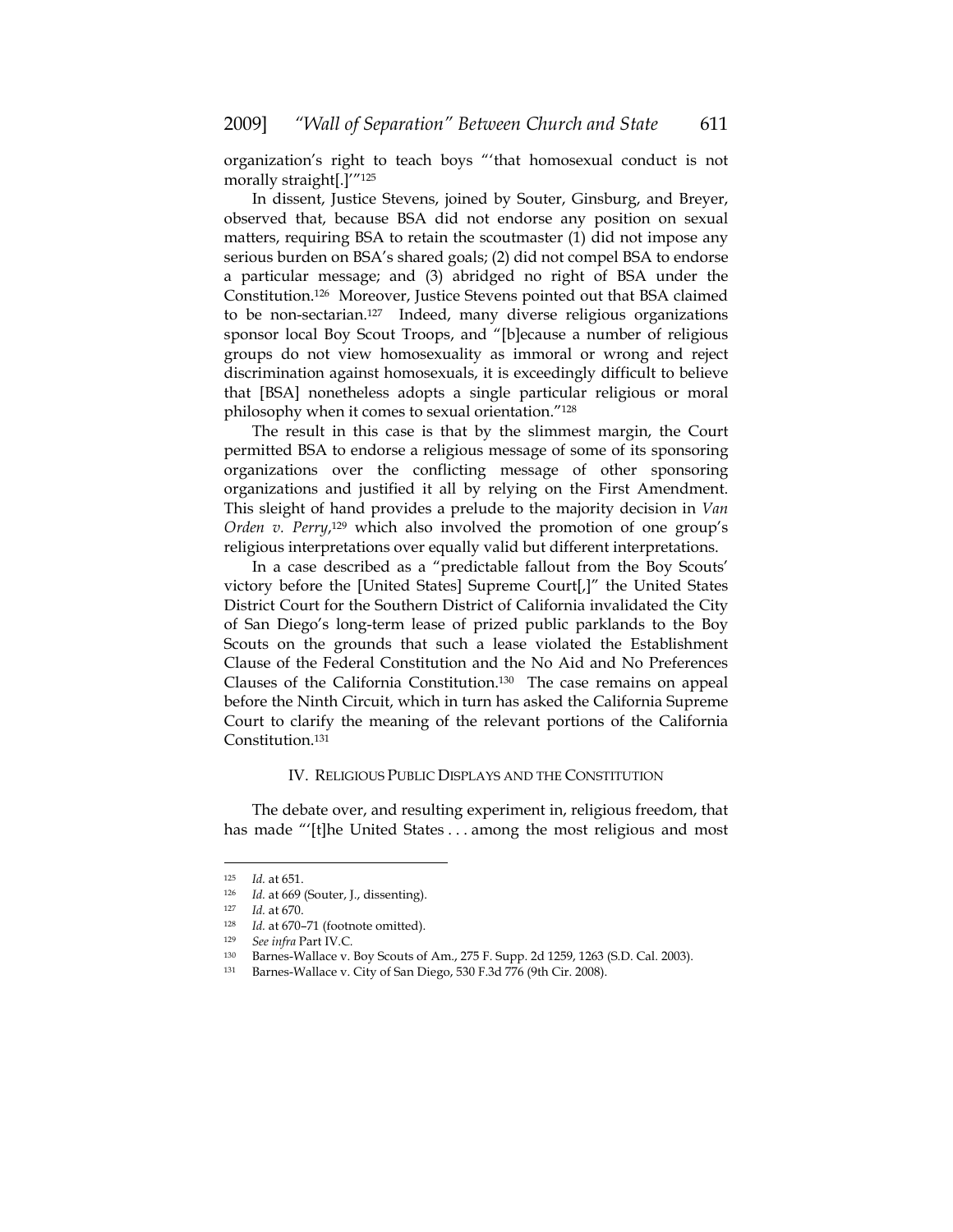organization's right to teach boys "'that homosexual conduct is not morally straight[.]'"[125]

In dissent, Justice Stevens, joined by Souter, Ginsburg, and Breyer, observed that, because BSA did not endorse any position on sexual matters, requiring BSA to retain the scoutmaster (1) did not impose any serious burden on BSA's shared goals; (2) did not compel BSA to endorse a particular message; and (3) abridged no right of BSA under the Constitution.[126] Moreover, Justice Stevens pointed out that BSA claimed to be non-sectarian.[127] Indeed, many diverse religious organizations sponsor local Boy Scout Troops, and "[b]ecause a number of religious groups do not view homosexuality as immoral or wrong and reject discrimination against homosexuals, it is exceedingly difficult to believe that [BSA] nonetheless adopts a single particular religious or moral philosophy when it comes to sexual orientation."[128]

The result in this case is that by the slimmest margin, the Court permitted BSA to endorse a religious message of some of its sponsoring organizations over the conflicting message of other sponsoring organizations and justified it all by relying on the First Amendment. This sleight of hand provides a prelude to the majority decision in *Van Orden v. Perry*,[129] which also involved the promotion of one group's religious interpretations over equally valid but different interpretations.

In a case described as a "predictable fallout from the Boy Scouts' victory before the [United States] Supreme Court[,]" the United States District Court for the Southern District of California invalidated the City of San Diego's long-term lease of prized public parklands to the Boy Scouts on the grounds that such a lease violated the Establishment Clause of the Federal Constitution and the No Aid and No Preferences Clauses of the California Constitution.[130] The case remains on appeal before the Ninth Circuit, which in turn has asked the California Supreme Court to clarify the meaning of the relevant portions of the California Constitution.[131]

## IV. RELIGIOUS PUBLIC DISPLAYS AND THE CONSTITUTION

The debate over, and resulting experiment in, religious freedom, that has made "'[t]he United States . . . among the most religious and most

---

[125] *Id.* at 651.

[126] *Id.* at 669 (Souter, J., dissenting).

[127] *Id.* at 670.

[128] *Id.* at 670–71 (footnote omitted).

[129] *See infra* Part IV.C.

[130] Barnes-Wallace v. Boy Scouts of Am., 275 F. Supp. 2d 1259, 1263 (S.D. Cal. 2003).

[131] Barnes-Wallace v. City of San Diego, 530 F.3d 776 (9th Cir. 2008).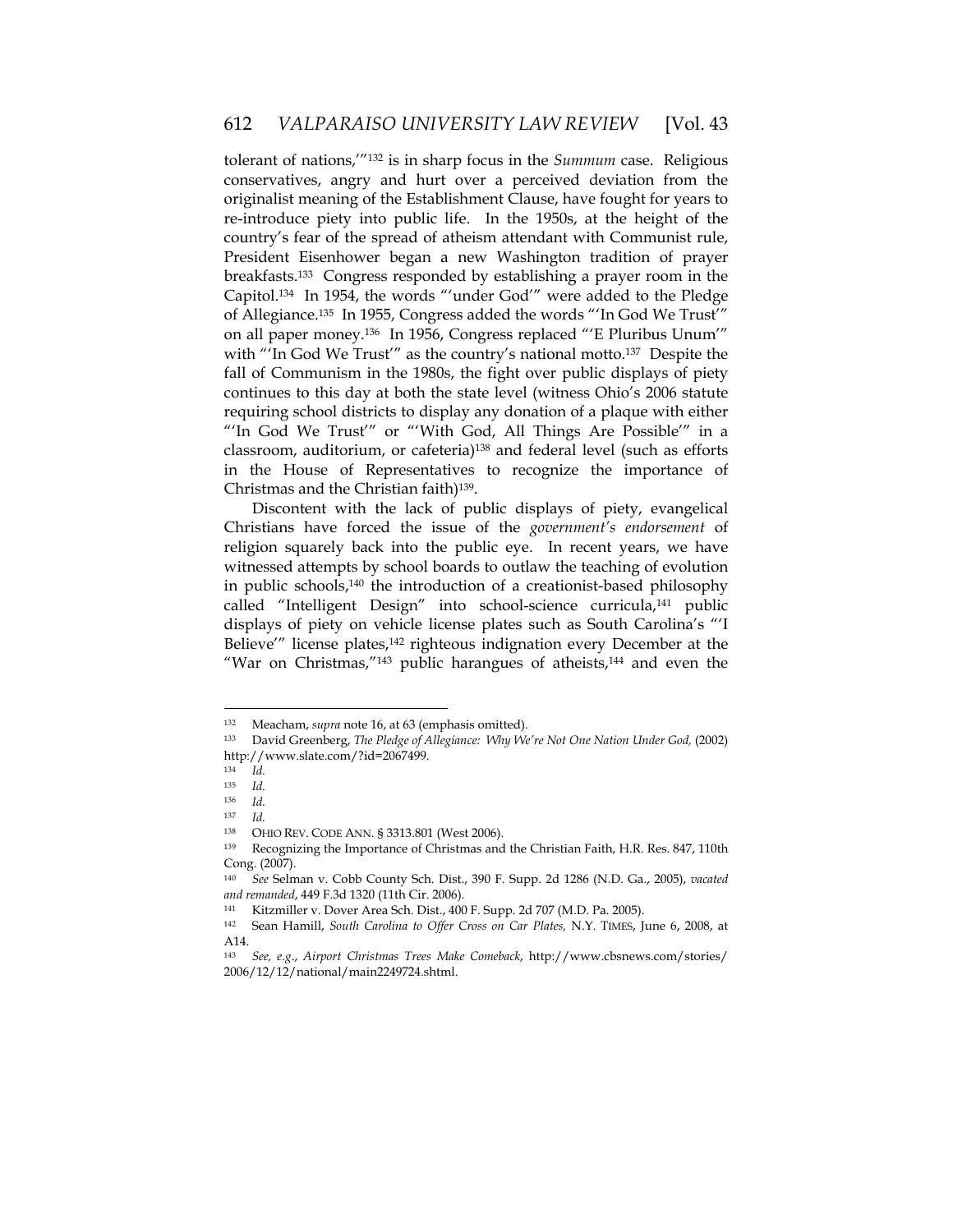tolerant of nations,'"[132] is in sharp focus in the *Summum* case. Religious conservatives, angry and hurt over a perceived deviation from the originalist meaning of the Establishment Clause, have fought for years to re-introduce piety into public life. In the 1950s, at the height of the country's fear of the spread of atheism attendant with Communist rule, President Eisenhower began a new Washington tradition of prayer breakfasts.[133] Congress responded by establishing a prayer room in the Capitol.[134] In 1954, the words "'under God'" were added to the Pledge of Allegiance.[135] In 1955, Congress added the words "'In God We Trust'" on all paper money.[136] In 1956, Congress replaced "'E Pluribus Unum'" with "'In God We Trust'" as the country's national motto.[137] Despite the fall of Communism in the 1980s, the fight over public displays of piety continues to this day at both the state level (witness Ohio's 2006 statute requiring school districts to display any donation of a plaque with either "'In God We Trust'" or "'With God, All Things Are Possible'" in a classroom, auditorium, or cafeteria)[138] and federal level (such as efforts in the House of Representatives to recognize the importance of Christmas and the Christian faith)[139].

Discontent with the lack of public displays of piety, evangelical Christians have forced the issue of the *government's endorsement* of religion squarely back into the public eye. In recent years, we have witnessed attempts by school boards to outlaw the teaching of evolution in public schools,[140] the introduction of a creationist-based philosophy called "Intelligent Design" into school-science curricula,[141] public displays of piety on vehicle license plates such as South Carolina's "'I Believe'" license plates,[142] righteous indignation every December at the "War on Christmas,"[143] public harangues of atheists,[144] and even the

---

[132] Meacham, *supra* note 16, at 63 (emphasis omitted).

[133] David Greenberg, *The Pledge of Allegiance: Why We're Not One Nation Under God,* (2002) http://www.slate.com/?id=2067499.

[134] *Id.*

[135] *Id.*

[136] *Id.*

[137] *Id.*

[138] OHIO REV. CODE ANN. § 3313.801 (West 2006).

[139] Recognizing the Importance of Christmas and the Christian Faith, H.R. Res. 847, 110th Cong. (2007).

[140] *See* Selman v. Cobb County Sch. Dist., 390 F. Supp. 2d 1286 (N.D. Ga., 2005), *vacated and remanded*, 449 F.3d 1320 (11th Cir. 2006).

[141] Kitzmiller v. Dover Area Sch. Dist., 400 F. Supp. 2d 707 (M.D. Pa. 2005).

[142] Sean Hamill, *South Carolina to Offer Cross on Car Plates,* N.Y. TIMES, June 6, 2008, at A14.

[143] *See, e.g.*, *Airport Christmas Trees Make Comeback*, http://www.cbsnews.com/stories/2006/12/12/national/main2249724.shtml.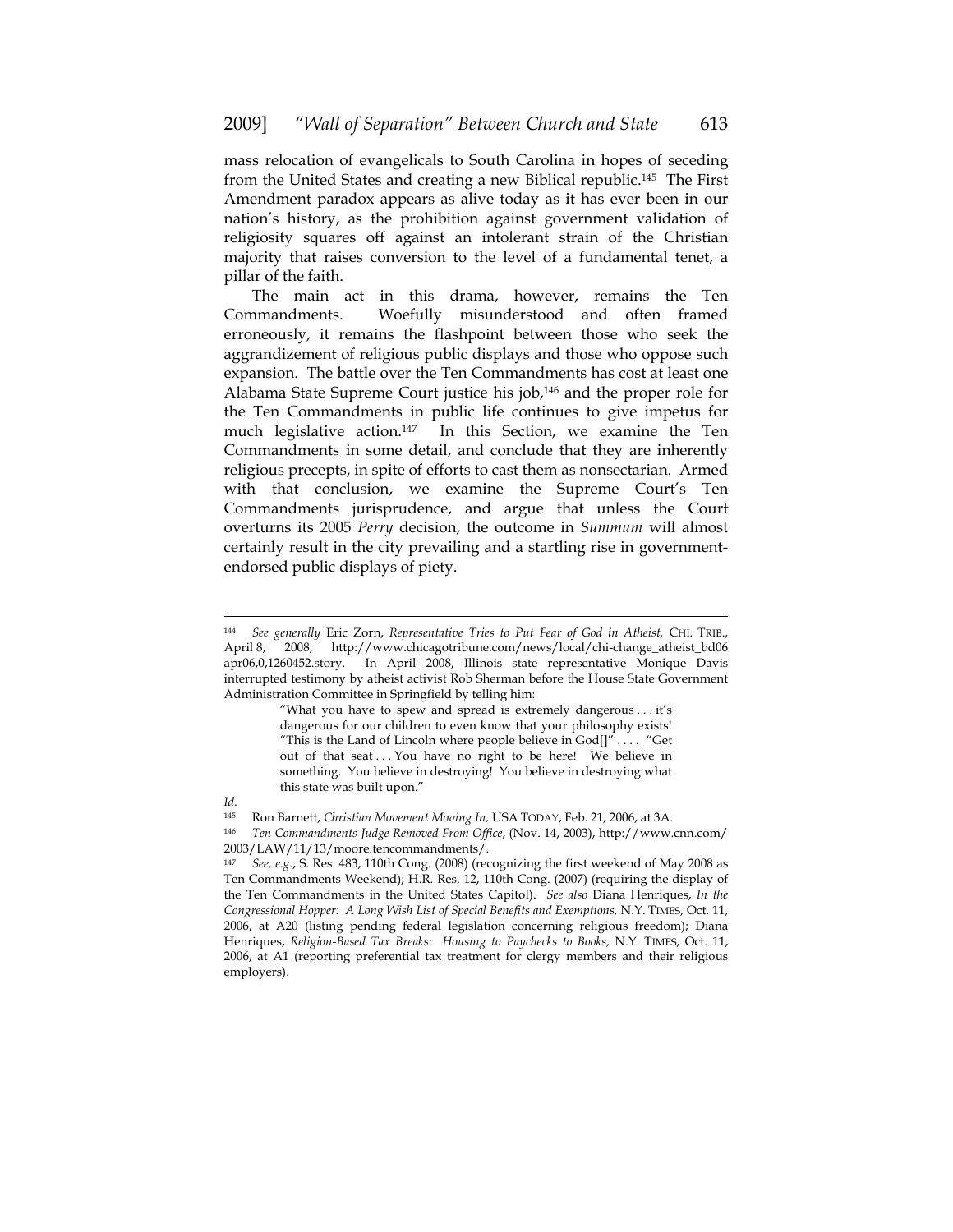mass relocation of evangelicals to South Carolina in hopes of seceding from the United States and creating a new Biblical republic.[145] The First Amendment paradox appears as alive today as it has ever been in our nation's history, as the prohibition against government validation of religiosity squares off against an intolerant strain of the Christian majority that raises conversion to the level of a fundamental tenet, a pillar of the faith.

The main act in this drama, however, remains the Ten Commandments. Woefully misunderstood and often framed erroneously, it remains the flashpoint between those who seek the aggrandizement of religious public displays and those who oppose such expansion. The battle over the Ten Commandments has cost at least one Alabama State Supreme Court justice his job,[146] and the proper role for the Ten Commandments in public life continues to give impetus for much legislative action.[147] In this Section, we examine the Ten Commandments in some detail, and conclude that they are inherently religious precepts, in spite of efforts to cast them as nonsectarian. Armed with that conclusion, we examine the Supreme Court's Ten Commandments jurisprudence, and argue that unless the Court overturns its 2005 *Perry* decision, the outcome in *Summum* will almost certainly result in the city prevailing and a startling rise in government-endorsed public displays of piety.

---

[144] *See generally* Eric Zorn, *Representative Tries to Put Fear of God in Atheist,* CHI. TRIB., April 8, 2008, http://www.chicagotribune.com/news/local/chi-change_atheist_bd06 apr06,0,1260452.story. In April 2008, Illinois state representative Monique Davis interrupted testimony by atheist activist Rob Sherman before the House State Government Administration Committee in Springfield by telling him:

> "What you have to spew and spread is extremely dangerous . . . it's dangerous for our children to even know that your philosophy exists! "This is the Land of Lincoln where people believe in God[]" . . . . "Get out of that seat . . . You have no right to be here! We believe in something. You believe in destroying! You believe in destroying what this state was built upon."

*Id.*

[145] Ron Barnett, *Christian Movement Moving In,* USA TODAY, Feb. 21, 2006, at 3A.

[146] *Ten Commandments Judge Removed From Office*, (Nov. 14, 2003), http://www.cnn.com/2003/LAW/11/13/moore.tencommandments/.

[147] *See, e.g.*, S. Res. 483, 110th Cong. (2008) (recognizing the first weekend of May 2008 as Ten Commandments Weekend); H.R. Res. 12, 110th Cong. (2007) (requiring the display of the Ten Commandments in the United States Capitol). *See also* Diana Henriques, *In the Congressional Hopper: A Long Wish List of Special Benefits and Exemptions,* N.Y. TIMES, Oct. 11, 2006, at A20 (listing pending federal legislation concerning religious freedom); Diana Henriques, *Religion-Based Tax Breaks: Housing to Paychecks to Books,* N.Y. TIMES, Oct. 11, 2006, at A1 (reporting preferential tax treatment for clergy members and their religious employers).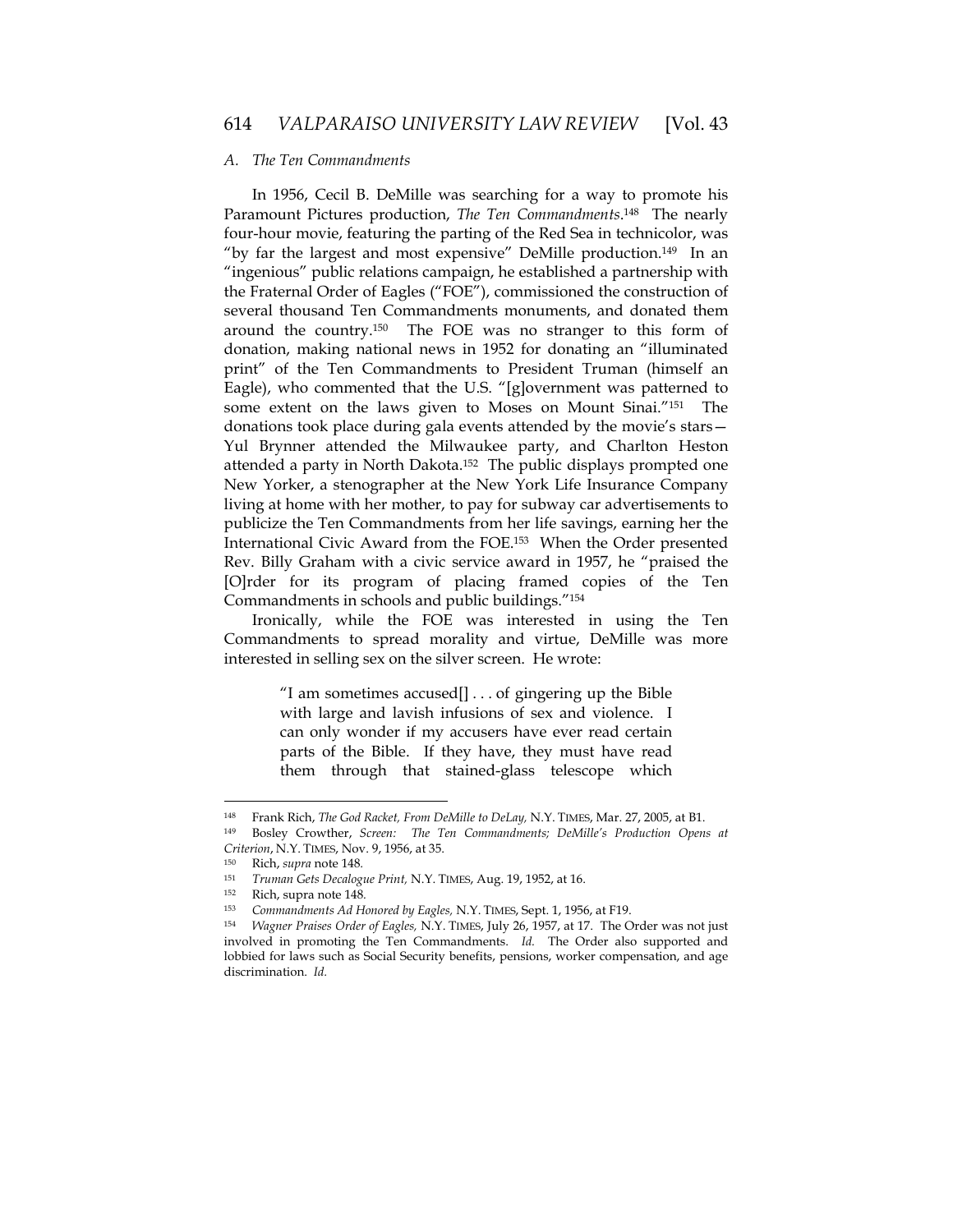### A. The Ten Commandments

In 1956, Cecil B. DeMille was searching for a way to promote his Paramount Pictures production, *The Ten Commandments*.[148] The nearly four-hour movie, featuring the parting of the Red Sea in technicolor, was "by far the largest and most expensive" DeMille production.[149] In an "ingenious" public relations campaign, he established a partnership with the Fraternal Order of Eagles ("FOE"), commissioned the construction of several thousand Ten Commandments monuments, and donated them around the country.[150] The FOE was no stranger to this form of donation, making national news in 1952 for donating an "illuminated print" of the Ten Commandments to President Truman (himself an Eagle), who commented that the U.S. "[g]overnment was patterned to some extent on the laws given to Moses on Mount Sinai."[151] The donations took place during gala events attended by the movie's stars—Yul Brynner attended the Milwaukee party, and Charlton Heston attended a party in North Dakota.[152] The public displays prompted one New Yorker, a stenographer at the New York Life Insurance Company living at home with her mother, to pay for subway car advertisements to publicize the Ten Commandments from her life savings, earning her the International Civic Award from the FOE.[153] When the Order presented Rev. Billy Graham with a civic service award in 1957, he "praised the [O]rder for its program of placing framed copies of the Ten Commandments in schools and public buildings."[154]

Ironically, while the FOE was interested in using the Ten Commandments to spread morality and virtue, DeMille was more interested in selling sex on the silver screen. He wrote:

> "I am sometimes accused[] . . . of gingering up the Bible with large and lavish infusions of sex and violence. I can only wonder if my accusers have ever read certain parts of the Bible. If they have, they must have read them through that stained-glass telescope which

---

148 Frank Rich, *The God Racket, From DeMille to DeLay,* N.Y. TIMES, Mar. 27, 2005, at B1.

149 Bosley Crowther, *Screen: The Ten Commandments; DeMille's Production Opens at Criterion*, N.Y. TIMES, Nov. 9, 1956, at 35.

150 Rich, *supra* note 148.

151 *Truman Gets Decalogue Print,* N.Y. TIMES, Aug. 19, 1952, at 16.

152 Rich, supra note 148.

153 *Commandments Ad Honored by Eagles,* N.Y. TIMES, Sept. 1, 1956, at F19.

154 *Wagner Praises Order of Eagles,* N.Y. TIMES, July 26, 1957, at 17. The Order was not just involved in promoting the Ten Commandments. *Id.* The Order also supported and lobbied for laws such as Social Security benefits, pensions, worker compensation, and age discrimination. *Id.*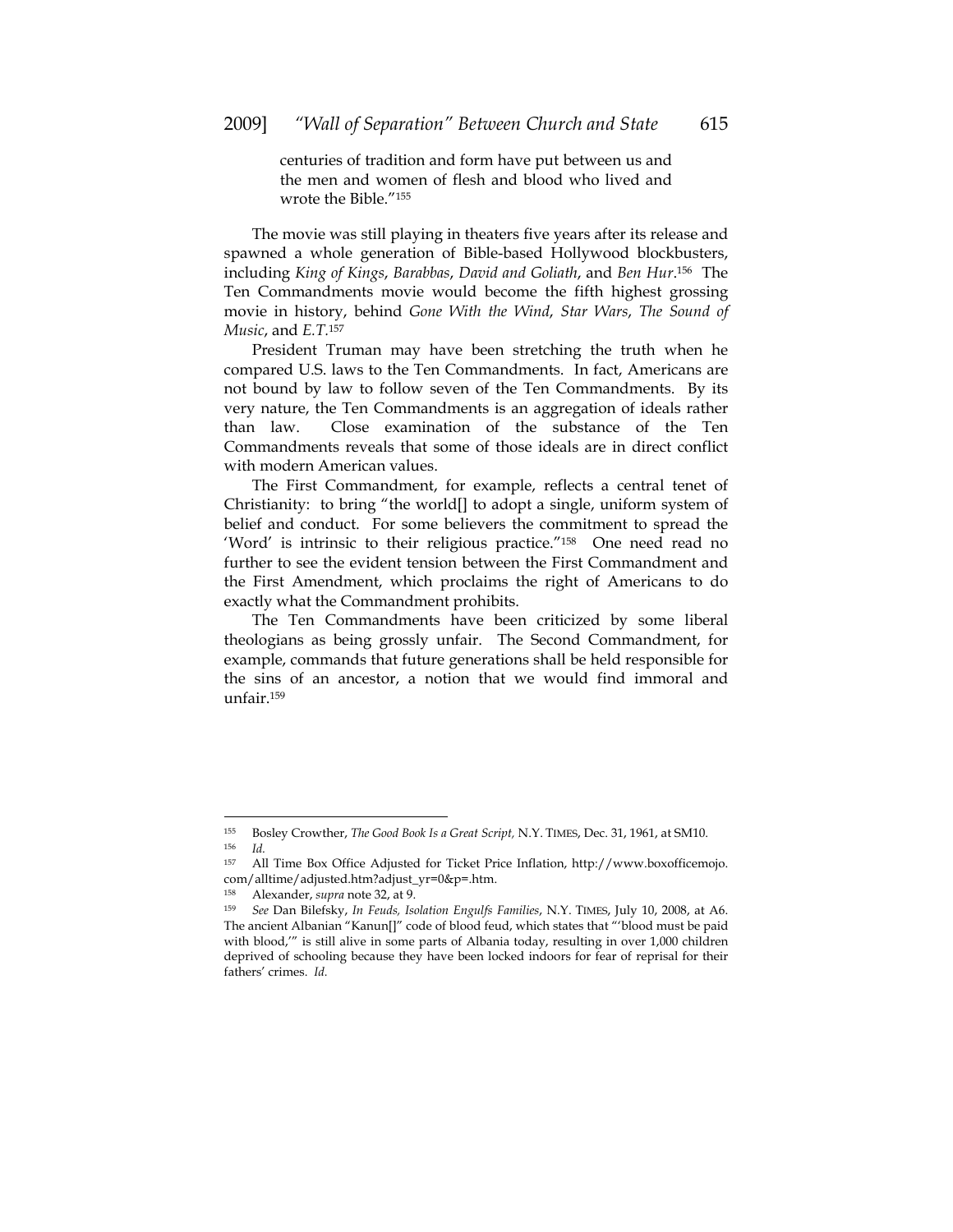> centuries of tradition and form have put between us and the men and women of flesh and blood who lived and wrote the Bible."[155]

The movie was still playing in theaters five years after its release and spawned a whole generation of Bible-based Hollywood blockbusters, including *King of Kings*, *Barabbas*, *David and Goliath*, and *Ben Hur*.[156] The Ten Commandments movie would become the fifth highest grossing movie in history, behind *Gone With the Wind*, *Star Wars*, *The Sound of Music*, and *E.T.*[157]

President Truman may have been stretching the truth when he compared U.S. laws to the Ten Commandments. In fact, Americans are not bound by law to follow seven of the Ten Commandments. By its very nature, the Ten Commandments is an aggregation of ideals rather than law. Close examination of the substance of the Ten Commandments reveals that some of those ideals are in direct conflict with modern American values.

The First Commandment, for example, reflects a central tenet of Christianity: to bring "the world[] to adopt a single, uniform system of belief and conduct. For some believers the commitment to spread the 'Word' is intrinsic to their religious practice."[158] One need read no further to see the evident tension between the First Commandment and the First Amendment, which proclaims the right of Americans to do exactly what the Commandment prohibits.

The Ten Commandments have been criticized by some liberal theologians as being grossly unfair. The Second Commandment, for example, commands that future generations shall be held responsible for the sins of an ancestor, a notion that we would find immoral and unfair.[159]

---

155 Bosley Crowther, *The Good Book Is a Great Script,* N.Y. TIMES, Dec. 31, 1961, at SM10.

156 *Id.*

157 All Time Box Office Adjusted for Ticket Price Inflation, http://www.boxofficemojo.com/alltime/adjusted.htm?adjust_yr=0&p=.htm.

158 Alexander, *supra* note 32, at 9.

159 *See* Dan Bilefsky, *In Feuds, Isolation Engulfs Families*, N.Y. TIMES, July 10, 2008, at A6. The ancient Albanian "Kanun[]" code of blood feud, which states that "'blood must be paid with blood,'" is still alive in some parts of Albania today, resulting in over 1,000 children deprived of schooling because they have been locked indoors for fear of reprisal for their fathers' crimes. *Id.*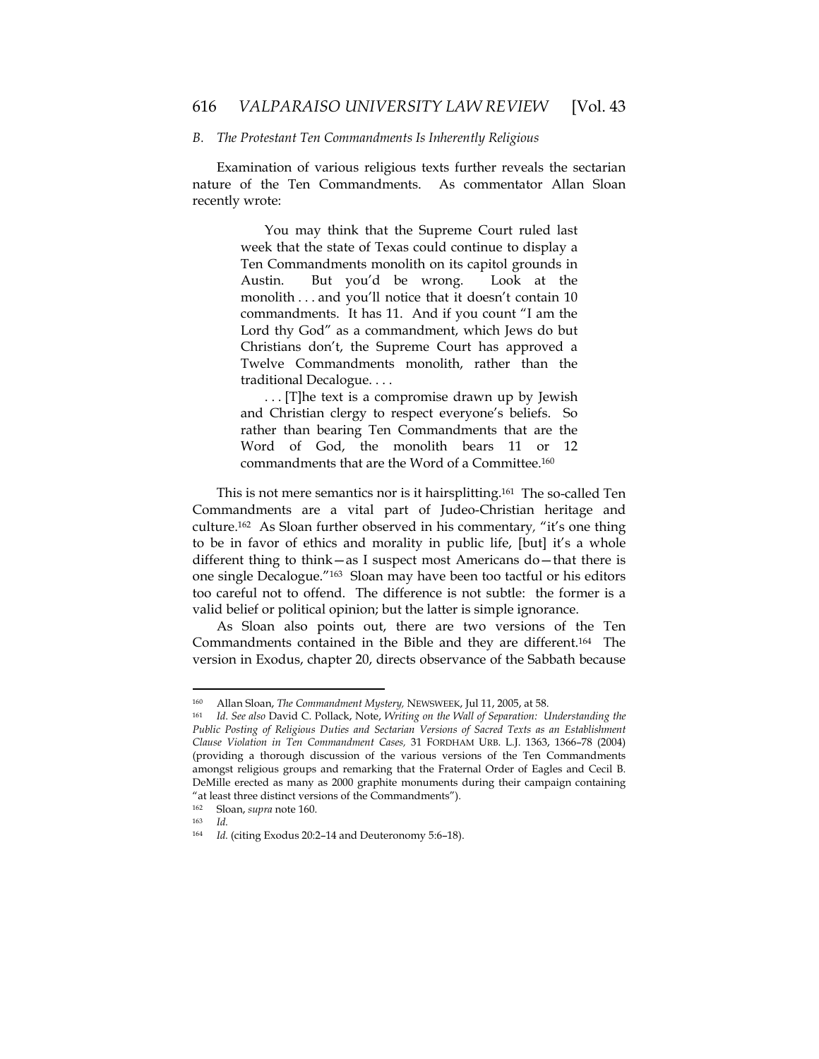### *B. The Protestant Ten Commandments Is Inherently Religious*

Examination of various religious texts further reveals the sectarian nature of the Ten Commandments. As commentator Allan Sloan recently wrote:

> You may think that the Supreme Court ruled last week that the state of Texas could continue to display a Ten Commandments monolith on its capitol grounds in Austin. But you'd be wrong. Look at the monolith . . . and you'll notice that it doesn't contain 10 commandments. It has 11. And if you count "I am the Lord thy God" as a commandment, which Jews do but Christians don't, the Supreme Court has approved a Twelve Commandments monolith, rather than the traditional Decalogue. . . .
>
> . . . [T]he text is a compromise drawn up by Jewish and Christian clergy to respect everyone's beliefs. So rather than bearing Ten Commandments that are the Word of God, the monolith bears 11 or 12 commandments that are the Word of a Committee.[160]

This is not mere semantics nor is it hairsplitting.[161] The so-called Ten Commandments are a vital part of Judeo-Christian heritage and culture.[162] As Sloan further observed in his commentary, "it's one thing to be in favor of ethics and morality in public life, [but] it's a whole different thing to think—as I suspect most Americans do—that there is one single Decalogue."[163] Sloan may have been too tactful or his editors too careful not to offend. The difference is not subtle: the former is a valid belief or political opinion; but the latter is simple ignorance.

As Sloan also points out, there are two versions of the Ten Commandments contained in the Bible and they are different.[164] The version in Exodus, chapter 20, directs observance of the Sabbath because

---

[160] Allan Sloan, *The Commandment Mystery*, NEWSWEEK, Jul 11, 2005, at 58.

[161] *Id. See also* David C. Pollack, Note, *Writing on the Wall of Separation: Understanding the Public Posting of Religious Duties and Sectarian Versions of Sacred Texts as an Establishment Clause Violation in Ten Commandment Cases,* 31 FORDHAM URB. L.J. 1363, 1366–78 (2004) (providing a thorough discussion of the various versions of the Ten Commandments amongst religious groups and remarking that the Fraternal Order of Eagles and Cecil B. DeMille erected as many as 2000 graphite monuments during their campaign containing "at least three distinct versions of the Commandments").

[162] Sloan, *supra* note 160.

[163] *Id.*

[164] *Id.* (citing Exodus 20:2–14 and Deuteronomy 5:6–18).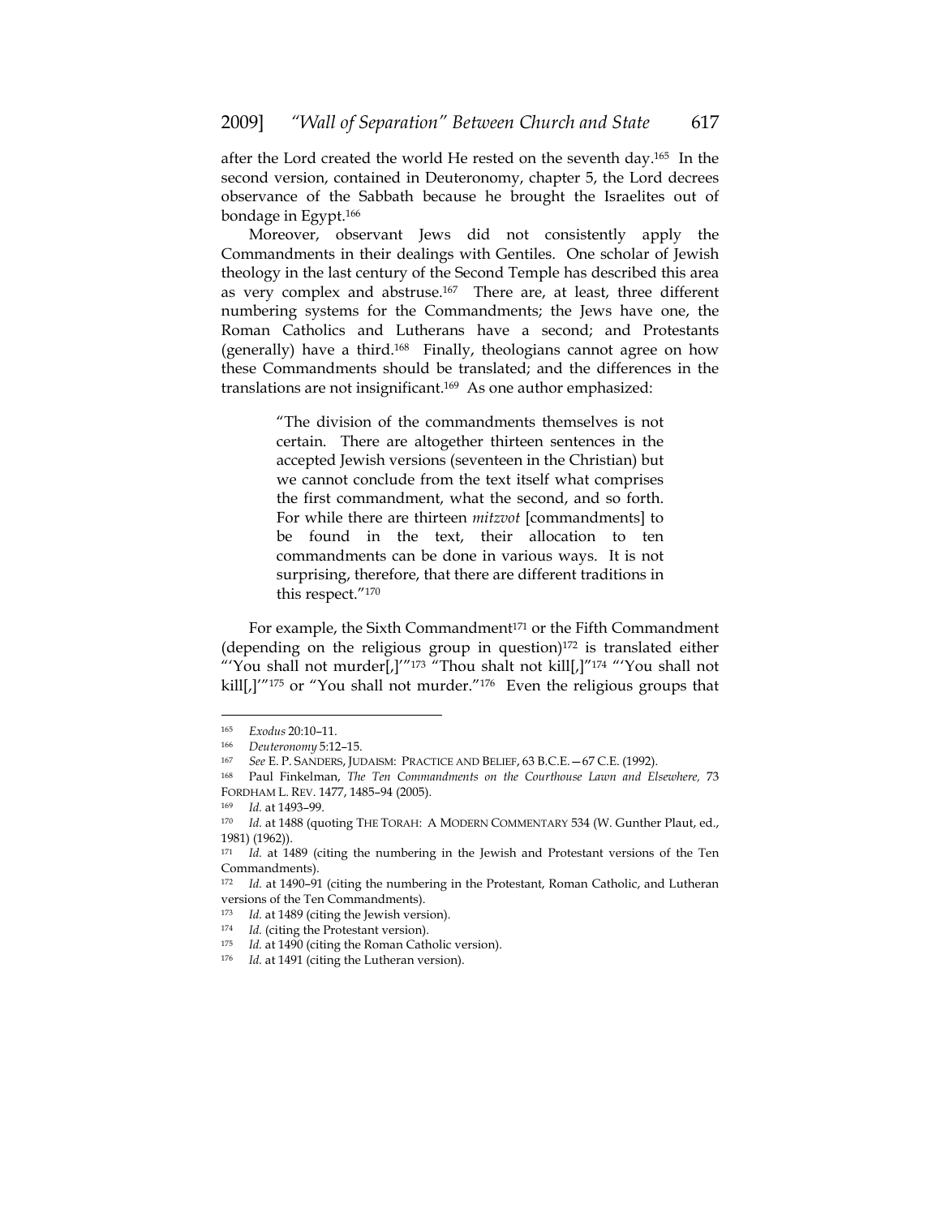after the Lord created the world He rested on the seventh day.[165] In the second version, contained in Deuteronomy, chapter 5, the Lord decrees observance of the Sabbath because he brought the Israelites out of bondage in Egypt.[166]

Moreover, observant Jews did not consistently apply the Commandments in their dealings with Gentiles. One scholar of Jewish theology in the last century of the Second Temple has described this area as very complex and abstruse.[167] There are, at least, three different numbering systems for the Commandments; the Jews have one, the Roman Catholics and Lutherans have a second; and Protestants (generally) have a third.[168] Finally, theologians cannot agree on how these Commandments should be translated; and the differences in the translations are not insignificant.[169] As one author emphasized:

> "The division of the commandments themselves is not certain. There are altogether thirteen sentences in the accepted Jewish versions (seventeen in the Christian) but we cannot conclude from the text itself what comprises the first commandment, what the second, and so forth. For while there are thirteen *mitzvot* [commandments] to be found in the text, their allocation to ten commandments can be done in various ways. It is not surprising, therefore, that there are different traditions in this respect."[170]

For example, the Sixth Commandment[171] or the Fifth Commandment (depending on the religious group in question)[172] is translated either "'You shall not murder[,]'"[173] "Thou shalt not kill[,]"[174] "'You shall not kill[,]'"[175] or "You shall not murder."[176] Even the religious groups that

---

[165] *Exodus* 20:10–11.

[166] *Deuteronomy* 5:12–15.

[167] *See* E. P. SANDERS, JUDAISM: PRACTICE AND BELIEF, 63 B.C.E.—67 C.E. (1992).

[168] Paul Finkelman, *The Ten Commandments on the Courthouse Lawn and Elsewhere,* 73 FORDHAM L. REV. 1477, 1485–94 (2005).

[169] *Id.* at 1493–99.

[170] *Id.* at 1488 (quoting THE TORAH: A MODERN COMMENTARY 534 (W. Gunther Plaut, ed., 1981) (1962)).

[171] *Id.* at 1489 (citing the numbering in the Jewish and Protestant versions of the Ten Commandments).

[172] *Id.* at 1490–91 (citing the numbering in the Protestant, Roman Catholic, and Lutheran versions of the Ten Commandments).

[173] *Id.* at 1489 (citing the Jewish version).

[174] *Id.* (citing the Protestant version).

[175] *Id.* at 1490 (citing the Roman Catholic version).

[176] *Id.* at 1491 (citing the Lutheran version).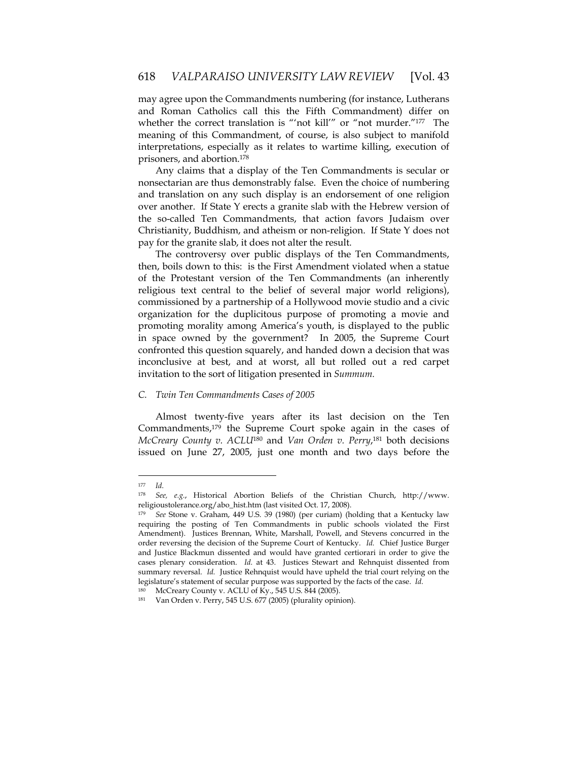may agree upon the Commandments numbering (for instance, Lutherans and Roman Catholics call this the Fifth Commandment) differ on whether the correct translation is "'not kill'" or "not murder."[177] The meaning of this Commandment, of course, is also subject to manifold interpretations, especially as it relates to wartime killing, execution of prisoners, and abortion.[178]

Any claims that a display of the Ten Commandments is secular or nonsectarian are thus demonstrably false. Even the choice of numbering and translation on any such display is an endorsement of one religion over another. If State Y erects a granite slab with the Hebrew version of the so-called Ten Commandments, that action favors Judaism over Christianity, Buddhism, and atheism or non-religion. If State Y does not pay for the granite slab, it does not alter the result.

The controversy over public displays of the Ten Commandments, then, boils down to this: is the First Amendment violated when a statue of the Protestant version of the Ten Commandments (an inherently religious text central to the belief of several major world religions), commissioned by a partnership of a Hollywood movie studio and a civic organization for the duplicitous purpose of promoting a movie and promoting morality among America's youth, is displayed to the public in space owned by the government? In 2005, the Supreme Court confronted this question squarely, and handed down a decision that was inconclusive at best, and at worst, all but rolled out a red carpet invitation to the sort of litigation presented in *Summum.*

### *C. Twin Ten Commandments Cases of 2005*

Almost twenty-five years after its last decision on the Ten Commandments,[179] the Supreme Court spoke again in the cases of *McCreary County v. ACLU*[180] and *Van Orden v. Perry*,[181] both decisions issued on June 27, 2005, just one month and two days before the

---

[177] *Id.*

[178] *See, e.g.*, Historical Abortion Beliefs of the Christian Church, http://www.religioustolerance.org/abo_hist.htm (last visited Oct. 17, 2008).

[179] *See* Stone v. Graham, 449 U.S. 39 (1980) (per curiam) (holding that a Kentucky law requiring the posting of Ten Commandments in public schools violated the First Amendment). Justices Brennan, White, Marshall, Powell, and Stevens concurred in the order reversing the decision of the Supreme Court of Kentucky. *Id.* Chief Justice Burger and Justice Blackmun dissented and would have granted certiorari in order to give the cases plenary consideration. *Id.* at 43. Justices Stewart and Rehnquist dissented from summary reversal. *Id.* Justice Rehnquist would have upheld the trial court relying on the legislature's statement of secular purpose was supported by the facts of the case. *Id.*

[180] McCreary County v. ACLU of Ky., 545 U.S. 844 (2005).

[181] Van Orden v. Perry, 545 U.S. 677 (2005) (plurality opinion).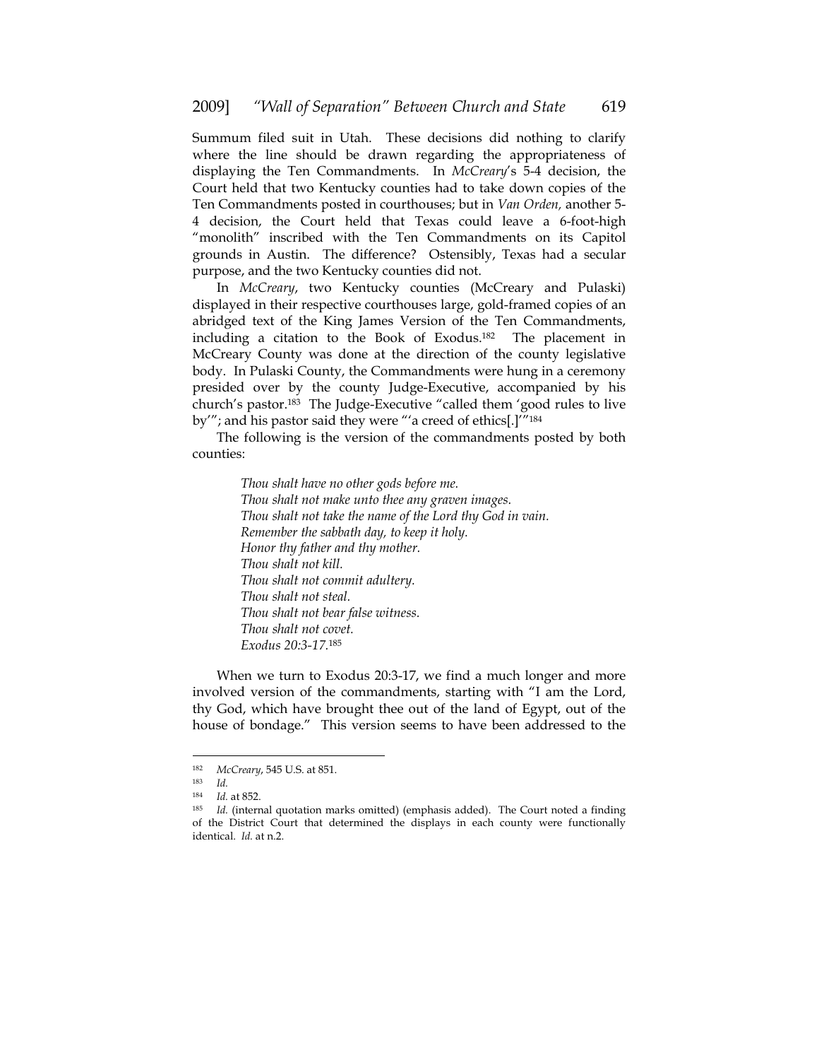Summum filed suit in Utah. These decisions did nothing to clarify where the line should be drawn regarding the appropriateness of displaying the Ten Commandments. In *McCreary*'s 5-4 decision, the Court held that two Kentucky counties had to take down copies of the Ten Commandments posted in courthouses; but in *Van Orden,* another 5-4 decision, the Court held that Texas could leave a 6-foot-high "monolith" inscribed with the Ten Commandments on its Capitol grounds in Austin. The difference? Ostensibly, Texas had a secular purpose, and the two Kentucky counties did not.

In *McCreary*, two Kentucky counties (McCreary and Pulaski) displayed in their respective courthouses large, gold-framed copies of an abridged text of the King James Version of the Ten Commandments, including a citation to the Book of Exodus.[182] The placement in McCreary County was done at the direction of the county legislative body. In Pulaski County, the Commandments were hung in a ceremony presided over by the county Judge-Executive, accompanied by his church's pastor.[183] The Judge-Executive "called them 'good rules to live by'"; and his pastor said they were "'a creed of ethics[.]'"[184]

The following is the version of the commandments posted by both counties:

> *Thou shalt have no other gods before me.*
> *Thou shalt not make unto thee any graven images.*
> *Thou shalt not take the name of the Lord thy God in vain.*
> *Remember the sabbath day, to keep it holy.*
> *Honor thy father and thy mother.*
> *Thou shalt not kill.*
> *Thou shalt not commit adultery.*
> *Thou shalt not steal.*
> *Thou shalt not bear false witness.*
> *Thou shalt not covet.*
> *Exodus 20:3-17.*[185]

When we turn to Exodus 20:3-17, we find a much longer and more involved version of the commandments, starting with "I am the Lord, thy God, which have brought thee out of the land of Egypt, out of the house of bondage." This version seems to have been addressed to the

---

[182] *McCreary*, 545 U.S. at 851.

[183] *Id.*

[184] *Id.* at 852.

[185] *Id.* (internal quotation marks omitted) (emphasis added). The Court noted a finding of the District Court that determined the displays in each county were functionally identical. *Id.* at n.2.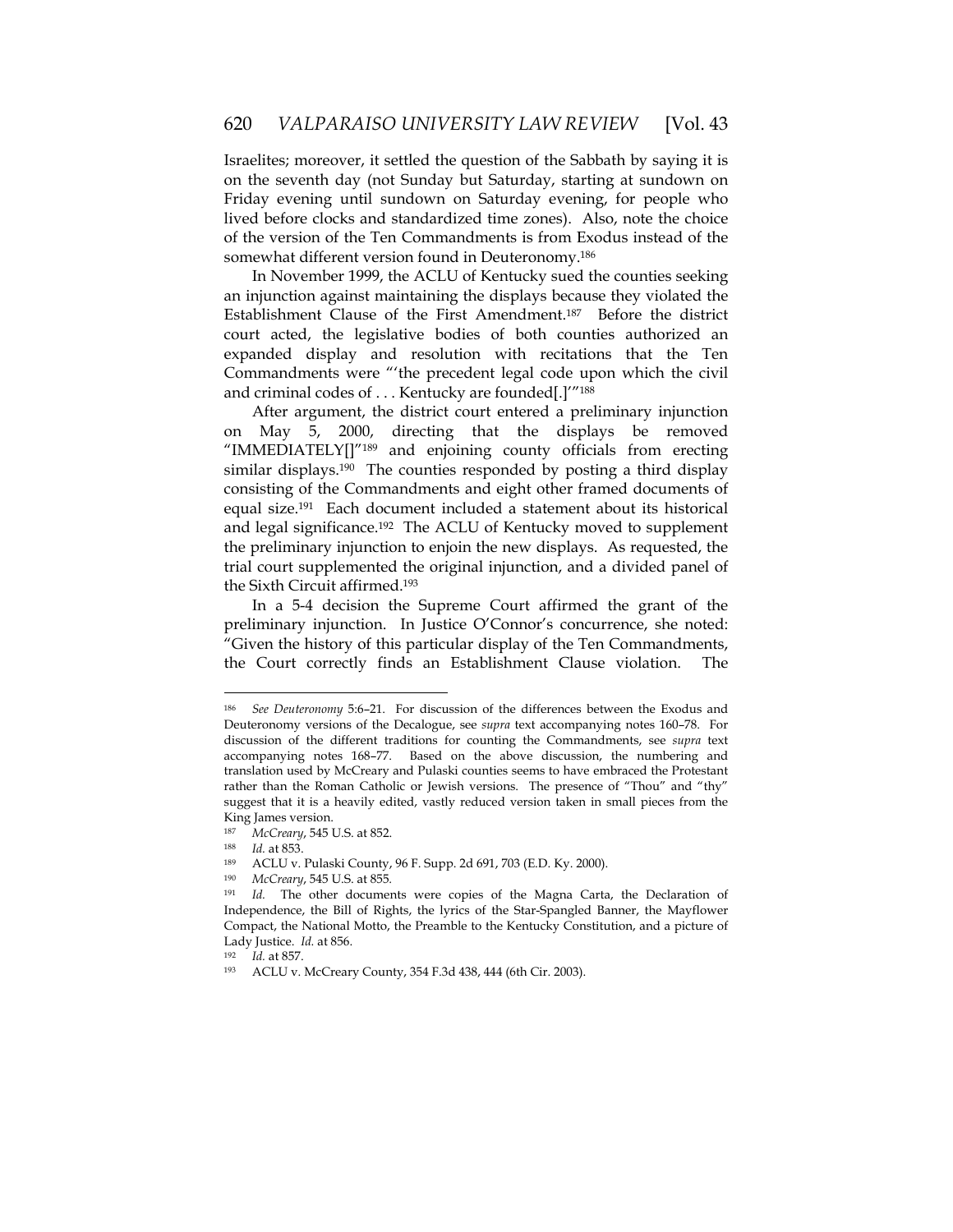Israelites; moreover, it settled the question of the Sabbath by saying it is on the seventh day (not Sunday but Saturday, starting at sundown on Friday evening until sundown on Saturday evening, for people who lived before clocks and standardized time zones). Also, note the choice of the version of the Ten Commandments is from Exodus instead of the somewhat different version found in Deuteronomy.[186]

In November 1999, the ACLU of Kentucky sued the counties seeking an injunction against maintaining the displays because they violated the Establishment Clause of the First Amendment.[187] Before the district court acted, the legislative bodies of both counties authorized an expanded display and resolution with recitations that the Ten Commandments were "'the precedent legal code upon which the civil and criminal codes of . . . Kentucky are founded[.]'"[188]

After argument, the district court entered a preliminary injunction on May 5, 2000, directing that the displays be removed "IMMEDIATELY[]"[189] and enjoining county officials from erecting similar displays.[190] The counties responded by posting a third display consisting of the Commandments and eight other framed documents of equal size.[191] Each document included a statement about its historical and legal significance.[192] The ACLU of Kentucky moved to supplement the preliminary injunction to enjoin the new displays. As requested, the trial court supplemented the original injunction, and a divided panel of the Sixth Circuit affirmed.[193]

In a 5-4 decision the Supreme Court affirmed the grant of the preliminary injunction. In Justice O'Connor's concurrence, she noted: "Given the history of this particular display of the Ten Commandments, the Court correctly finds an Establishment Clause violation. The

---

[186] *See Deuteronomy* 5:6–21. For discussion of the differences between the Exodus and Deuteronomy versions of the Decalogue, see *supra* text accompanying notes 160–78. For discussion of the different traditions for counting the Commandments, see *supra* text accompanying notes 168–77. Based on the above discussion, the numbering and translation used by McCreary and Pulaski counties seems to have embraced the Protestant rather than the Roman Catholic or Jewish versions. The presence of "Thou" and "thy" suggest that it is a heavily edited, vastly reduced version taken in small pieces from the King James version.

[187] *McCreary*, 545 U.S. at 852.

[188] *Id.* at 853.

[189] ACLU v. Pulaski County, 96 F. Supp. 2d 691, 703 (E.D. Ky. 2000).

[190] *McCreary*, 545 U.S. at 855.

[191] *Id.* The other documents were copies of the Magna Carta, the Declaration of Independence, the Bill of Rights, the lyrics of the Star-Spangled Banner, the Mayflower Compact, the National Motto, the Preamble to the Kentucky Constitution, and a picture of Lady Justice. *Id.* at 856.

[192] *Id.* at 857.

[193] ACLU v. McCreary County, 354 F.3d 438, 444 (6th Cir. 2003).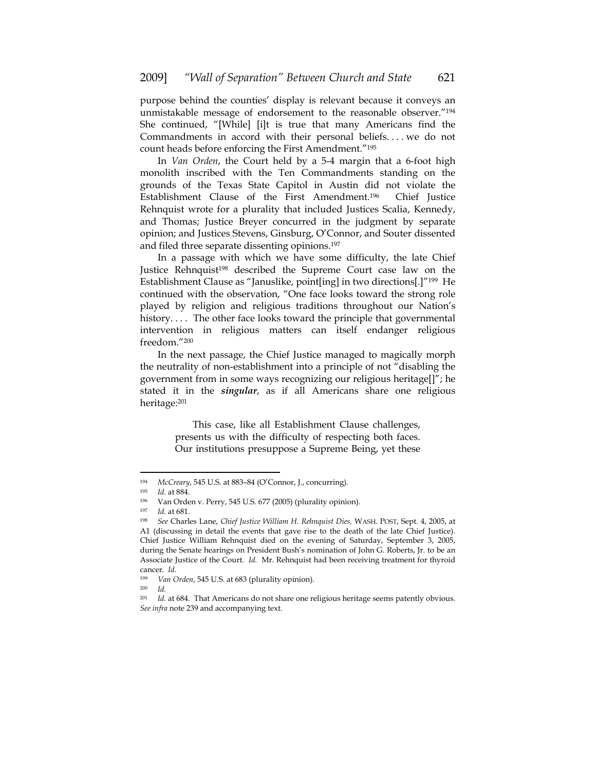purpose behind the counties' display is relevant because it conveys an unmistakable message of endorsement to the reasonable observer."[194] She continued, "[While] [i]t is true that many Americans find the Commandments in accord with their personal beliefs. . . . we do not count heads before enforcing the First Amendment."[195]

In *Van Orden*, the Court held by a 5-4 margin that a 6-foot high monolith inscribed with the Ten Commandments standing on the grounds of the Texas State Capitol in Austin did not violate the Establishment Clause of the First Amendment.[196] Chief Justice Rehnquist wrote for a plurality that included Justices Scalia, Kennedy, and Thomas; Justice Breyer concurred in the judgment by separate opinion; and Justices Stevens, Ginsburg, O'Connor, and Souter dissented and filed three separate dissenting opinions.[197]

In a passage with which we have some difficulty, the late Chief Justice Rehnquist[198] described the Supreme Court case law on the Establishment Clause as "Januslike, point[ing] in two directions[.]"[199] He continued with the observation, "One face looks toward the strong role played by religion and religious traditions throughout our Nation's history. . . . The other face looks toward the principle that governmental intervention in religious matters can itself endanger religious freedom."[200]

In the next passage, the Chief Justice managed to magically morph the neutrality of non-establishment into a principle of not "disabling the government from in some ways recognizing our religious heritage[]"; he stated it in the ***singular***, as if all Americans share one religious heritage:[201]

> This case, like all Establishment Clause challenges, presents us with the difficulty of respecting both faces. Our institutions presuppose a Supreme Being, yet these

---

[194] *McCreary*, 545 U.S. at 883–84 (O'Connor, J., concurring).

[195] *Id.* at 884.

[196] Van Orden v. Perry, 545 U.S. 677 (2005) (plurality opinion).

[197] *Id.* at 681.

[198] *See* Charles Lane, *Chief Justice William H. Rehnquist Dies,* WASH. POST, Sept. 4, 2005, at A1 (discussing in detail the events that gave rise to the death of the late Chief Justice). Chief Justice William Rehnquist died on the evening of Saturday, September 3, 2005, during the Senate hearings on President Bush's nomination of John G. Roberts, Jr. to be an Associate Justice of the Court. *Id.* Mr. Rehnquist had been receiving treatment for thyroid cancer. *Id.*

[199] *Van Orden*, 545 U.S. at 683 (plurality opinion).

[200] *Id.*

[201] *Id.* at 684. That Americans do not share one religious heritage seems patently obvious. *See infra* note 239 and accompanying text.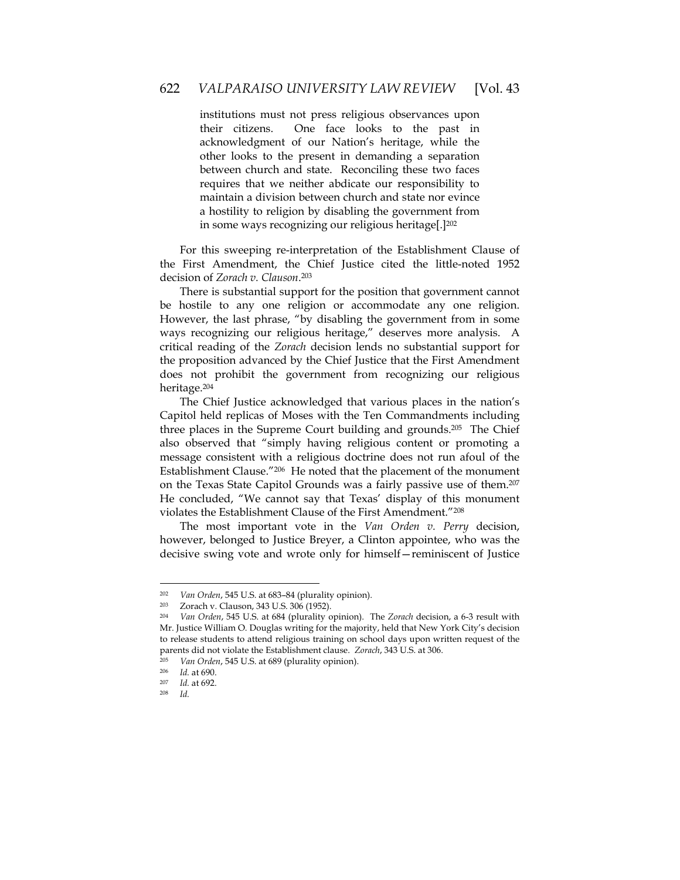> institutions must not press religious observances upon their citizens. One face looks to the past in acknowledgment of our Nation's heritage, while the other looks to the present in demanding a separation between church and state. Reconciling these two faces requires that we neither abdicate our responsibility to maintain a division between church and state nor evince a hostility to religion by disabling the government from in some ways recognizing our religious heritage[.][202]

For this sweeping re-interpretation of the Establishment Clause of the First Amendment, the Chief Justice cited the little-noted 1952 decision of *Zorach v. Clauson*.[203]

There is substantial support for the position that government cannot be hostile to any one religion or accommodate any one religion. However, the last phrase, "by disabling the government from in some ways recognizing our religious heritage," deserves more analysis. A critical reading of the *Zorach* decision lends no substantial support for the proposition advanced by the Chief Justice that the First Amendment does not prohibit the government from recognizing our religious heritage.[204]

The Chief Justice acknowledged that various places in the nation's Capitol held replicas of Moses with the Ten Commandments including three places in the Supreme Court building and grounds.[205] The Chief also observed that "simply having religious content or promoting a message consistent with a religious doctrine does not run afoul of the Establishment Clause."[206] He noted that the placement of the monument on the Texas State Capitol Grounds was a fairly passive use of them.[207] He concluded, "We cannot say that Texas' display of this monument violates the Establishment Clause of the First Amendment."[208]

The most important vote in the *Van Orden v. Perry* decision, however, belonged to Justice Breyer, a Clinton appointee, who was the decisive swing vote and wrote only for himself—reminiscent of Justice

---

[202] *Van Orden*, 545 U.S. at 683–84 (plurality opinion).

[203] Zorach v. Clauson, 343 U.S. 306 (1952).

[204] *Van Orden*, 545 U.S. at 684 (plurality opinion). The *Zorach* decision, a 6-3 result with Mr. Justice William O. Douglas writing for the majority, held that New York City's decision to release students to attend religious training on school days upon written request of the parents did not violate the Establishment clause. *Zorach*, 343 U.S. at 306.

[205] *Van Orden*, 545 U.S. at 689 (plurality opinion).

[206] *Id.* at 690.

[207] *Id.* at 692.

[208] *Id.*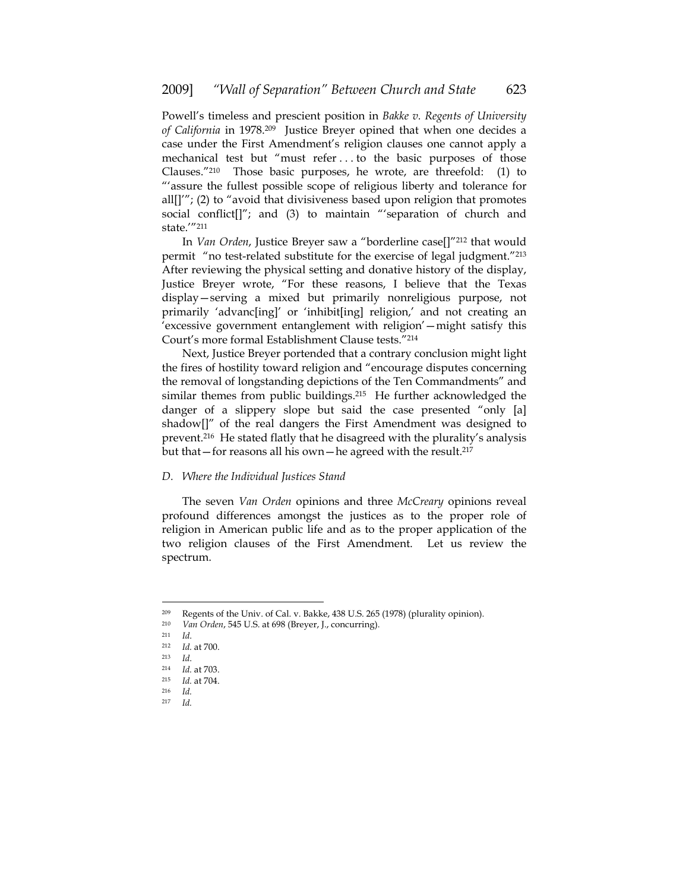Powell's timeless and prescient position in *Bakke v. Regents of University of California* in 1978.[209] Justice Breyer opined that when one decides a case under the First Amendment's religion clauses one cannot apply a mechanical test but "must refer . . . to the basic purposes of those Clauses."[210] Those basic purposes, he wrote, are threefold: (1) to "'assure the fullest possible scope of religious liberty and tolerance for all[]'"; (2) to "avoid that divisiveness based upon religion that promotes social conflict[]"; and (3) to maintain "'separation of church and state.'"[211]

In *Van Orden*, Justice Breyer saw a "borderline case[]"[212] that would permit "no test-related substitute for the exercise of legal judgment."[213] After reviewing the physical setting and donative history of the display, Justice Breyer wrote, "For these reasons, I believe that the Texas display—serving a mixed but primarily nonreligious purpose, not primarily 'advanc[ing]' or 'inhibit[ing] religion,' and not creating an 'excessive government entanglement with religion'—might satisfy this Court's more formal Establishment Clause tests."[214]

Next, Justice Breyer portended that a contrary conclusion might light the fires of hostility toward religion and "encourage disputes concerning the removal of longstanding depictions of the Ten Commandments" and similar themes from public buildings.[215] He further acknowledged the danger of a slippery slope but said the case presented "only [a] shadow[]" of the real dangers the First Amendment was designed to prevent.[216] He stated flatly that he disagreed with the plurality's analysis but that—for reasons all his own—he agreed with the result.[217]

### *D. Where the Individual Justices Stand*

The seven *Van Orden* opinions and three *McCreary* opinions reveal profound differences amongst the justices as to the proper role of religion in American public life and as to the proper application of the two religion clauses of the First Amendment. Let us review the spectrum.

---

[209] Regents of the Univ. of Cal. v. Bakke, 438 U.S. 265 (1978) (plurality opinion).

[210] *Van Orden*, 545 U.S. at 698 (Breyer, J., concurring).

[211] *Id.*

[212] *Id.* at 700.

[213] *Id.*

[214] *Id.* at 703.

[215] *Id.* at 704.

[216] *Id.*

[217] *Id.*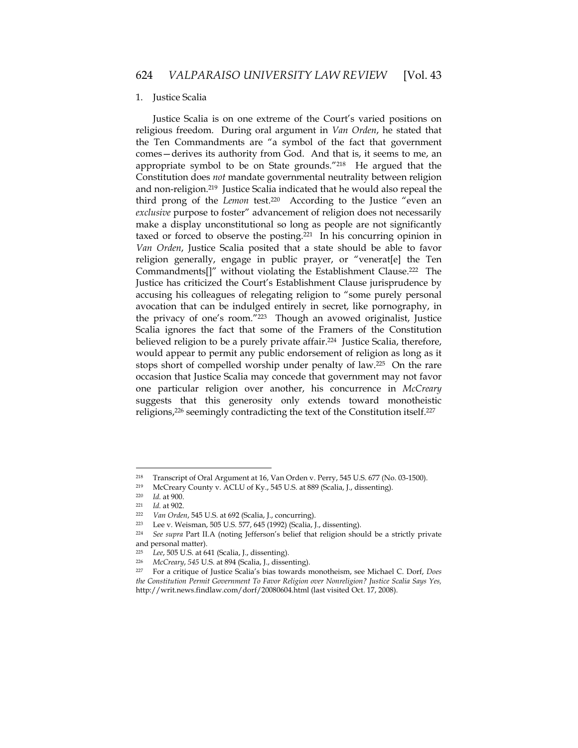### 1. Justice Scalia

Justice Scalia is on one extreme of the Court's varied positions on religious freedom. During oral argument in *Van Orden*, he stated that the Ten Commandments are "a symbol of the fact that government comes—derives its authority from God. And that is, it seems to me, an appropriate symbol to be on State grounds."[218] He argued that the Constitution does *not* mandate governmental neutrality between religion and non-religion.[219] Justice Scalia indicated that he would also repeal the third prong of the *Lemon* test.[220] According to the Justice "even an *exclusive* purpose to foster" advancement of religion does not necessarily make a display unconstitutional so long as people are not significantly taxed or forced to observe the posting.[221] In his concurring opinion in *Van Orden*, Justice Scalia posited that a state should be able to favor religion generally, engage in public prayer, or "venerat[e] the Ten Commandments[]" without violating the Establishment Clause.[222] The Justice has criticized the Court's Establishment Clause jurisprudence by accusing his colleagues of relegating religion to "some purely personal avocation that can be indulged entirely in secret, like pornography, in the privacy of one's room."[223] Though an avowed originalist, Justice Scalia ignores the fact that some of the Framers of the Constitution believed religion to be a purely private affair.[224] Justice Scalia, therefore, would appear to permit any public endorsement of religion as long as it stops short of compelled worship under penalty of law.[225] On the rare occasion that Justice Scalia may concede that government may not favor one particular religion over another, his concurrence in *McCreary* suggests that this generosity only extends toward monotheistic religions,[226] seemingly contradicting the text of the Constitution itself.[227]

---

[218] Transcript of Oral Argument at 16, Van Orden v. Perry, 545 U.S. 677 (No. 03-1500).

[219] McCreary County v. ACLU of Ky., 545 U.S. at 889 (Scalia, J., dissenting).

[220] *Id.* at 900.

[221] *Id.* at 902.

[222] *Van Orden*, 545 U.S. at 692 (Scalia, J., concurring).

[223] Lee v. Weisman, 505 U.S. 577, 645 (1992) (Scalia, J., dissenting).

[224] *See supra* Part II.A (noting Jefferson's belief that religion should be a strictly private and personal matter).

[225] *Lee*, 505 U.S. at 641 (Scalia, J., dissenting).

[226] *McCreary*, *545* U.S. at 894 (Scalia, J., dissenting).

[227] For a critique of Justice Scalia's bias towards monotheism, see Michael C. Dorf, *Does the Constitution Permit Government To Favor Religion over Nonreligion? Justice Scalia Says Yes,* http://writ.news.findlaw.com/dorf/20080604.html (last visited Oct. 17, 2008).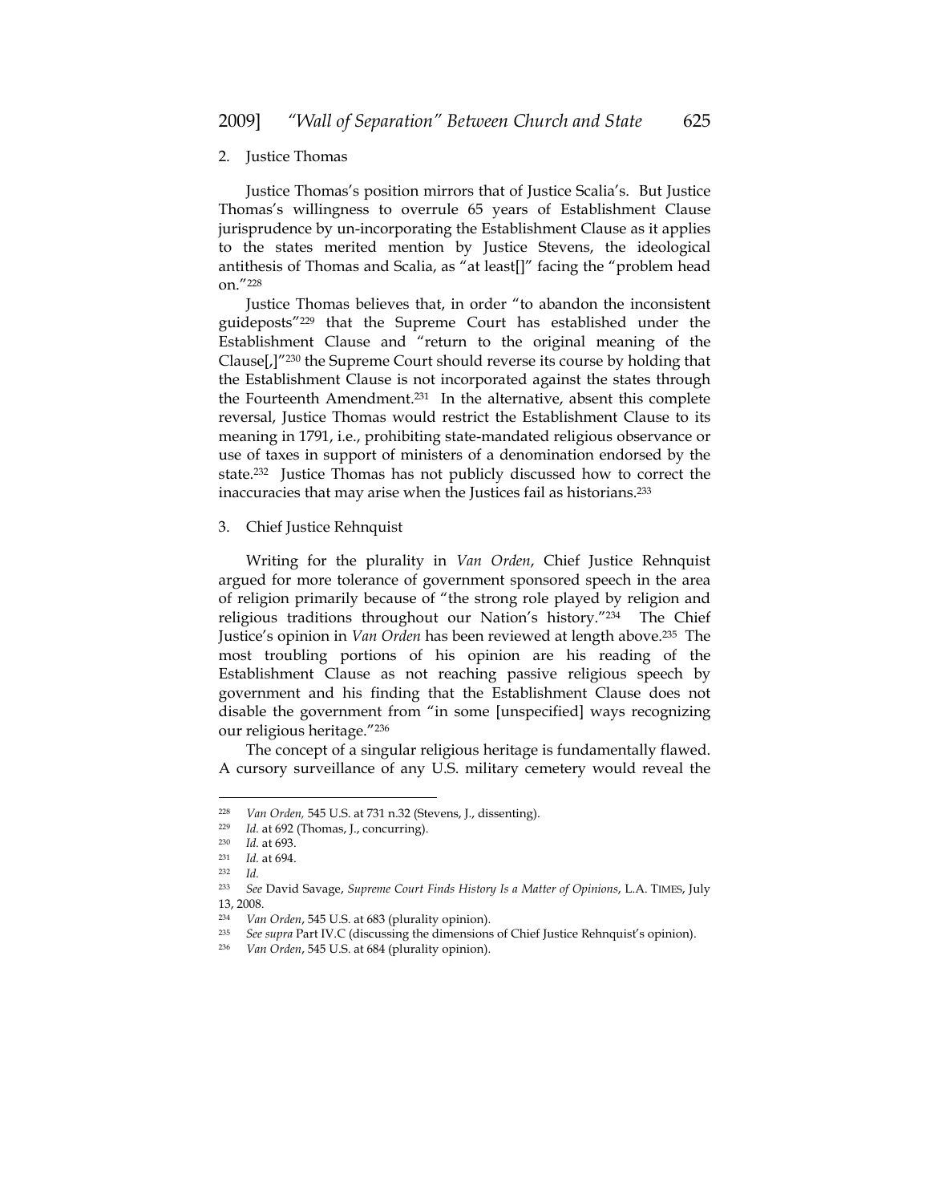### 2. Justice Thomas

Justice Thomas's position mirrors that of Justice Scalia's. But Justice Thomas's willingness to overrule 65 years of Establishment Clause jurisprudence by un-incorporating the Establishment Clause as it applies to the states merited mention by Justice Stevens, the ideological antithesis of Thomas and Scalia, as "at least[]" facing the "problem head on."[228]

Justice Thomas believes that, in order "to abandon the inconsistent guideposts"[229] that the Supreme Court has established under the Establishment Clause and "return to the original meaning of the Clause[,]"[230] the Supreme Court should reverse its course by holding that the Establishment Clause is not incorporated against the states through the Fourteenth Amendment.[231] In the alternative, absent this complete reversal, Justice Thomas would restrict the Establishment Clause to its meaning in 1791, i.e., prohibiting state-mandated religious observance or use of taxes in support of ministers of a denomination endorsed by the state.[232] Justice Thomas has not publicly discussed how to correct the inaccuracies that may arise when the Justices fail as historians.[233]

### 3. Chief Justice Rehnquist

Writing for the plurality in *Van Orden*, Chief Justice Rehnquist argued for more tolerance of government sponsored speech in the area of religion primarily because of "the strong role played by religion and religious traditions throughout our Nation's history."[234] The Chief Justice's opinion in *Van Orden* has been reviewed at length above.[235] The most troubling portions of his opinion are his reading of the Establishment Clause as not reaching passive religious speech by government and his finding that the Establishment Clause does not disable the government from "in some [unspecified] ways recognizing our religious heritage."[236]

The concept of a singular religious heritage is fundamentally flawed. A cursory surveillance of any U.S. military cemetery would reveal the

---

[228] *Van Orden,* 545 U.S. at 731 n.32 (Stevens, J., dissenting).

[229] *Id.* at 692 (Thomas, J., concurring).

[230] *Id.* at 693.

[231] *Id.* at 694.

[232] *Id.*

[233] *See* David Savage, *Supreme Court Finds History Is a Matter of Opinions*, L.A. TIMES, July 13, 2008.

[234] *Van Orden*, 545 U.S. at 683 (plurality opinion).

[235] *See supra* Part IV.C (discussing the dimensions of Chief Justice Rehnquist's opinion).

[236] *Van Orden*, 545 U.S. at 684 (plurality opinion).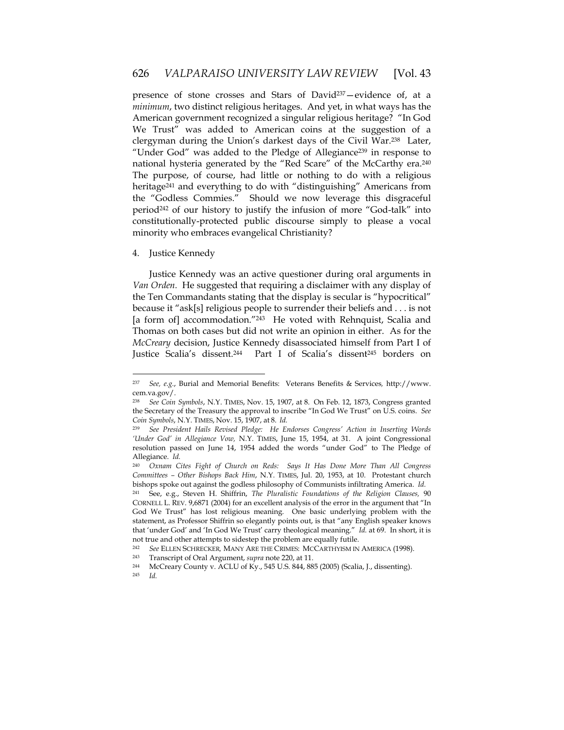presence of stone crosses and Stars of David[237]—evidence of, at a *minimum*, two distinct religious heritages. And yet, in what ways has the American government recognized a singular religious heritage? "In God We Trust" was added to American coins at the suggestion of a clergyman during the Union's darkest days of the Civil War.[238] Later, "Under God" was added to the Pledge of Allegiance[239] in response to national hysteria generated by the "Red Scare" of the McCarthy era.[240] The purpose, of course, had little or nothing to do with a religious heritage[241] and everything to do with "distinguishing" Americans from the "Godless Commies." Should we now leverage this disgraceful period[242] of our history to justify the infusion of more "God-talk" into constitutionally-protected public discourse simply to please a vocal minority who embraces evangelical Christianity?

4. Justice Kennedy

Justice Kennedy was an active questioner during oral arguments in *Van Orden*. He suggested that requiring a disclaimer with any display of the Ten Commandants stating that the display is secular is "hypocritical" because it "ask[s] religious people to surrender their beliefs and . . . is not [a form of] accommodation."[243] He voted with Rehnquist, Scalia and Thomas on both cases but did not write an opinion in either. As for the *McCreary* decision, Justice Kennedy disassociated himself from Part I of Justice Scalia's dissent.[244] Part I of Scalia's dissent[245] borders on

---

[237] *See, e.g.*, Burial and Memorial Benefits: Veterans Benefits & Services*,* http://www.cem.va.gov/.

[238] *See Coin Symbols*, N.Y. TIMES, Nov. 15, 1907, at 8. On Feb. 12, 1873, Congress granted the Secretary of the Treasury the approval to inscribe "In God We Trust" on U.S. coins. *See Coin Symbols*, N.Y. TIMES, Nov. 15, 1907, at 8. *Id.*

[239] *See President Hails Revised Pledge: He Endorses Congress' Action in Inserting Words 'Under God' in Allegiance Vow,* N.Y. TIMES, June 15, 1954, at 31. A joint Congressional resolution passed on June 14, 1954 added the words "under God" to The Pledge of Allegiance. *Id.*

[240] *Oxnam Cites Fight of Church on Reds: Says It Has Done More Than All Congress Committees – Other Bishops Back Him*, N.Y. TIMES, Jul. 20, 1953, at 10. Protestant church bishops spoke out against the godless philosophy of Communists infiltrating America. *Id.*

[241] See, e.g., Steven H. Shiffrin, *The Pluralistic Foundations of the Religion Clauses,* 90 CORNELL L. REV. 9,6871 (2004) for an excellent analysis of the error in the argument that "In God We Trust" has lost religious meaning. One basic underlying problem with the statement, as Professor Shiffrin so elegantly points out, is that "any English speaker knows that 'under God' and 'In God We Trust' carry theological meaning." *Id.* at 69. In short, it is not true and other attempts to sidestep the problem are equally futile.

[242] *See* ELLEN SCHRECKER*,* MANY ARE THE CRIMES: MCCARTHYISM IN AMERICA (1998).

[243] Transcript of Oral Argument, *supra* note 220, at 11.

[244] McCreary County v. ACLU of Ky., 545 U.S. 844, 885 (2005) (Scalia, J., dissenting).

[245] *Id.*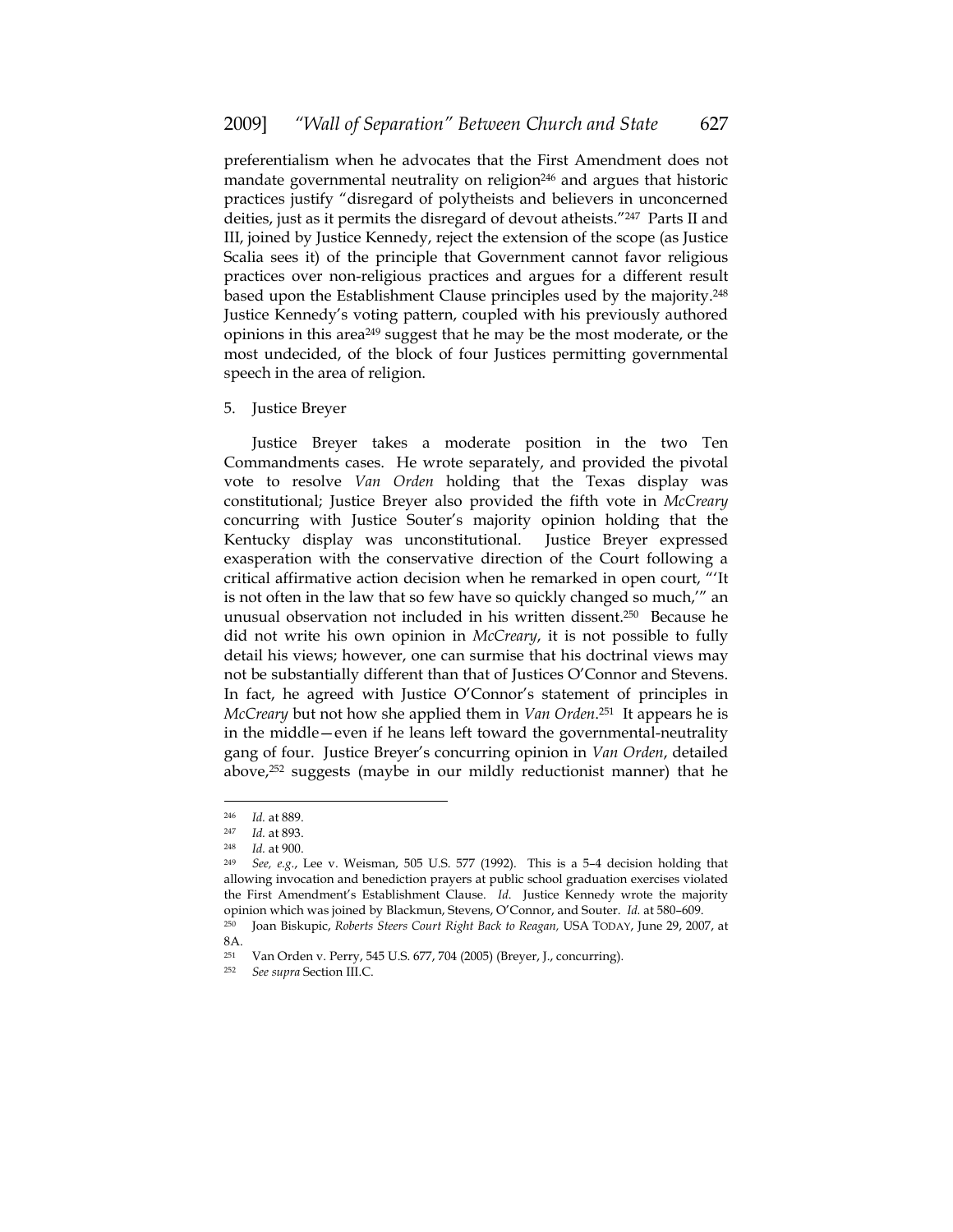preferentialism when he advocates that the First Amendment does not mandate governmental neutrality on religion[246] and argues that historic practices justify "disregard of polytheists and believers in unconcerned deities, just as it permits the disregard of devout atheists."[247] Parts II and III, joined by Justice Kennedy, reject the extension of the scope (as Justice Scalia sees it) of the principle that Government cannot favor religious practices over non-religious practices and argues for a different result based upon the Establishment Clause principles used by the majority.[248] Justice Kennedy's voting pattern, coupled with his previously authored opinions in this area[249] suggest that he may be the most moderate, or the most undecided, of the block of four Justices permitting governmental speech in the area of religion.

5. Justice Breyer

Justice Breyer takes a moderate position in the two Ten Commandments cases. He wrote separately, and provided the pivotal vote to resolve *Van Orden* holding that the Texas display was constitutional; Justice Breyer also provided the fifth vote in *McCreary* concurring with Justice Souter's majority opinion holding that the Kentucky display was unconstitutional. Justice Breyer expressed exasperation with the conservative direction of the Court following a critical affirmative action decision when he remarked in open court, "'It is not often in the law that so few have so quickly changed so much,'" an unusual observation not included in his written dissent.[250] Because he did not write his own opinion in *McCreary*, it is not possible to fully detail his views; however, one can surmise that his doctrinal views may not be substantially different than that of Justices O'Connor and Stevens. In fact, he agreed with Justice O'Connor's statement of principles in *McCreary* but not how she applied them in *Van Orden*.[251] It appears he is in the middle—even if he leans left toward the governmental-neutrality gang of four. Justice Breyer's concurring opinion in *Van Orden*, detailed above,[252] suggests (maybe in our mildly reductionist manner) that he

---

[246] *Id.* at 889.

[247] *Id.* at 893.

[248] *Id.* at 900.

[249] *See, e.g.*, Lee v. Weisman, 505 U.S. 577 (1992). This is a 5–4 decision holding that allowing invocation and benediction prayers at public school graduation exercises violated the First Amendment's Establishment Clause. *Id.* Justice Kennedy wrote the majority opinion which was joined by Blackmun, Stevens, O'Connor, and Souter. *Id.* at 580–609.

[250] Joan Biskupic, *Roberts Steers Court Right Back to Reagan,* USA TODAY, June 29, 2007, at 8A.

[251] Van Orden v. Perry, 545 U.S. 677, 704 (2005) (Breyer, J., concurring).

[252] *See supra* Section III.C.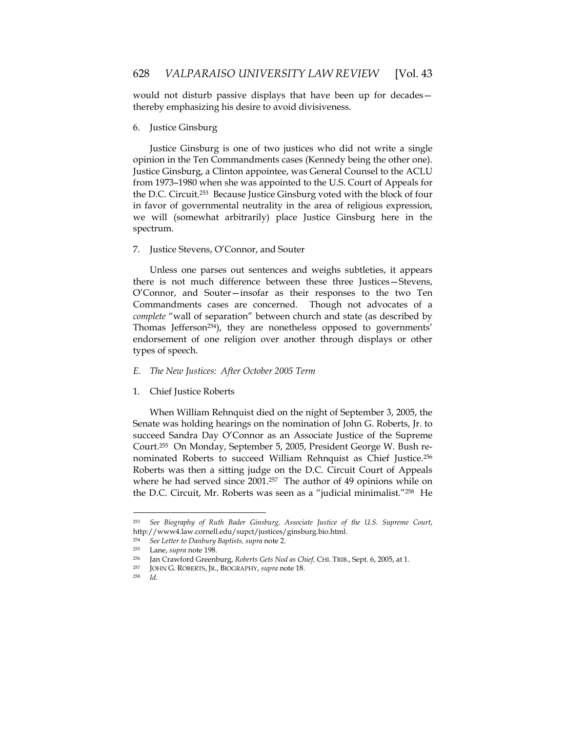would not disturb passive displays that have been up for decades—thereby emphasizing his desire to avoid divisiveness.

6. Justice Ginsburg

Justice Ginsburg is one of two justices who did not write a single opinion in the Ten Commandments cases (Kennedy being the other one). Justice Ginsburg, a Clinton appointee, was General Counsel to the ACLU from 1973–1980 when she was appointed to the U.S. Court of Appeals for the D.C. Circuit.[253] Because Justice Ginsburg voted with the block of four in favor of governmental neutrality in the area of religious expression, we will (somewhat arbitrarily) place Justice Ginsburg here in the spectrum.

7. Justice Stevens, O'Connor, and Souter

Unless one parses out sentences and weighs subtleties, it appears there is not much difference between these three Justices—Stevens, O'Connor, and Souter—insofar as their responses to the two Ten Commandments cases are concerned. Though not advocates of a *complete* "wall of separation" between church and state (as described by Thomas Jefferson[254]), they are nonetheless opposed to governments' endorsement of one religion over another through displays or other types of speech.

*E. The New Justices: After October 2005 Term*

1. Chief Justice Roberts

When William Rehnquist died on the night of September 3, 2005, the Senate was holding hearings on the nomination of John G. Roberts, Jr. to succeed Sandra Day O'Connor as an Associate Justice of the Supreme Court.[255] On Monday, September 5, 2005, President George W. Bush re-nominated Roberts to succeed William Rehnquist as Chief Justice.[256] Roberts was then a sitting judge on the D.C. Circuit Court of Appeals where he had served since 2001.[257] The author of 49 opinions while on the D.C. Circuit, Mr. Roberts was seen as a "judicial minimalist."[258] He

---

[253] *See Biography of Ruth Bader Ginsburg, Associate Justice of the U.S. Supreme Court*, http://www4.law.cornell.edu/supct/justices/ginsburg.bio.html.

[254] *See Letter to Danbury Baptists, supra* note 2.

[255] Lane, *supra* note 198.

[256] Jan Crawford Greenburg, *Roberts Gets Nod as Chief,* CHI. TRIB., Sept. 6, 2005, at 1.

[257] JOHN G. ROBERTS, JR., BIOGRAPHY, *supra* note 18.

[258] *Id.*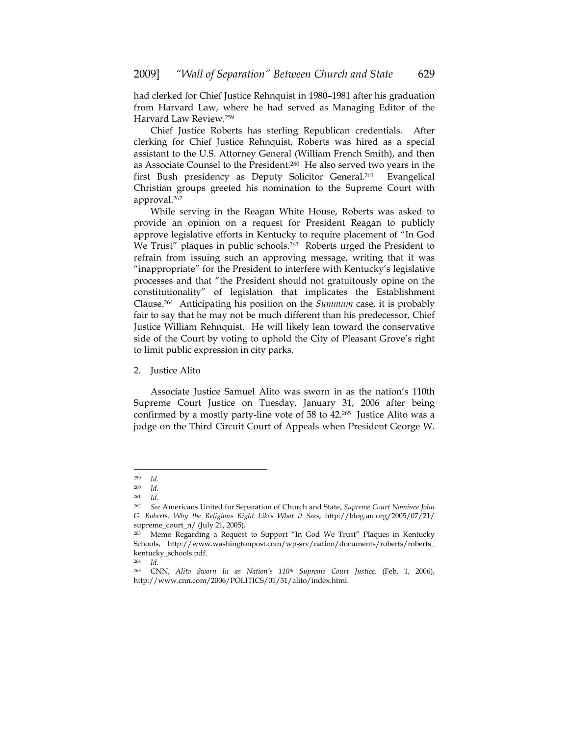had clerked for Chief Justice Rehnquist in 1980–1981 after his graduation from Harvard Law, where he had served as Managing Editor of the Harvard Law Review.[259]

Chief Justice Roberts has sterling Republican credentials. After clerking for Chief Justice Rehnquist, Roberts was hired as a special assistant to the U.S. Attorney General (William French Smith), and then as Associate Counsel to the President.[260] He also served two years in the first Bush presidency as Deputy Solicitor General.[261] Evangelical Christian groups greeted his nomination to the Supreme Court with approval.[262]

While serving in the Reagan White House, Roberts was asked to provide an opinion on a request for President Reagan to publicly approve legislative efforts in Kentucky to require placement of "In God We Trust" plaques in public schools.[263] Roberts urged the President to refrain from issuing such an approving message, writing that it was "inappropriate" for the President to interfere with Kentucky's legislative processes and that "the President should not gratuitously opine on the constitutionality" of legislation that implicates the Establishment Clause.[264] Anticipating his position on the *Summum* case, it is probably fair to say that he may not be much different than his predecessor, Chief Justice William Rehnquist. He will likely lean toward the conservative side of the Court by voting to uphold the City of Pleasant Grove's right to limit public expression in city parks.

2. Justice Alito

Associate Justice Samuel Alito was sworn in as the nation's 110th Supreme Court Justice on Tuesday, January 31, 2006 after being confirmed by a mostly party-line vote of 58 to 42.[265] Justice Alito was a judge on the Third Circuit Court of Appeals when President George W.

---

[259] *Id.*

[260] *Id.*

[261] *Id.*

[262] *See* Americans United for Separation of Church and State, *Supreme Court Nominee John G. Roberts: Why the Religious Right Likes What it Sees*, http://blog.au.org/2005/07/21/supreme_court_n/ (July 21, 2005).

[263] Memo Regarding a Request to Support "In God We Trust" Plaques in Kentucky Schools, http://www.washingtonpost.com/wp-srv/nation/documents/roberts/roberts_kentucky_schools.pdf.

[264] *Id.*

[265] CNN, *Alito Sworn In as Nation's 110th Supreme Court Justice,* (Feb. 1, 2006), http://www.cnn.com/2006/POLITICS/01/31/alito/index.html.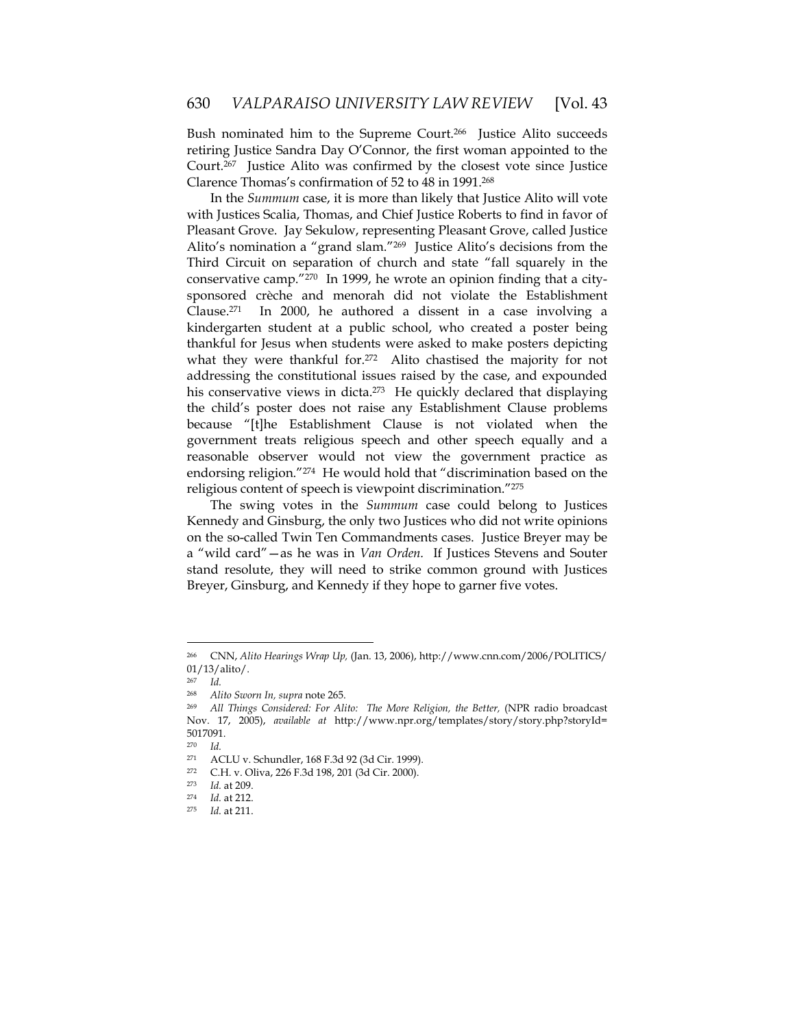Bush nominated him to the Supreme Court.[266] Justice Alito succeeds retiring Justice Sandra Day O'Connor, the first woman appointed to the Court.[267] Justice Alito was confirmed by the closest vote since Justice Clarence Thomas's confirmation of 52 to 48 in 1991.[268]

In the *Summum* case, it is more than likely that Justice Alito will vote with Justices Scalia, Thomas, and Chief Justice Roberts to find in favor of Pleasant Grove. Jay Sekulow, representing Pleasant Grove, called Justice Alito's nomination a "grand slam."[269] Justice Alito's decisions from the Third Circuit on separation of church and state "fall squarely in the conservative camp."[270] In 1999, he wrote an opinion finding that a city-sponsored crèche and menorah did not violate the Establishment Clause.[271] In 2000, he authored a dissent in a case involving a kindergarten student at a public school, who created a poster being thankful for Jesus when students were asked to make posters depicting what they were thankful for.[272] Alito chastised the majority for not addressing the constitutional issues raised by the case, and expounded his conservative views in dicta.[273] He quickly declared that displaying the child's poster does not raise any Establishment Clause problems because "[t]he Establishment Clause is not violated when the government treats religious speech and other speech equally and a reasonable observer would not view the government practice as endorsing religion."[274] He would hold that "discrimination based on the religious content of speech is viewpoint discrimination."[275]

The swing votes in the *Summum* case could belong to Justices Kennedy and Ginsburg, the only two Justices who did not write opinions on the so-called Twin Ten Commandments cases. Justice Breyer may be a "wild card"—as he was in *Van Orden*. If Justices Stevens and Souter stand resolute, they will need to strike common ground with Justices Breyer, Ginsburg, and Kennedy if they hope to garner five votes.

---

[266] CNN, *Alito Hearings Wrap Up,* (Jan. 13, 2006), http://www.cnn.com/2006/POLITICS/01/13/alito/.

[267] *Id.*

[268] *Alito Sworn In, supra* note 265.

[269] *All Things Considered: For Alito: The More Religion, the Better,* (NPR radio broadcast Nov. 17, 2005), *available at* http://www.npr.org/templates/story/story.php?storyId=5017091.

[270] *Id.*

[271] ACLU v. Schundler, 168 F.3d 92 (3d Cir. 1999).

[272] C.H. v. Oliva, 226 F.3d 198, 201 (3d Cir. 2000).

[273] *Id.* at 209.

[274] *Id.* at 212.

[275] *Id.* at 211.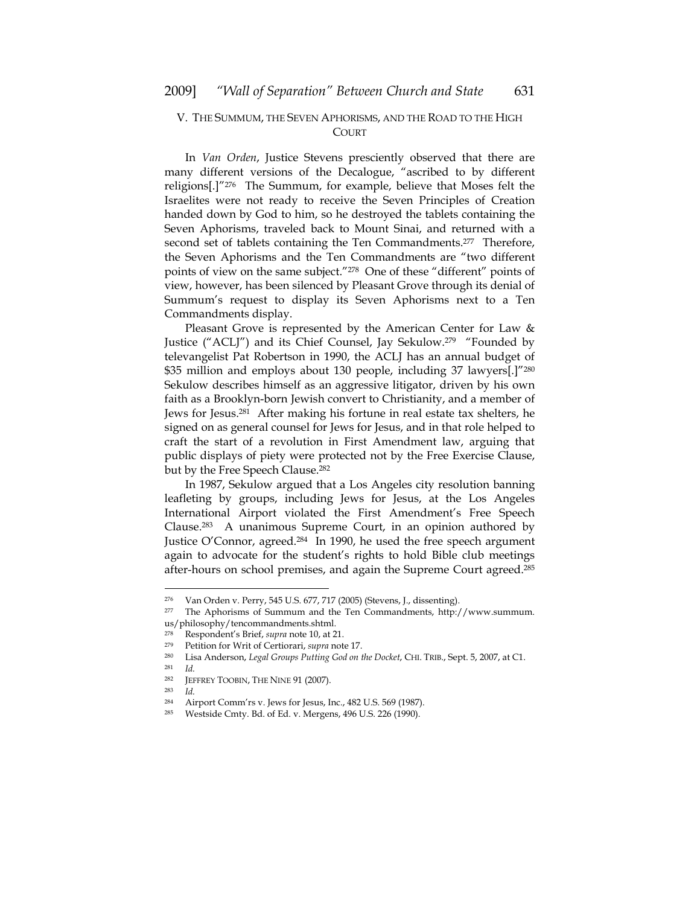## V. THE SUMMUM, THE SEVEN APHORISMS, AND THE ROAD TO THE HIGH COURT

In *Van Orden*, Justice Stevens presciently observed that there are many different versions of the Decalogue, "ascribed to by different religions[.]"[276] The Summum, for example, believe that Moses felt the Israelites were not ready to receive the Seven Principles of Creation handed down by God to him, so he destroyed the tablets containing the Seven Aphorisms, traveled back to Mount Sinai, and returned with a second set of tablets containing the Ten Commandments.[277] Therefore, the Seven Aphorisms and the Ten Commandments are "two different points of view on the same subject."[278] One of these "different" points of view, however, has been silenced by Pleasant Grove through its denial of Summum's request to display its Seven Aphorisms next to a Ten Commandments display.

Pleasant Grove is represented by the American Center for Law & Justice ("ACLJ") and its Chief Counsel, Jay Sekulow.[279] "Founded by televangelist Pat Robertson in 1990, the ACLJ has an annual budget of $35 million and employs about 130 people, including 37 lawyers[.]"[280] Sekulow describes himself as an aggressive litigator, driven by his own faith as a Brooklyn-born Jewish convert to Christianity, and a member of Jews for Jesus.[281] After making his fortune in real estate tax shelters, he signed on as general counsel for Jews for Jesus, and in that role helped to craft the start of a revolution in First Amendment law, arguing that public displays of piety were protected not by the Free Exercise Clause, but by the Free Speech Clause.[282]

In 1987, Sekulow argued that a Los Angeles city resolution banning leafleting by groups, including Jews for Jesus, at the Los Angeles International Airport violated the First Amendment's Free Speech Clause.[283] A unanimous Supreme Court, in an opinion authored by Justice O'Connor, agreed.[284] In 1990, he used the free speech argument again to advocate for the student's rights to hold Bible club meetings after-hours on school premises, and again the Supreme Court agreed.[285]

---

[276] Van Orden v. Perry, 545 U.S. 677, 717 (2005) (Stevens, J., dissenting).

[277] The Aphorisms of Summum and the Ten Commandments, http://www.summum.us/philosophy/tencommandments.shtml.

[278] Respondent's Brief, *supra* note 10, at 21.

[279] Petition for Writ of Certiorari, *supra* note 17.

[280] Lisa Anderson, *Legal Groups Putting God on the Docket*, CHI. TRIB., Sept. 5, 2007, at C1.

[281] *Id.*

[282] JEFFREY TOOBIN, THE NINE 91 (2007).

[283] *Id.*

[284] Airport Comm'rs v. Jews for Jesus, Inc., 482 U.S. 569 (1987).

[285] Westside Cmty. Bd. of Ed. v. Mergens, 496 U.S. 226 (1990).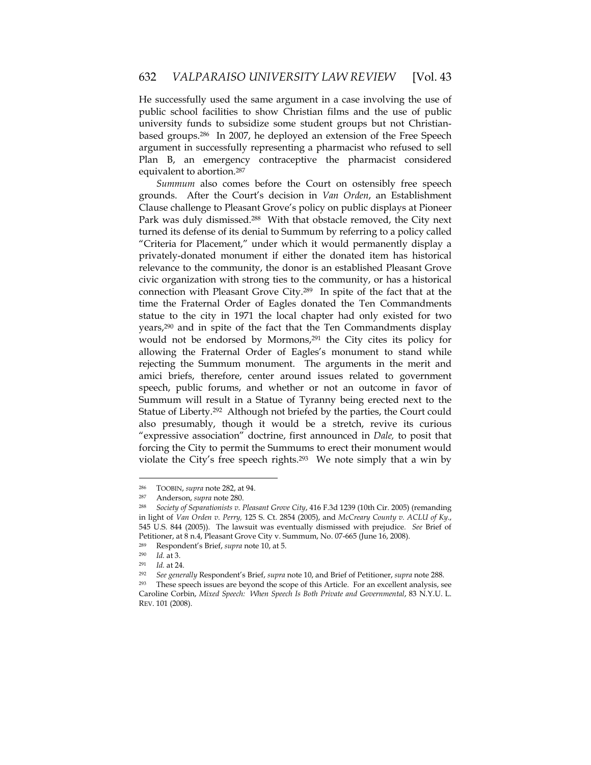He successfully used the same argument in a case involving the use of public school facilities to show Christian films and the use of public university funds to subsidize some student groups but not Christian-based groups.[286] In 2007, he deployed an extension of the Free Speech argument in successfully representing a pharmacist who refused to sell Plan B, an emergency contraceptive the pharmacist considered equivalent to abortion.[287]

*Summum* also comes before the Court on ostensibly free speech grounds. After the Court's decision in *Van Orden*, an Establishment Clause challenge to Pleasant Grove's policy on public displays at Pioneer Park was duly dismissed.[288] With that obstacle removed, the City next turned its defense of its denial to Summum by referring to a policy called "Criteria for Placement," under which it would permanently display a privately-donated monument if either the donated item has historical relevance to the community, the donor is an established Pleasant Grove civic organization with strong ties to the community, or has a historical connection with Pleasant Grove City.[289] In spite of the fact that at the time the Fraternal Order of Eagles donated the Ten Commandments statue to the city in 1971 the local chapter had only existed for two years,[290] and in spite of the fact that the Ten Commandments display would not be endorsed by Mormons,[291] the City cites its policy for allowing the Fraternal Order of Eagles's monument to stand while rejecting the Summum monument. The arguments in the merit and amici briefs, therefore, center around issues related to government speech, public forums, and whether or not an outcome in favor of Summum will result in a Statue of Tyranny being erected next to the Statue of Liberty.[292] Although not briefed by the parties, the Court could also presumably, though it would be a stretch, revive its curious "expressive association" doctrine, first announced in *Dale,* to posit that forcing the City to permit the Summums to erect their monument would violate the City's free speech rights.[293] We note simply that a win by

---

[286] TOOBIN, *supra* note 282, at 94.

[287] Anderson, *supra* note 280.

[288] *Society of Separationists v. Pleasant Grove City*, 416 F.3d 1239 (10th Cir. 2005) (remanding in light of *Van Orden v. Perry,* 125 S. Ct. 2854 (2005), and *McCreary County v. ACLU of Ky.*, 545 U.S. 844 (2005)). The lawsuit was eventually dismissed with prejudice. *See* Brief of Petitioner, at 8 n.4, Pleasant Grove City v. Summum, No. 07-665 (June 16, 2008).

[289] Respondent's Brief, *supra* note 10, at 5.

[290] *Id.* at 3.

[291] *Id.* at 24.

[292] *See generally* Respondent's Brief, *supra* note 10, and Brief of Petitioner, *supra* note 288.

[293] These speech issues are beyond the scope of this Article. For an excellent analysis, see Caroline Corbin, *Mixed Speech: When Speech Is Both Private and Governmental*, 83 N.Y.U. L. REV. 101 (2008).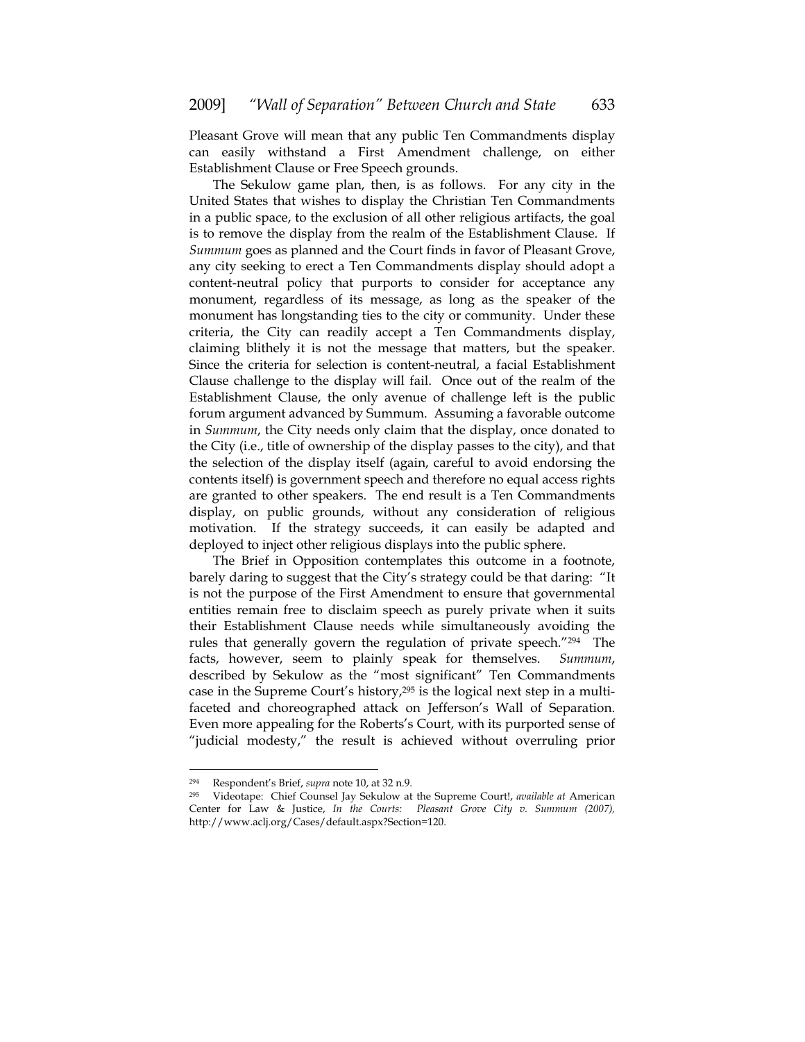Pleasant Grove will mean that any public Ten Commandments display can easily withstand a First Amendment challenge, on either Establishment Clause or Free Speech grounds.

The Sekulow game plan, then, is as follows. For any city in the United States that wishes to display the Christian Ten Commandments in a public space, to the exclusion of all other religious artifacts, the goal is to remove the display from the realm of the Establishment Clause. If *Summum* goes as planned and the Court finds in favor of Pleasant Grove, any city seeking to erect a Ten Commandments display should adopt a content-neutral policy that purports to consider for acceptance any monument, regardless of its message, as long as the speaker of the monument has longstanding ties to the city or community. Under these criteria, the City can readily accept a Ten Commandments display, claiming blithely it is not the message that matters, but the speaker. Since the criteria for selection is content-neutral, a facial Establishment Clause challenge to the display will fail. Once out of the realm of the Establishment Clause, the only avenue of challenge left is the public forum argument advanced by Summum. Assuming a favorable outcome in *Summum*, the City needs only claim that the display, once donated to the City (i.e., title of ownership of the display passes to the city), and that the selection of the display itself (again, careful to avoid endorsing the contents itself) is government speech and therefore no equal access rights are granted to other speakers. The end result is a Ten Commandments display, on public grounds, without any consideration of religious motivation. If the strategy succeeds, it can easily be adapted and deployed to inject other religious displays into the public sphere.

The Brief in Opposition contemplates this outcome in a footnote, barely daring to suggest that the City's strategy could be that daring: "It is not the purpose of the First Amendment to ensure that governmental entities remain free to disclaim speech as purely private when it suits their Establishment Clause needs while simultaneously avoiding the rules that generally govern the regulation of private speech."[294] The facts, however, seem to plainly speak for themselves. *Summum*, described by Sekulow as the "most significant" Ten Commandments case in the Supreme Court's history,[295] is the logical next step in a multi-faceted and choreographed attack on Jefferson's Wall of Separation. Even more appealing for the Roberts's Court, with its purported sense of "judicial modesty," the result is achieved without overruling prior

---

[294] Respondent's Brief, *supra* note 10, at 32 n.9.

[295] Videotape: Chief Counsel Jay Sekulow at the Supreme Court!, *available at* American Center for Law & Justice, *In the Courts: Pleasant Grove City v. Summum (2007),* http://www.aclj.org/Cases/default.aspx?Section=120.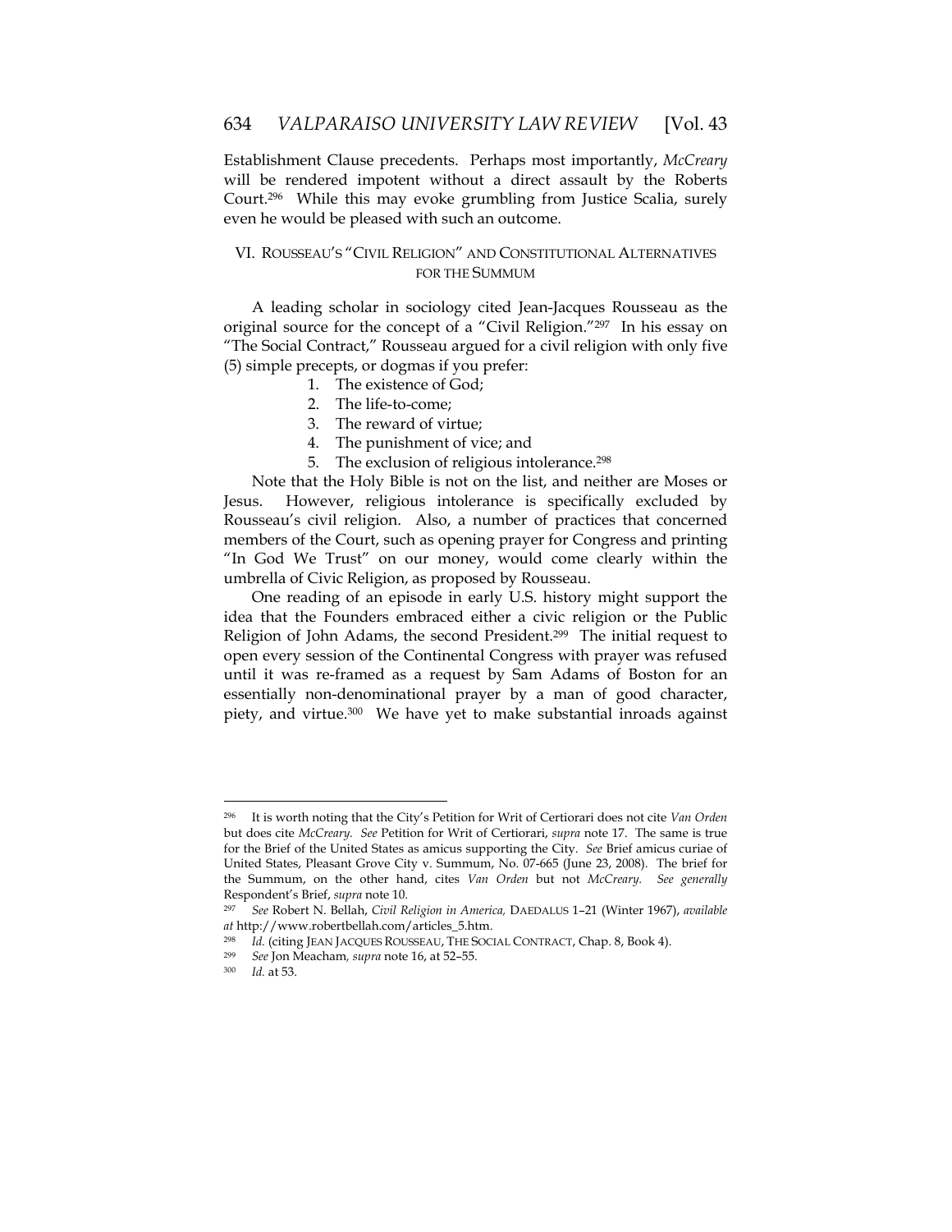Establishment Clause precedents. Perhaps most importantly, *McCreary* will be rendered impotent without a direct assault by the Roberts Court.[296] While this may evoke grumbling from Justice Scalia, surely even he would be pleased with such an outcome.

## VI. ROUSSEAU'S "CIVIL RELIGION" AND CONSTITUTIONAL ALTERNATIVES FOR THE SUMMUM

A leading scholar in sociology cited Jean-Jacques Rousseau as the original source for the concept of a "Civil Religion."[297] In his essay on "The Social Contract," Rousseau argued for a civil religion with only five (5) simple precepts, or dogmas if you prefer:

1. The existence of God;
2. The life-to-come;
3. The reward of virtue;
4. The punishment of vice; and
5. The exclusion of religious intolerance.[298]

Note that the Holy Bible is not on the list, and neither are Moses or Jesus. However, religious intolerance is specifically excluded by Rousseau's civil religion. Also, a number of practices that concerned members of the Court, such as opening prayer for Congress and printing "In God We Trust" on our money, would come clearly within the umbrella of Civic Religion, as proposed by Rousseau.

One reading of an episode in early U.S. history might support the idea that the Founders embraced either a civic religion or the Public Religion of John Adams, the second President.[299] The initial request to open every session of the Continental Congress with prayer was refused until it was re-framed as a request by Sam Adams of Boston for an essentially non-denominational prayer by a man of good character, piety, and virtue.[300] We have yet to make substantial inroads against

---

[296] It is worth noting that the City's Petition for Writ of Certiorari does not cite *Van Orden* but does cite *McCreary*. *See* Petition for Writ of Certiorari, *supra* note 17. The same is true for the Brief of the United States as amicus supporting the City. *See* Brief amicus curiae of United States, Pleasant Grove City v. Summum, No. 07-665 (June 23, 2008). The brief for the Summum, on the other hand, cites *Van Orden* but not *McCreary*. *See generally* Respondent's Brief, *supra* note 10.

[297] *See* Robert N. Bellah, *Civil Religion in America,* DAEDALUS 1–21 (Winter 1967), *available at* http://www.robertbellah.com/articles_5.htm.

[298] *Id.* (citing JEAN JACQUES ROUSSEAU, THE SOCIAL CONTRACT, Chap. 8, Book 4).

[299] *See* Jon Meacham*, supra* note 16, at 52–55.

[300] *Id.* at 53.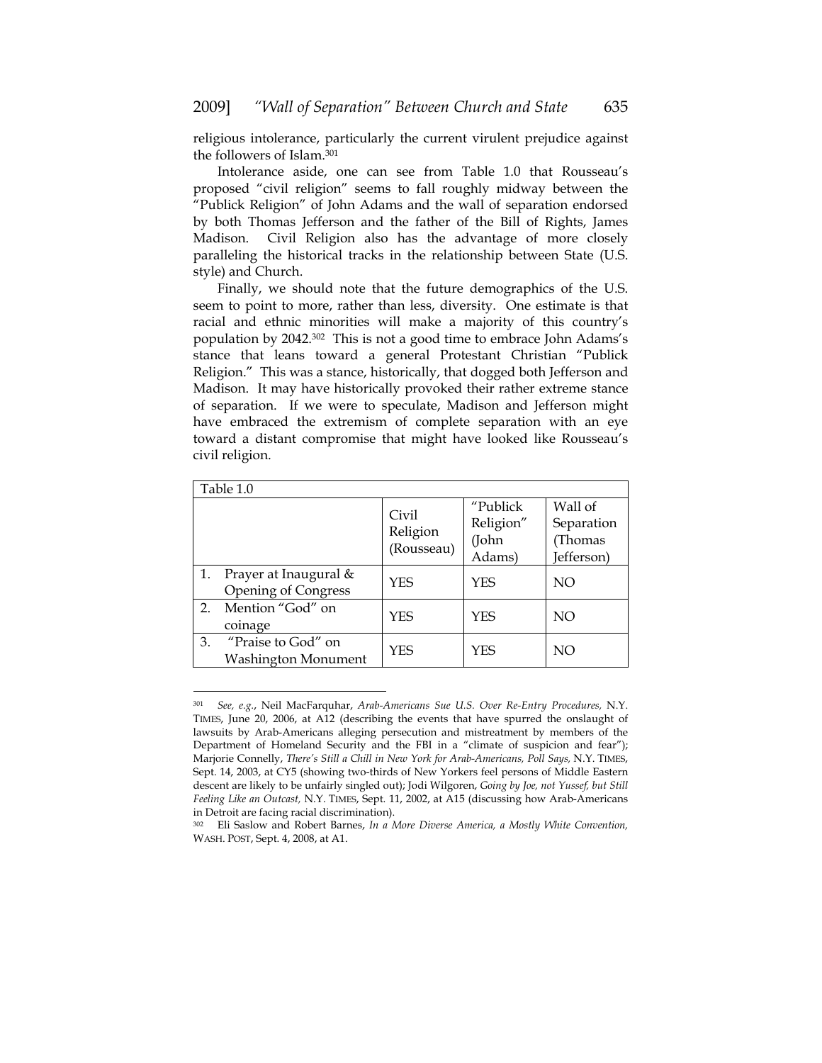religious intolerance, particularly the current virulent prejudice against the followers of Islam.[301]

Intolerance aside, one can see from Table 1.0 that Rousseau's proposed "civil religion" seems to fall roughly midway between the "Publick Religion" of John Adams and the wall of separation endorsed by both Thomas Jefferson and the father of the Bill of Rights, James Madison. Civil Religion also has the advantage of more closely paralleling the historical tracks in the relationship between State (U.S. style) and Church.

Finally, we should note that the future demographics of the U.S. seem to point to more, rather than less, diversity. One estimate is that racial and ethnic minorities will make a majority of this country's population by 2042.[302] This is not a good time to embrace John Adams's stance that leans toward a general Protestant Christian "Publick Religion." This was a stance, historically, that dogged both Jefferson and Madison. It may have historically provoked their rather extreme stance of separation. If we were to speculate, Madison and Jefferson might have embraced the extremism of complete separation with an eye toward a distant compromise that might have looked like Rousseau's civil religion.

Table 1.0

| | Civil Religion (Rousseau) | "Publick Religion" (John Adams) | Wall of Separation (Thomas Jefferson) |
|---|---|---|---|
| 1. Prayer at Inaugural & Opening of Congress | YES | YES | NO |
| 2. Mention "God" on coinage | YES | YES | NO |
| 3. "Praise to God" on Washington Monument | YES | YES | NO |

---

[301] *See, e.g.*, Neil MacFarquhar, *Arab-Americans Sue U.S. Over Re-Entry Procedures,* N.Y. TIMES, June 20, 2006, at A12 (describing the events that have spurred the onslaught of lawsuits by Arab-Americans alleging persecution and mistreatment by members of the Department of Homeland Security and the FBI in a "climate of suspicion and fear"); Marjorie Connelly, *There's Still a Chill in New York for Arab-Americans, Poll Says,* N.Y. TIMES, Sept. 14, 2003, at CY5 (showing two-thirds of New Yorkers feel persons of Middle Eastern descent are likely to be unfairly singled out); Jodi Wilgoren, *Going by Joe, not Yussef, but Still Feeling Like an Outcast,* N.Y. TIMES, Sept. 11, 2002, at A15 (discussing how Arab-Americans in Detroit are facing racial discrimination).

[302] Eli Saslow and Robert Barnes, *In a More Diverse America, a Mostly White Convention,* WASH. POST, Sept. 4, 2008, at A1.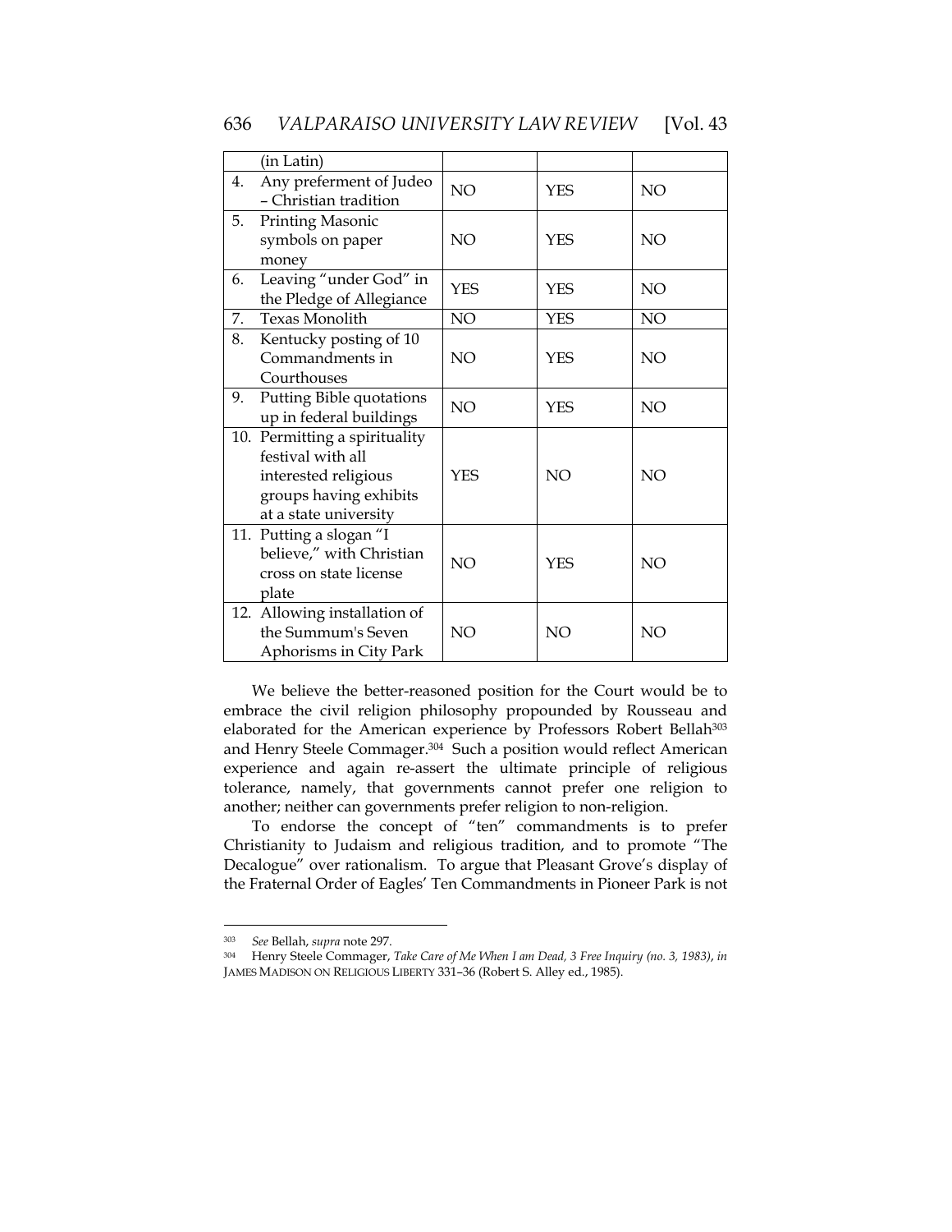| | | | |
|---|---|---|---|
| (in Latin) | | | |
| 4. Any preferment of Judeo – Christian tradition | NO | YES | NO |
| 5. Printing Masonic symbols on paper money | NO | YES | NO |
| 6. Leaving "under God" in the Pledge of Allegiance | YES | YES | NO |
| 7. Texas Monolith | NO | YES | NO |
| 8. Kentucky posting of 10 Commandments in Courthouses | NO | YES | NO |
| 9. Putting Bible quotations up in federal buildings | NO | YES | NO |
| 10. Permitting a spirituality festival with all interested religious groups having exhibits at a state university | YES | NO | NO |
| 11. Putting a slogan "I believe," with Christian cross on state license plate | NO | YES | NO |
| 12. Allowing installation of the Summum's Seven Aphorisms in City Park | NO | NO | NO |

We believe the better-reasoned position for the Court would be to embrace the civil religion philosophy propounded by Rousseau and elaborated for the American experience by Professors Robert Bellah[303] and Henry Steele Commager.[304] Such a position would reflect American experience and again re-assert the ultimate principle of religious tolerance, namely, that governments cannot prefer one religion to another; neither can governments prefer religion to non-religion.

To endorse the concept of "ten" commandments is to prefer Christianity to Judaism and religious tradition, and to promote "The Decalogue" over rationalism. To argue that Pleasant Grove's display of the Fraternal Order of Eagles' Ten Commandments in Pioneer Park is not

---

[303] *See* Bellah, *supra* note 297.

[304] Henry Steele Commager, *Take Care of Me When I am Dead, 3 Free Inquiry (no. 3, 1983)*, *in* JAMES MADISON ON RELIGIOUS LIBERTY 331–36 (Robert S. Alley ed., 1985).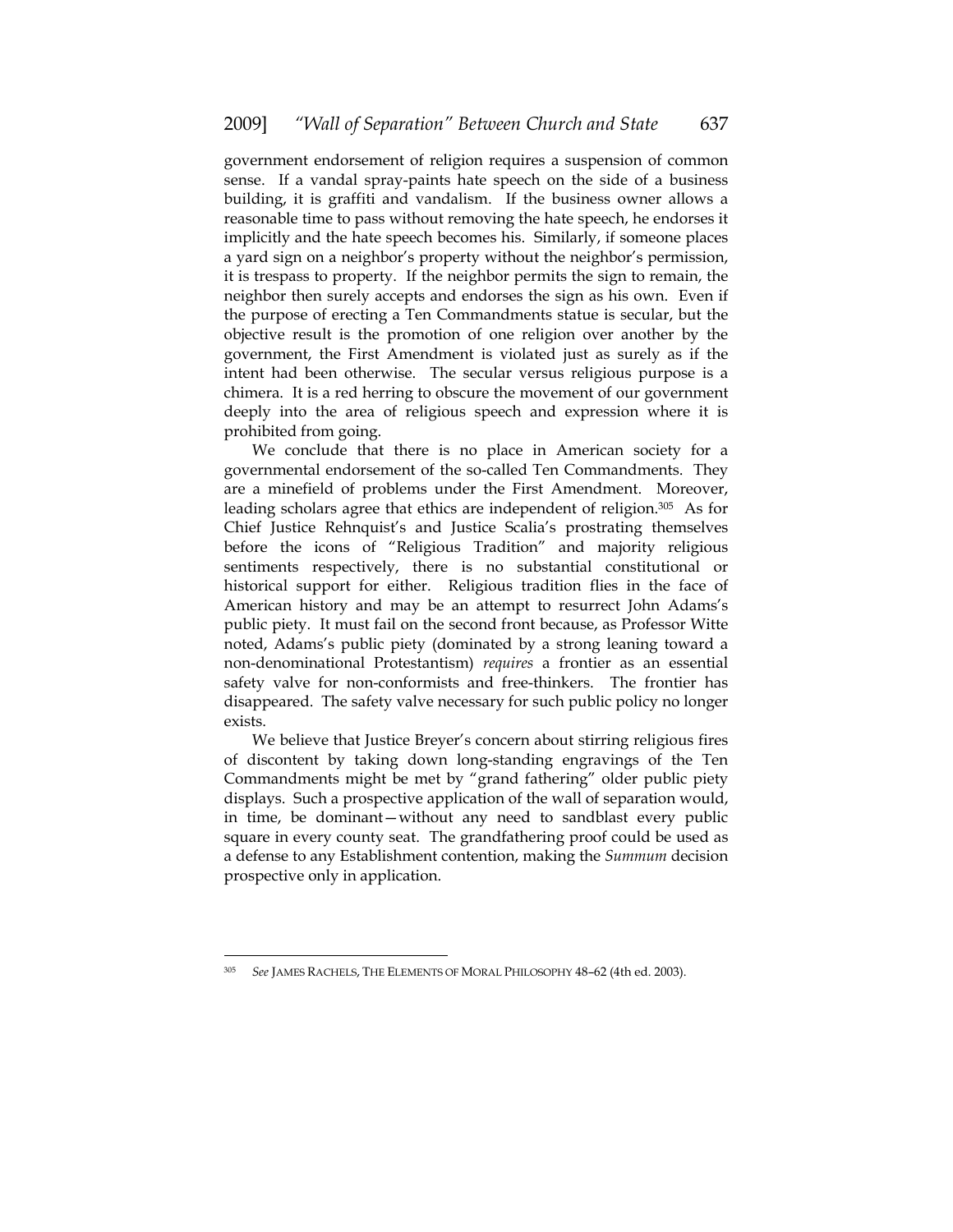government endorsement of religion requires a suspension of common sense. If a vandal spray-paints hate speech on the side of a business building, it is graffiti and vandalism. If the business owner allows a reasonable time to pass without removing the hate speech, he endorses it implicitly and the hate speech becomes his. Similarly, if someone places a yard sign on a neighbor's property without the neighbor's permission, it is trespass to property. If the neighbor permits the sign to remain, the neighbor then surely accepts and endorses the sign as his own. Even if the purpose of erecting a Ten Commandments statue is secular, but the objective result is the promotion of one religion over another by the government, the First Amendment is violated just as surely as if the intent had been otherwise. The secular versus religious purpose is a chimera. It is a red herring to obscure the movement of our government deeply into the area of religious speech and expression where it is prohibited from going.

We conclude that there is no place in American society for a governmental endorsement of the so-called Ten Commandments. They are a minefield of problems under the First Amendment. Moreover, leading scholars agree that ethics are independent of religion.[305] As for Chief Justice Rehnquist's and Justice Scalia's prostrating themselves before the icons of "Religious Tradition" and majority religious sentiments respectively, there is no substantial constitutional or historical support for either. Religious tradition flies in the face of American history and may be an attempt to resurrect John Adams's public piety. It must fail on the second front because, as Professor Witte noted, Adams's public piety (dominated by a strong leaning toward a non-denominational Protestantism) *requires* a frontier as an essential safety valve for non-conformists and free-thinkers. The frontier has disappeared. The safety valve necessary for such public policy no longer exists.

We believe that Justice Breyer's concern about stirring religious fires of discontent by taking down long-standing engravings of the Ten Commandments might be met by "grand fathering" older public piety displays. Such a prospective application of the wall of separation would, in time, be dominant—without any need to sandblast every public square in every county seat. The grandfathering proof could be used as a defense to any Establishment contention, making the *Summum* decision prospective only in application.

---

[305] *See* JAMES RACHELS, THE ELEMENTS OF MORAL PHILOSOPHY 48–62 (4th ed. 2003).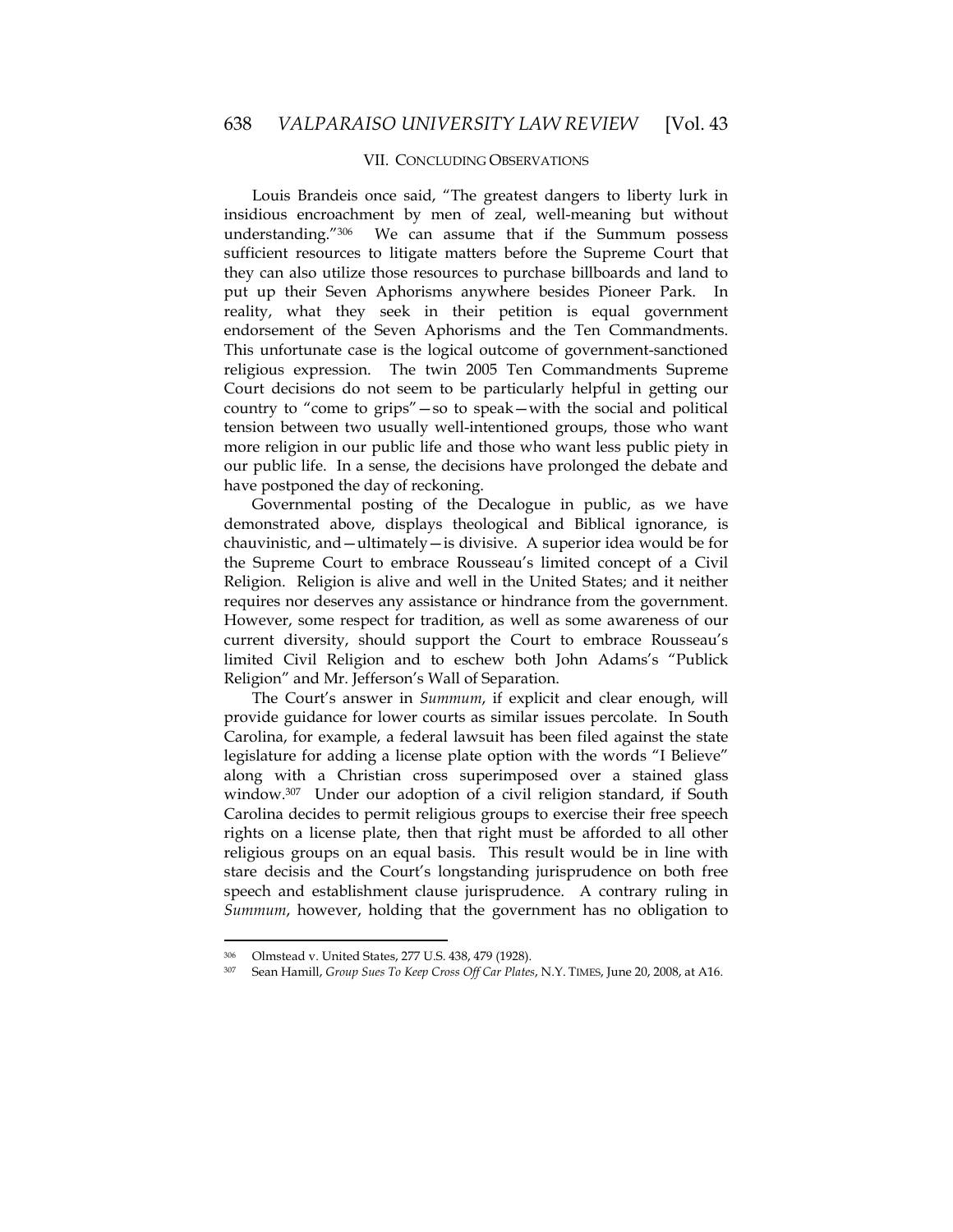## VII. CONCLUDING OBSERVATIONS

Louis Brandeis once said, "The greatest dangers to liberty lurk in insidious encroachment by men of zeal, well-meaning but without understanding."[306] We can assume that if the Summum possess sufficient resources to litigate matters before the Supreme Court that they can also utilize those resources to purchase billboards and land to put up their Seven Aphorisms anywhere besides Pioneer Park. In reality, what they seek in their petition is equal government endorsement of the Seven Aphorisms and the Ten Commandments. This unfortunate case is the logical outcome of government-sanctioned religious expression. The twin 2005 Ten Commandments Supreme Court decisions do not seem to be particularly helpful in getting our country to "come to grips"—so to speak—with the social and political tension between two usually well-intentioned groups, those who want more religion in our public life and those who want less public piety in our public life. In a sense, the decisions have prolonged the debate and have postponed the day of reckoning.

Governmental posting of the Decalogue in public, as we have demonstrated above, displays theological and Biblical ignorance, is chauvinistic, and—ultimately—is divisive. A superior idea would be for the Supreme Court to embrace Rousseau's limited concept of a Civil Religion. Religion is alive and well in the United States; and it neither requires nor deserves any assistance or hindrance from the government. However, some respect for tradition, as well as some awareness of our current diversity, should support the Court to embrace Rousseau's limited Civil Religion and to eschew both John Adams's "Publick Religion" and Mr. Jefferson's Wall of Separation.

The Court's answer in *Summum*, if explicit and clear enough, will provide guidance for lower courts as similar issues percolate. In South Carolina, for example, a federal lawsuit has been filed against the state legislature for adding a license plate option with the words "I Believe" along with a Christian cross superimposed over a stained glass window.[307] Under our adoption of a civil religion standard, if South Carolina decides to permit religious groups to exercise their free speech rights on a license plate, then that right must be afforded to all other religious groups on an equal basis. This result would be in line with stare decisis and the Court's longstanding jurisprudence on both free speech and establishment clause jurisprudence. A contrary ruling in *Summum*, however, holding that the government has no obligation to

---

[306] Olmstead v. United States, 277 U.S. 438, 479 (1928).

[307] Sean Hamill, *Group Sues To Keep Cross Off Car Plates*, N.Y. TIMES, June 20, 2008, at A16.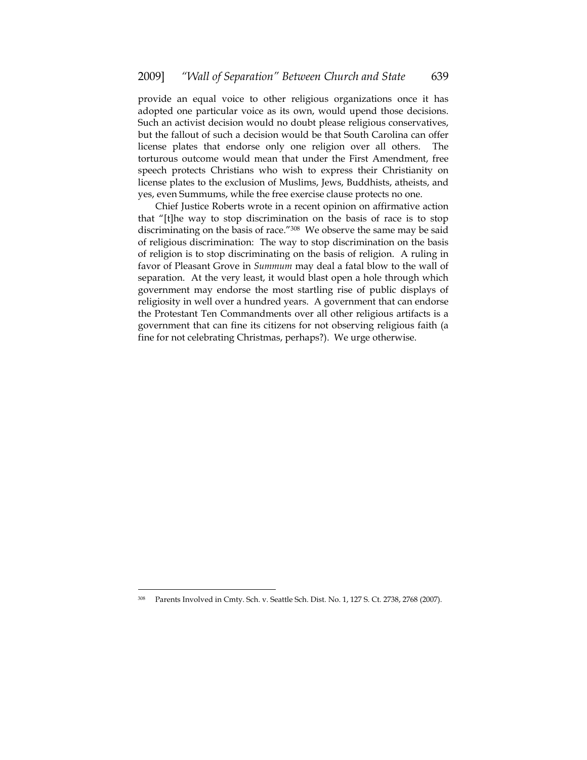provide an equal voice to other religious organizations once it has adopted one particular voice as its own, would upend those decisions. Such an activist decision would no doubt please religious conservatives, but the fallout of such a decision would be that South Carolina can offer license plates that endorse only one religion over all others. The torturous outcome would mean that under the First Amendment, free speech protects Christians who wish to express their Christianity on license plates to the exclusion of Muslims, Jews, Buddhists, atheists, and yes, even Summums, while the free exercise clause protects no one.

Chief Justice Roberts wrote in a recent opinion on affirmative action that "[t]he way to stop discrimination on the basis of race is to stop discriminating on the basis of race."[308] We observe the same may be said of religious discrimination: The way to stop discrimination on the basis of religion is to stop discriminating on the basis of religion. A ruling in favor of Pleasant Grove in *Summum* may deal a fatal blow to the wall of separation. At the very least, it would blast open a hole through which government may endorse the most startling rise of public displays of religiosity in well over a hundred years. A government that can endorse the Protestant Ten Commandments over all other religious artifacts is a government that can fine its citizens for not observing religious faith (a fine for not celebrating Christmas, perhaps?). We urge otherwise.

---

[308] Parents Involved in Cmty. Sch. v. Seattle Sch. Dist. No. 1, 127 S. Ct. 2738, 2768 (2007).